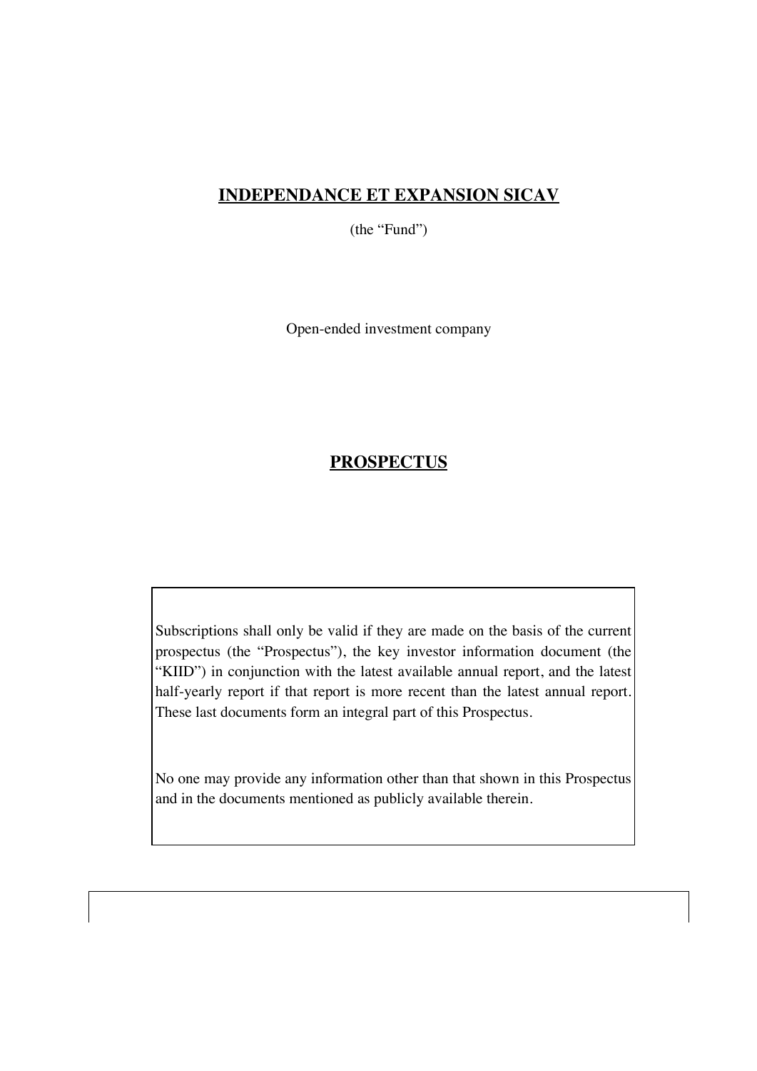# **INDEPENDANCE ET EXPANSION SICAV**

(the "Fund")

Open-ended investment company

# **PROSPECTUS**

Subscriptions shall only be valid if they are made on the basis of the current prospectus (the "Prospectus"), the key investor information document (the "KIID") in conjunction with the latest available annual report, and the latest half-yearly report if that report is more recent than the latest annual report. These last documents form an integral part of this Prospectus.

No one may provide any information other than that shown in this Prospectus and in the documents mentioned as publicly available therein.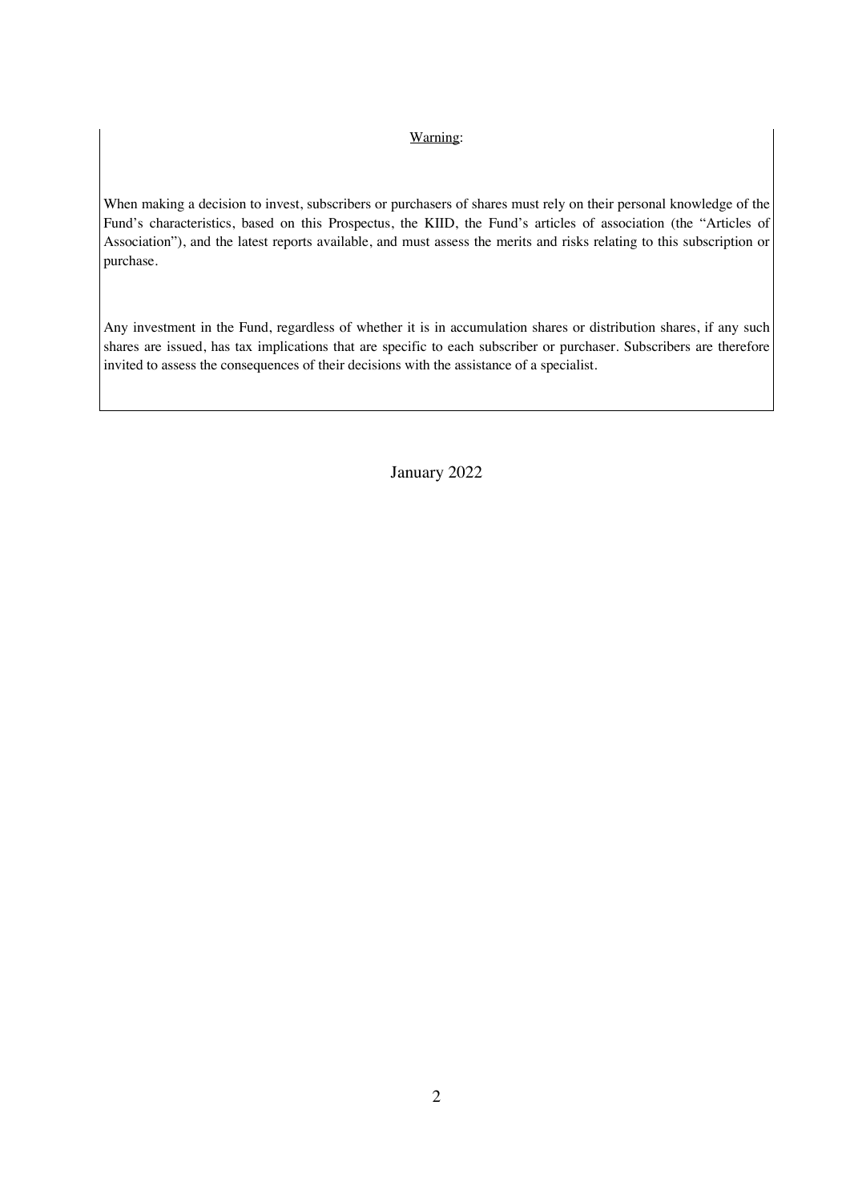<u>Warning</u>:

When making a decision to invest, subscribers or purchasers of shares must rely on their personal knowledge of the Fund's characteristics, based on this Prospectus, the KIID, the Fund's articles of association (the "Articles of Association"), and the latest reports available, and must assess the merits and risks relating to this subscription or purchase.

Any investment in the Fund, regardless of whether it is in accumulation shares or distribution shares, if any such shares are issued, has tax implications that are specific to each subscriber or purchaser. Subscribers are therefore invited to assess the consequences of their decisions with the assistance of a specialist.

January 2022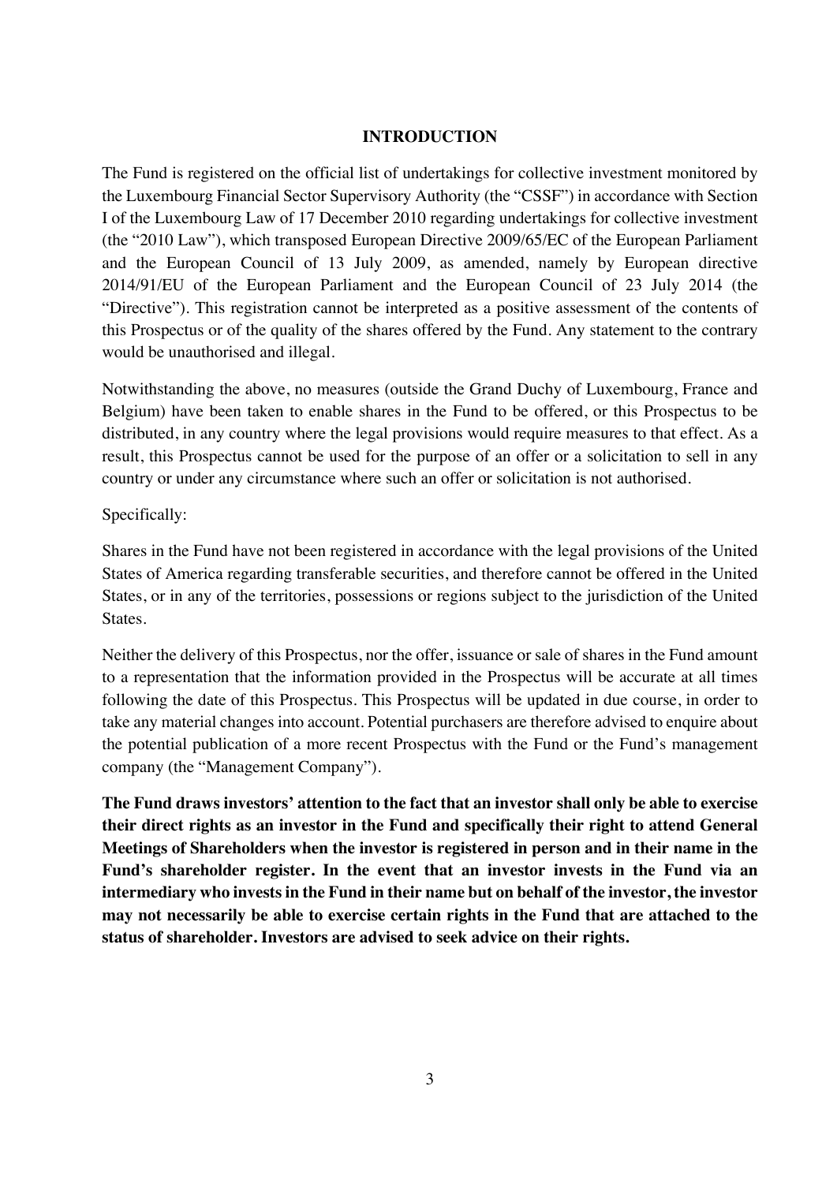# INTRODUCTION

The Fund is registered on the official list of undertakings for collective investment monitored by the Luxembourg Financial Sector Supervisory Authority (the "CSSF") in accordance with Section I of the Luxembourg Law of 17 December 2010 regarding undertakings for collective investment (the "2010 Law"), which transposed European Directive 2009/65/EC of the European Parliament and the European Council of 13 July 2009, as amended, namely by European directive 2014/91/EU of the European Parliament and the European Council of 23 July 2014 (the "Directive"). This registration cannot be interpreted as a positive assessment of the contents of this Prospectus or of the quality of the shares offered by the Fund. Any statement to the contrary would be unauthorised and illegal.

Notwithstanding the above, no measures (outside the Grand Duchy of Luxembourg, France and Belgium) have been taken to enable shares in the Fund to be offered, or this Prospectus to be distributed, in any country where the legal provisions would require measures to that effect. As a result, this Prospectus cannot be used for the purpose of an offer or a solicitation to sell in any country or under any circumstance where such an offer or solicitation is not authorised.

Specifically:

Shares in the Fund have not been registered in accordance with the legal provisions of the United States of America regarding transferable securities, and therefore cannot be offered in the United States, or in any of the territories, possessions or regions subject to the jurisdiction of the United States.

Neither the delivery of this Prospectus, nor the offer, issuance or sale of shares in the Fund amount to a representation that the information provided in the Prospectus will be accurate at all times following the date of this Prospectus. This Prospectus will be updated in due course, in order to take any material changes into account. Potential purchasers are therefore advised to enquire about the potential publication of a more recent Prospectus with the Fund or the Fund's management company (the "Management Company").

**The Fund draws investors' attention to the fact that an investor shall only be able to exercise their direct rights as an investor in the Fund and specifically their right to attend General Meetings of Shareholders when the investor is registered in person and in their name in the Fund's shareholder register. In the event that an investor invests in the Fund via an intermediary who invests in the Fund in their name but on behalf of the investor, the investor may not necessarily be able to exercise certain rights in the Fund that are attached to the status of shareholder. Investors are advised to seek advice on their rights.**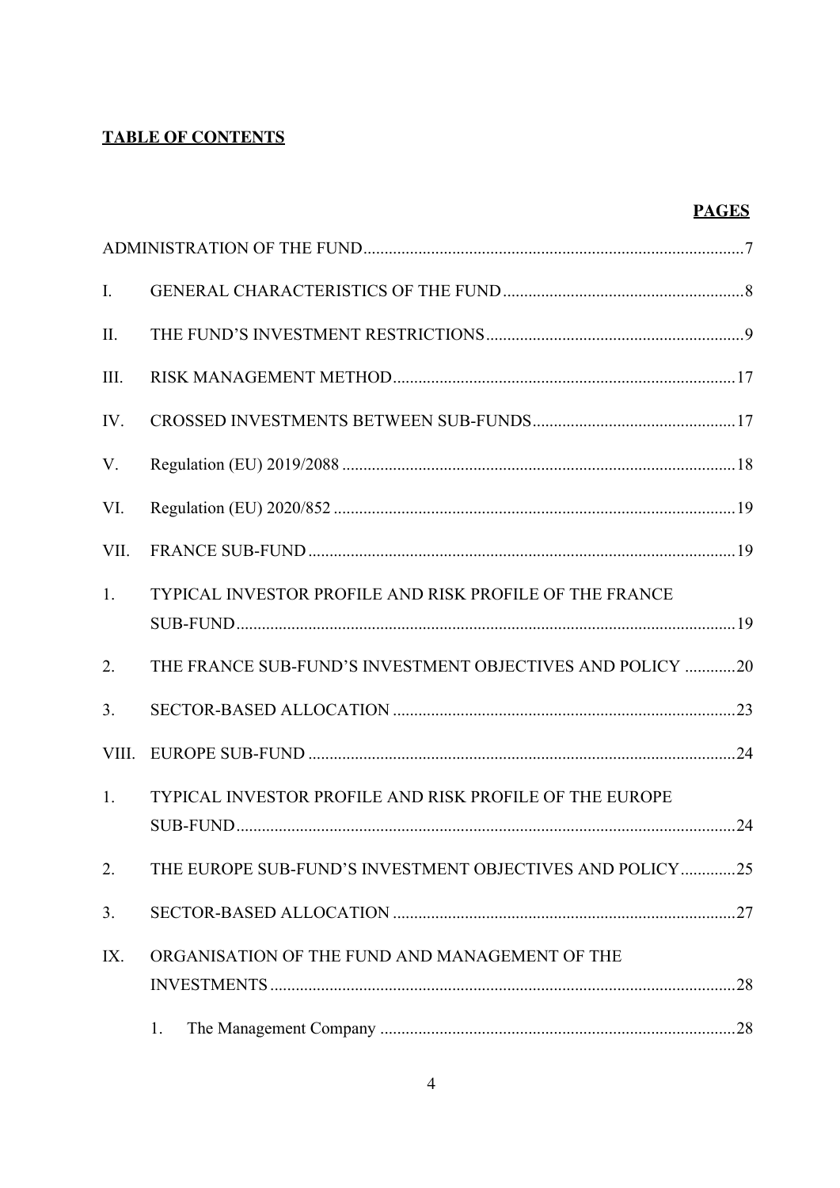**TABLE OF CONTENTS**

| | | **PAGES** |
|---|---|---|
| ADMINISTRATION OF THE FUND | | 7 |
| I. | GENERAL CHARACTERISTICS OF THE FUND | 8 |
| II. | THE FUND'S INVESTMENT RESTRICTIONS | 9 |
| III. | RISK MANAGEMENT METHOD | 17 |
| IV. | CROSSED INVESTMENTS BETWEEN SUB-FUNDS | 17 |
| V. | Regulation (EU) 2019/2088 | 18 |
| VI. | Regulation (EU) 2020/852 | 19 |
| VII. | FRANCE SUB-FUND | 19 |
| 1. | TYPICAL INVESTOR PROFILE AND RISK PROFILE OF THE FRANCE SUB-FUND | 19 |
| 2. | THE FRANCE SUB-FUND'S INVESTMENT OBJECTIVES AND POLICY | 20 |
| 3. | SECTOR-BASED ALLOCATION | 23 |
| VIII. | EUROPE SUB-FUND | 24 |
| 1. | TYPICAL INVESTOR PROFILE AND RISK PROFILE OF THE EUROPE SUB-FUND | 24 |
| 2. | THE EUROPE SUB-FUND'S INVESTMENT OBJECTIVES AND POLICY | 25 |
| 3. | SECTOR-BASED ALLOCATION | 27 |
| IX. | ORGANISATION OF THE FUND AND MANAGEMENT OF THE INVESTMENTS | 28 |
| | 1. The Management Company | 28 |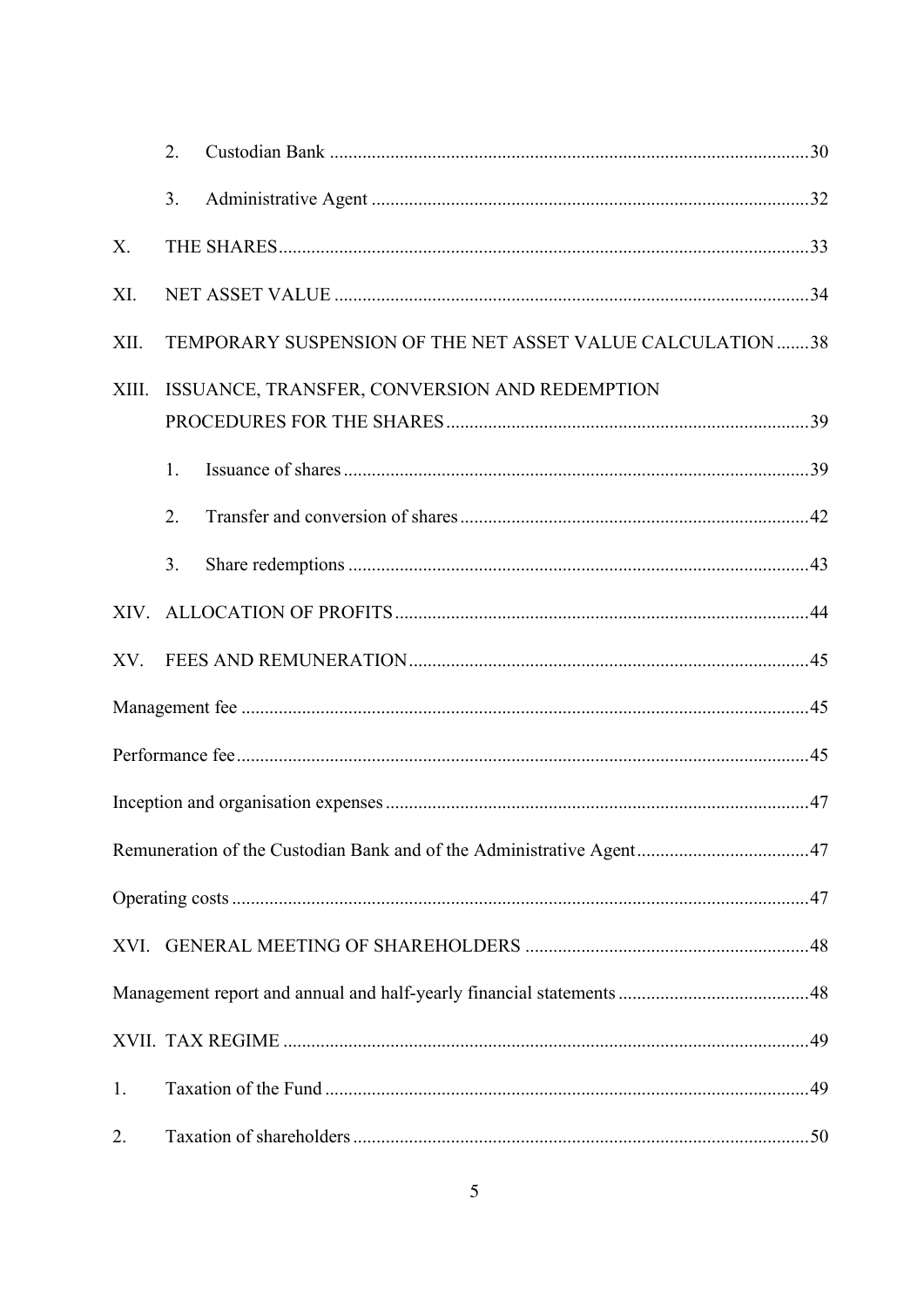2. Custodian Bank ....................................................................................................30

3. Administrative Agent ............................................................................................32

X. THE SHARES...............................................................................................................33

XI. NET ASSET VALUE ...................................................................................................34

XII. TEMPORARY SUSPENSION OF THE NET ASSET VALUE CALCULATION .......38

XIII. ISSUANCE, TRANSFER, CONVERSION AND REDEMPTION PROCEDURES FOR THE SHARES............................................................................39

1. Issuance of shares ..................................................................................................39

2. Transfer and conversion of shares .........................................................................42

3. Share redemptions .................................................................................................43

XIV. ALLOCATION OF PROFITS.......................................................................................44

XV. FEES AND REMUNERATION....................................................................................45

Management fee ...............................................................................................................45

Performance fee................................................................................................................45

Inception and organisation expenses.................................................................................47

Remuneration of the Custodian Bank and of the Administrative Agent.....................................47

Operating costs .................................................................................................................47

XVI. GENERAL MEETING OF SHAREHOLDERS ............................................................48

Management report and annual and half-yearly financial statements .........................................48

XVII. TAX REGIME ..............................................................................................................49

1. Taxation of the Fund ......................................................................................................49

2. Taxation of shareholders ................................................................................................50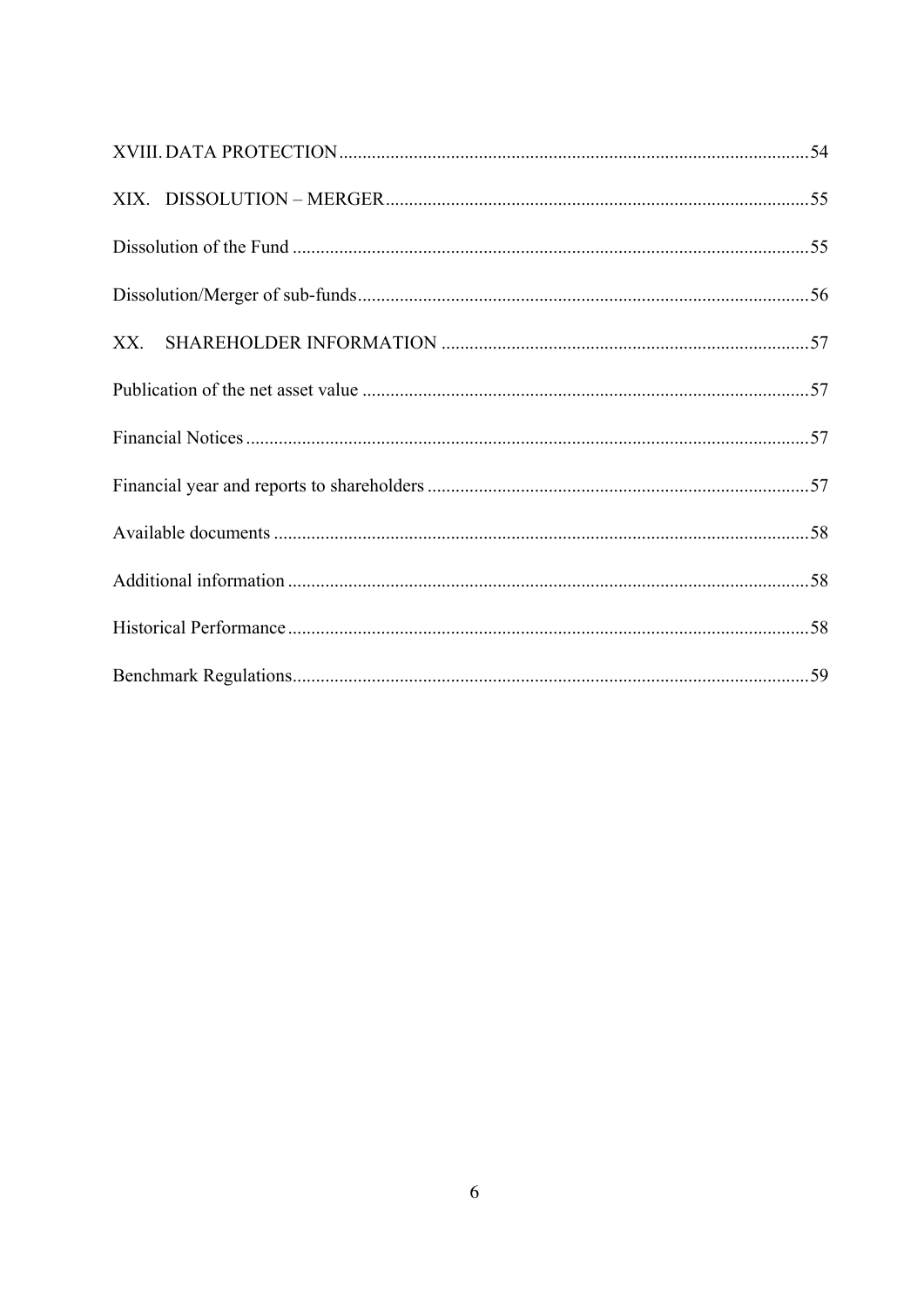XVIII. DATA PROTECTION .......................................................................................... 54

XIX. DISSOLUTION – MERGER ................................................................................. 55

Dissolution of the Fund ................................................................................................ 55

Dissolution/Merger of sub-funds .................................................................................. 56

XX. SHAREHOLDER INFORMATION ..................................................................... 57

Publication of the net asset value .................................................................................. 57

Financial Notices .......................................................................................................... 57

Financial year and reports to shareholders ................................................................... 57

Available documents ..................................................................................................... 58

Additional information .................................................................................................. 58

Historical Performance .................................................................................................. 58

Benchmark Regulations ................................................................................................. 59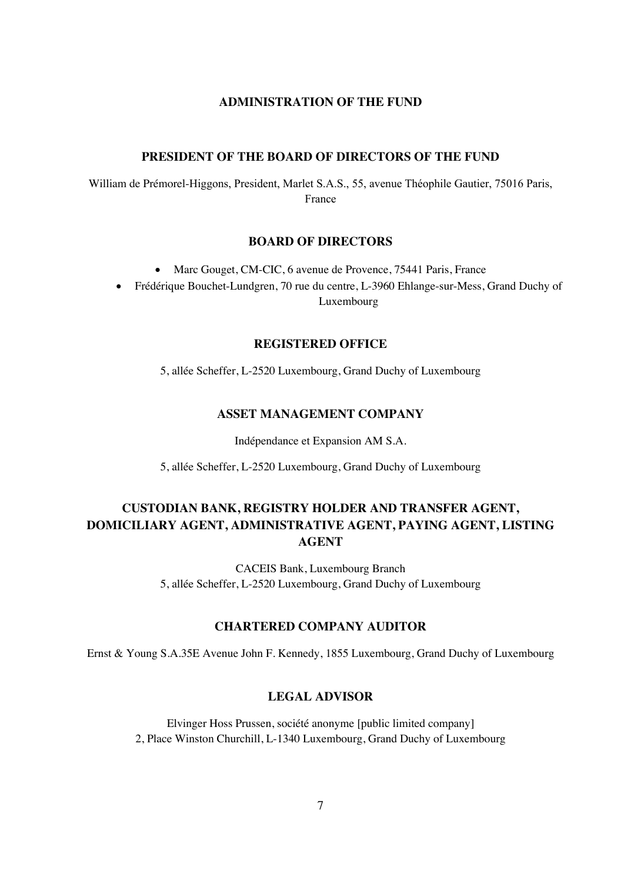# ADMINISTRATION OF THE FUND

## PRESIDENT OF THE BOARD OF DIRECTORS OF THE FUND

William de Prémorel-Higgons, President, Marlet S.A.S., 55, avenue Théophile Gautier, 75016 Paris, France

## BOARD OF DIRECTORS

- Marc Gouget, CM-CIC, 6 avenue de Provence, 75441 Paris, France
- Frédérique Bouchet-Lundgren, 70 rue du centre, L-3960 Ehlange-sur-Mess, Grand Duchy of Luxembourg

## REGISTERED OFFICE

5, allée Scheffer, L-2520 Luxembourg, Grand Duchy of Luxembourg

## ASSET MANAGEMENT COMPANY

Indépendance et Expansion AM S.A.

5, allée Scheffer, L-2520 Luxembourg, Grand Duchy of Luxembourg

## CUSTODIAN BANK, REGISTRY HOLDER AND TRANSFER AGENT, DOMICILIARY AGENT, ADMINISTRATIVE AGENT, PAYING AGENT, LISTING AGENT

CACEIS Bank, Luxembourg Branch
5, allée Scheffer, L-2520 Luxembourg, Grand Duchy of Luxembourg

## CHARTERED COMPANY AUDITOR

Ernst & Young S.A.35E Avenue John F. Kennedy, 1855 Luxembourg, Grand Duchy of Luxembourg

## LEGAL ADVISOR

Elvinger Hoss Prussen, société anonyme [public limited company]
2, Place Winston Churchill, L-1340 Luxembourg, Grand Duchy of Luxembourg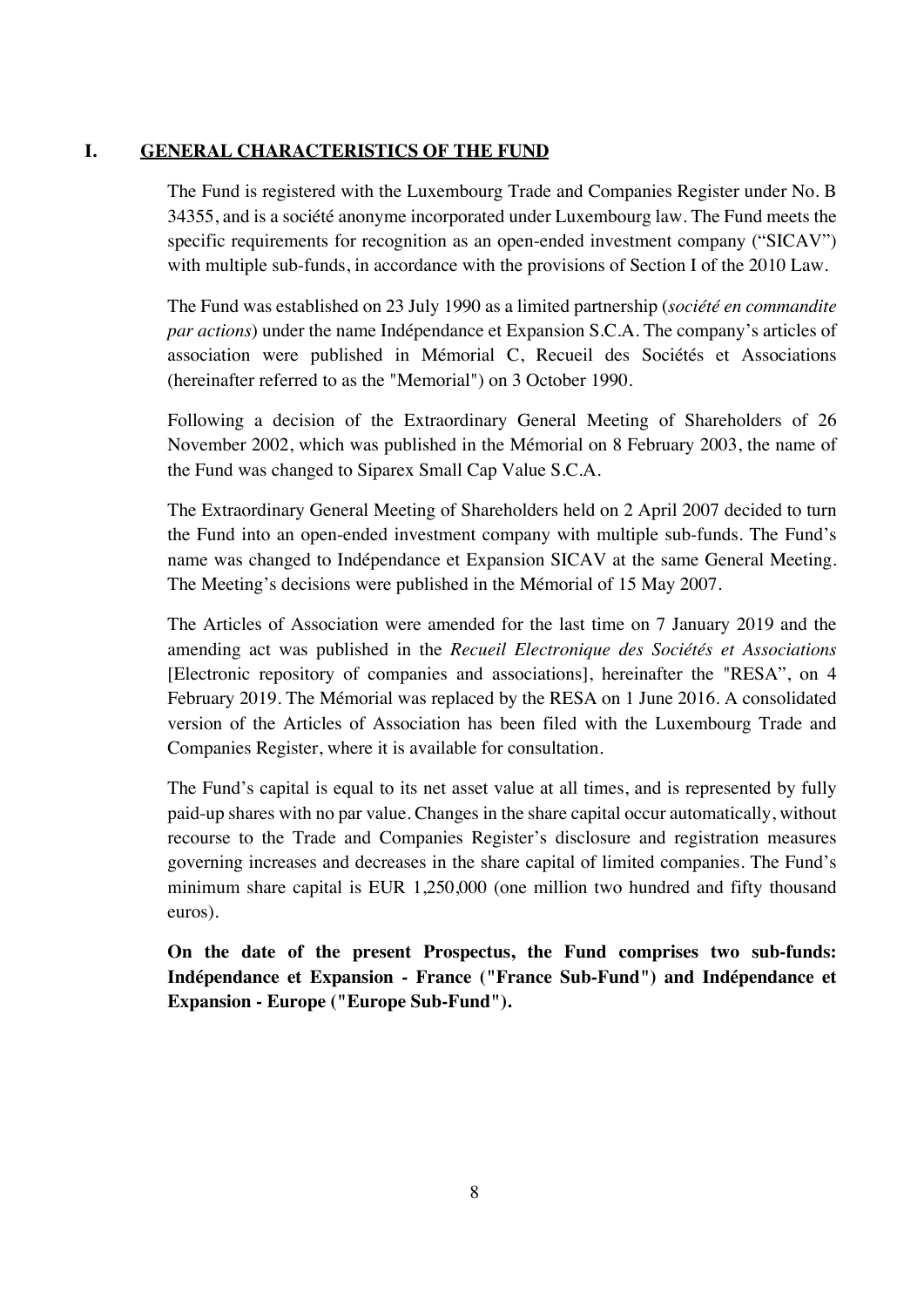## I. GENERAL CHARACTERISTICS OF THE FUND

The Fund is registered with the Luxembourg Trade and Companies Register under No. B 34355, and is a société anonyme incorporated under Luxembourg law. The Fund meets the specific requirements for recognition as an open-ended investment company ("SICAV") with multiple sub-funds, in accordance with the provisions of Section I of the 2010 Law.

The Fund was established on 23 July 1990 as a limited partnership (*société en commandite par actions*) under the name Indépendance et Expansion S.C.A. The company's articles of association were published in Mémorial C, Recueil des Sociétés et Associations (hereinafter referred to as the "Memorial") on 3 October 1990.

Following a decision of the Extraordinary General Meeting of Shareholders of 26 November 2002, which was published in the Mémorial on 8 February 2003, the name of the Fund was changed to Siparex Small Cap Value S.C.A.

The Extraordinary General Meeting of Shareholders held on 2 April 2007 decided to turn the Fund into an open-ended investment company with multiple sub-funds. The Fund's name was changed to Indépendance et Expansion SICAV at the same General Meeting. The Meeting's decisions were published in the Mémorial of 15 May 2007.

The Articles of Association were amended for the last time on 7 January 2019 and the amending act was published in the *Recueil Electronique des Sociétés et Associations* [Electronic repository of companies and associations], hereinafter the "RESA", on 4 February 2019. The Mémorial was replaced by the RESA on 1 June 2016. A consolidated version of the Articles of Association has been filed with the Luxembourg Trade and Companies Register, where it is available for consultation.

The Fund's capital is equal to its net asset value at all times, and is represented by fully paid-up shares with no par value. Changes in the share capital occur automatically, without recourse to the Trade and Companies Register's disclosure and registration measures governing increases and decreases in the share capital of limited companies. The Fund's minimum share capital is EUR 1,250,000 (one million two hundred and fifty thousand euros).

**On the date of the present Prospectus, the Fund comprises two sub-funds: Indépendance et Expansion - France ("France Sub-Fund") and Indépendance et Expansion - Europe ("Europe Sub-Fund").**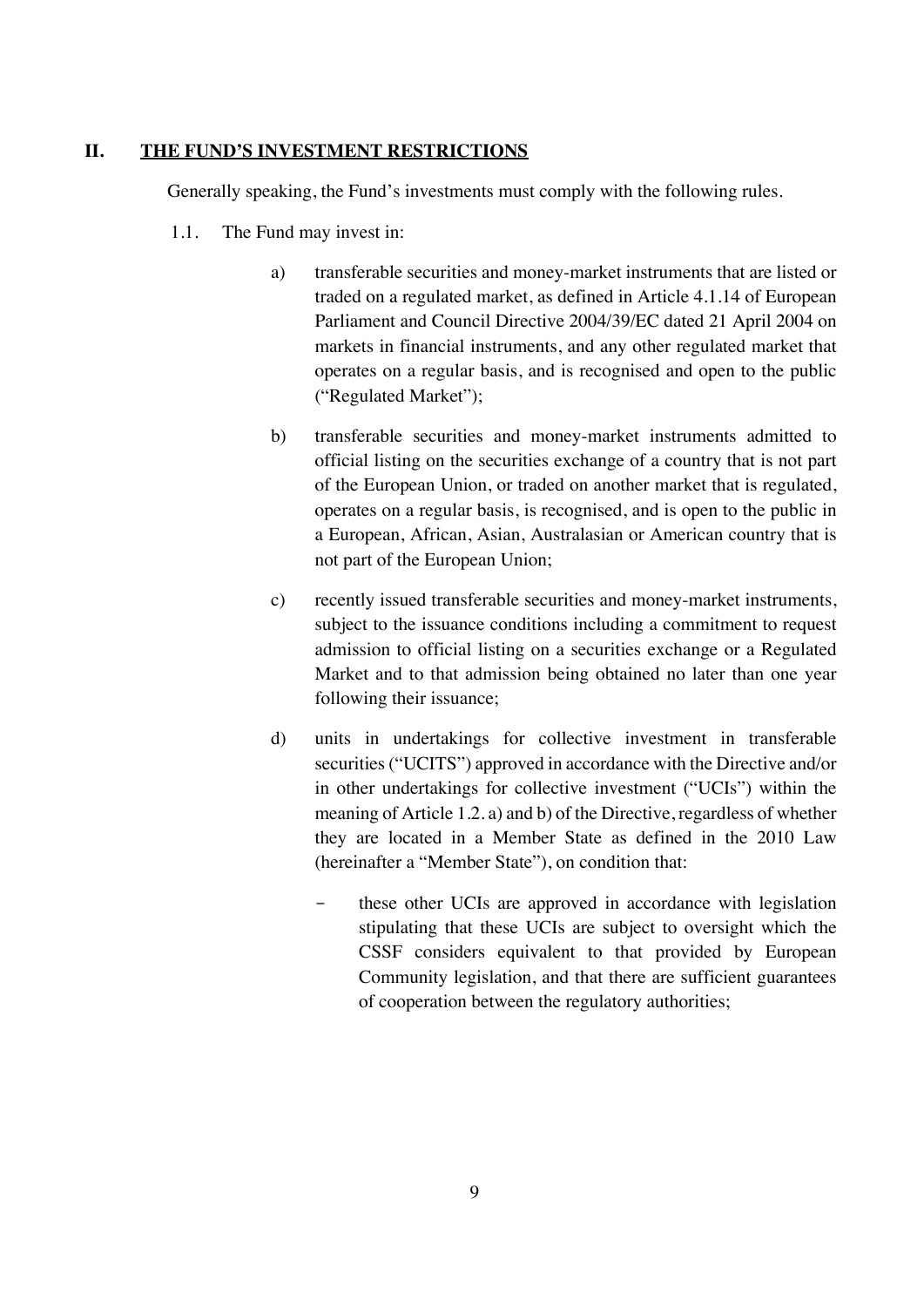## II. THE FUND'S INVESTMENT RESTRICTIONS

Generally speaking, the Fund's investments must comply with the following rules.

1.1. The Fund may invest in:

a) transferable securities and money-market instruments that are listed or traded on a regulated market, as defined in Article 4.1.14 of European Parliament and Council Directive 2004/39/EC dated 21 April 2004 on markets in financial instruments, and any other regulated market that operates on a regular basis, and is recognised and open to the public ("Regulated Market");

b) transferable securities and money-market instruments admitted to official listing on the securities exchange of a country that is not part of the European Union, or traded on another market that is regulated, operates on a regular basis, is recognised, and is open to the public in a European, African, Asian, Australasian or American country that is not part of the European Union;

c) recently issued transferable securities and money-market instruments, subject to the issuance conditions including a commitment to request admission to official listing on a securities exchange or a Regulated Market and to that admission being obtained no later than one year following their issuance;

d) units in undertakings for collective investment in transferable securities ("UCITS") approved in accordance with the Directive and/or in other undertakings for collective investment ("UCIs") within the meaning of Article 1.2. a) and b) of the Directive, regardless of whether they are located in a Member State as defined in the 2010 Law (hereinafter a "Member State"), on condition that:

- these other UCIs are approved in accordance with legislation stipulating that these UCIs are subject to oversight which the CSSF considers equivalent to that provided by European Community legislation, and that there are sufficient guarantees of cooperation between the regulatory authorities;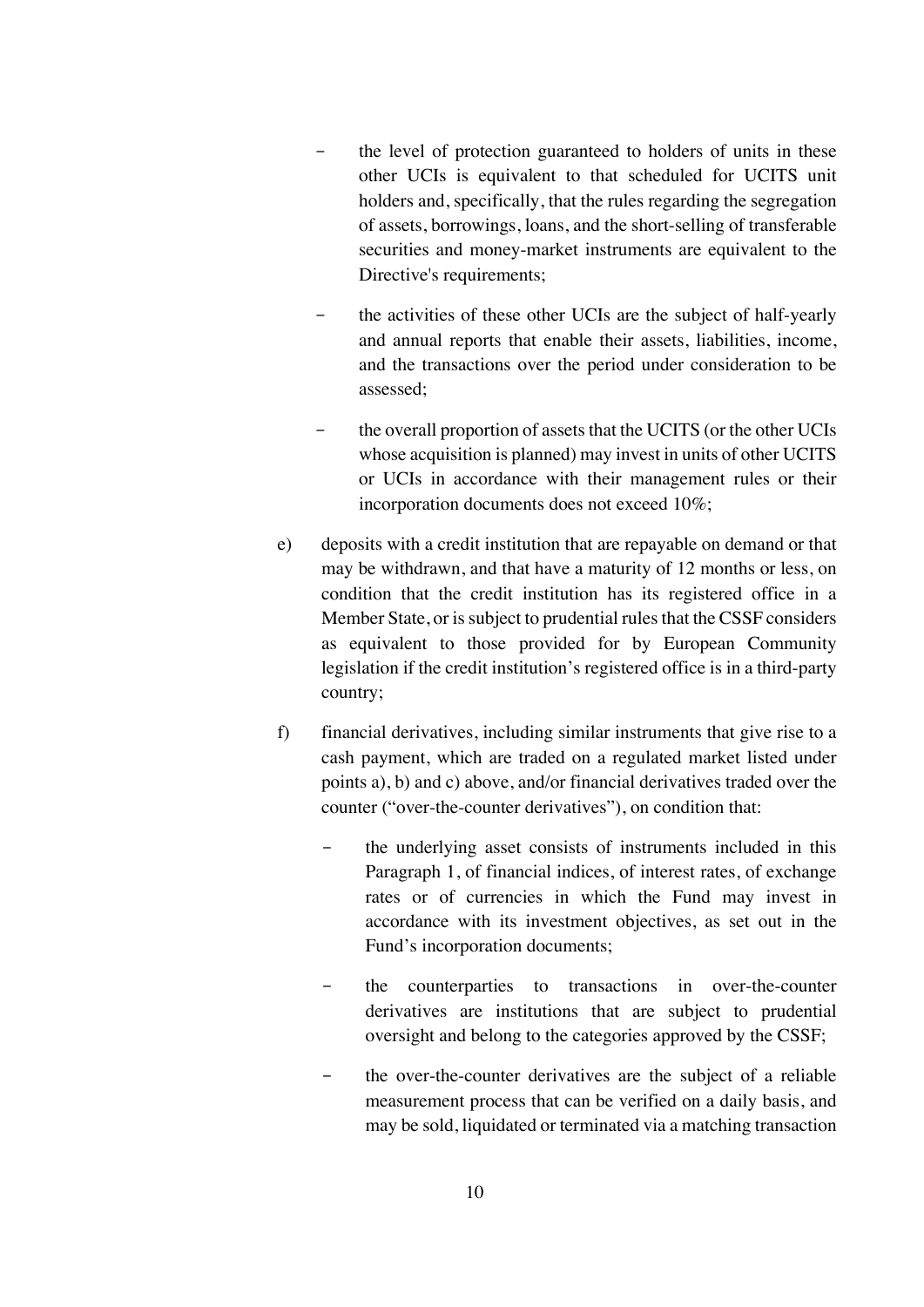- the level of protection guaranteed to holders of units in these other UCIs is equivalent to that scheduled for UCITS unit holders and, specifically, that the rules regarding the segregation of assets, borrowings, loans, and the short-selling of transferable securities and money-market instruments are equivalent to the Directive's requirements;

- the activities of these other UCIs are the subject of half-yearly and annual reports that enable their assets, liabilities, income, and the transactions over the period under consideration to be assessed;

- the overall proportion of assets that the UCITS (or the other UCIs whose acquisition is planned) may invest in units of other UCITS or UCIs in accordance with their management rules or their incorporation documents does not exceed 10%;

e) deposits with a credit institution that are repayable on demand or that may be withdrawn, and that have a maturity of 12 months or less, on condition that the credit institution has its registered office in a Member State, or is subject to prudential rules that the CSSF considers as equivalent to those provided for by European Community legislation if the credit institution's registered office is in a third-party country;

f) financial derivatives, including similar instruments that give rise to a cash payment, which are traded on a regulated market listed under points a), b) and c) above, and/or financial derivatives traded over the counter ("over-the-counter derivatives"), on condition that:

   - the underlying asset consists of instruments included in this Paragraph 1, of financial indices, of interest rates, of exchange rates or of currencies in which the Fund may invest in accordance with its investment objectives, as set out in the Fund's incorporation documents;

   - the counterparties to transactions in over-the-counter derivatives are institutions that are subject to prudential oversight and belong to the categories approved by the CSSF;

   - the over-the-counter derivatives are the subject of a reliable measurement process that can be verified on a daily basis, and may be sold, liquidated or terminated via a matching transaction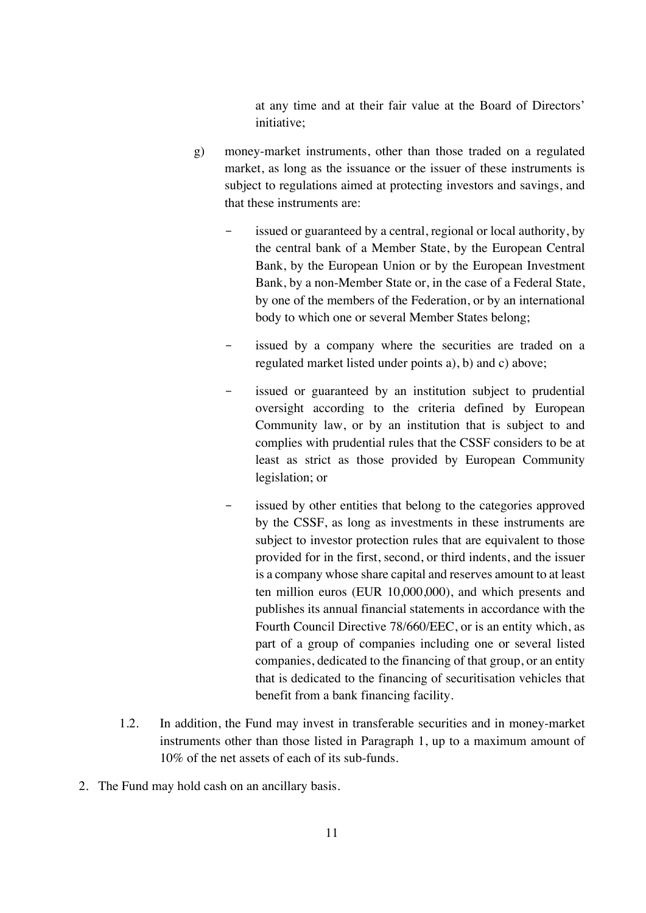at any time and at their fair value at the Board of Directors' initiative;

g) money-market instruments, other than those traded on a regulated market, as long as the issuance or the issuer of these instruments is subject to regulations aimed at protecting investors and savings, and that these instruments are:

   - issued or guaranteed by a central, regional or local authority, by the central bank of a Member State, by the European Central Bank, by the European Union or by the European Investment Bank, by a non-Member State or, in the case of a Federal State, by one of the members of the Federation, or by an international body to which one or several Member States belong;

   - issued by a company where the securities are traded on a regulated market listed under points a), b) and c) above;

   - issued or guaranteed by an institution subject to prudential oversight according to the criteria defined by European Community law, or by an institution that is subject to and complies with prudential rules that the CSSF considers to be at least as strict as those provided by European Community legislation; or

   - issued by other entities that belong to the categories approved by the CSSF, as long as investments in these instruments are subject to investor protection rules that are equivalent to those provided for in the first, second, or third indents, and the issuer is a company whose share capital and reserves amount to at least ten million euros (EUR 10,000,000), and which presents and publishes its annual financial statements in accordance with the Fourth Council Directive 78/660/EEC, or is an entity which, as part of a group of companies including one or several listed companies, dedicated to the financing of that group, or an entity that is dedicated to the financing of securitisation vehicles that benefit from a bank financing facility.

1.2. In addition, the Fund may invest in transferable securities and in money-market instruments other than those listed in Paragraph 1, up to a maximum amount of 10% of the net assets of each of its sub-funds.

2. The Fund may hold cash on an ancillary basis.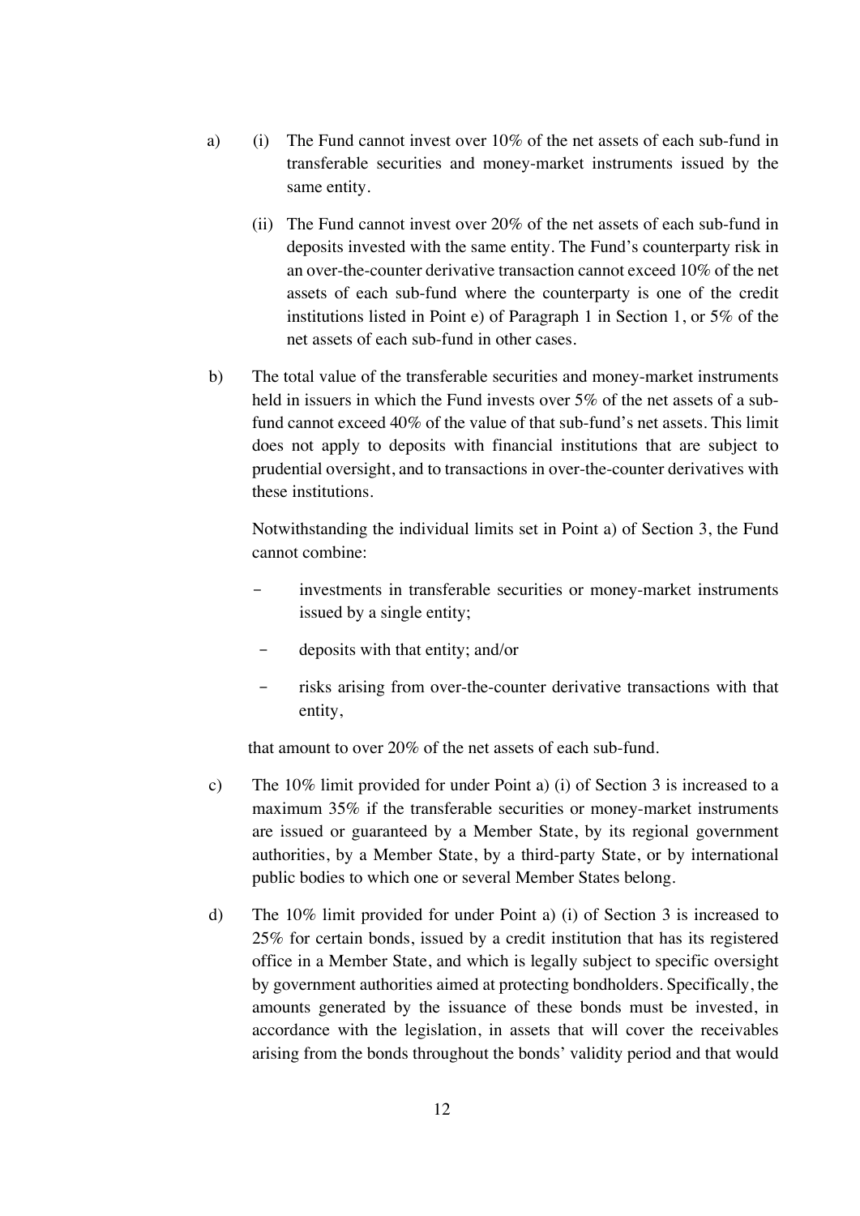a) (i) The Fund cannot invest over 10% of the net assets of each sub-fund in transferable securities and money-market instruments issued by the same entity.

(ii) The Fund cannot invest over 20% of the net assets of each sub-fund in deposits invested with the same entity. The Fund's counterparty risk in an over-the-counter derivative transaction cannot exceed 10% of the net assets of each sub-fund where the counterparty is one of the credit institutions listed in Point e) of Paragraph 1 in Section 1, or 5% of the net assets of each sub-fund in other cases.

b) The total value of the transferable securities and money-market instruments held in issuers in which the Fund invests over 5% of the net assets of a sub-fund cannot exceed 40% of the value of that sub-fund's net assets. This limit does not apply to deposits with financial institutions that are subject to prudential oversight, and to transactions in over-the-counter derivatives with these institutions.

Notwithstanding the individual limits set in Point a) of Section 3, the Fund cannot combine:

- investments in transferable securities or money-market instruments issued by a single entity;
- deposits with that entity; and/or
- risks arising from over-the-counter derivative transactions with that entity,

that amount to over 20% of the net assets of each sub-fund.

c) The 10% limit provided for under Point a) (i) of Section 3 is increased to a maximum 35% if the transferable securities or money-market instruments are issued or guaranteed by a Member State, by its regional government authorities, by a Member State, by a third-party State, or by international public bodies to which one or several Member States belong.

d) The 10% limit provided for under Point a) (i) of Section 3 is increased to 25% for certain bonds, issued by a credit institution that has its registered office in a Member State, and which is legally subject to specific oversight by government authorities aimed at protecting bondholders. Specifically, the amounts generated by the issuance of these bonds must be invested, in accordance with the legislation, in assets that will cover the receivables arising from the bonds throughout the bonds' validity period and that would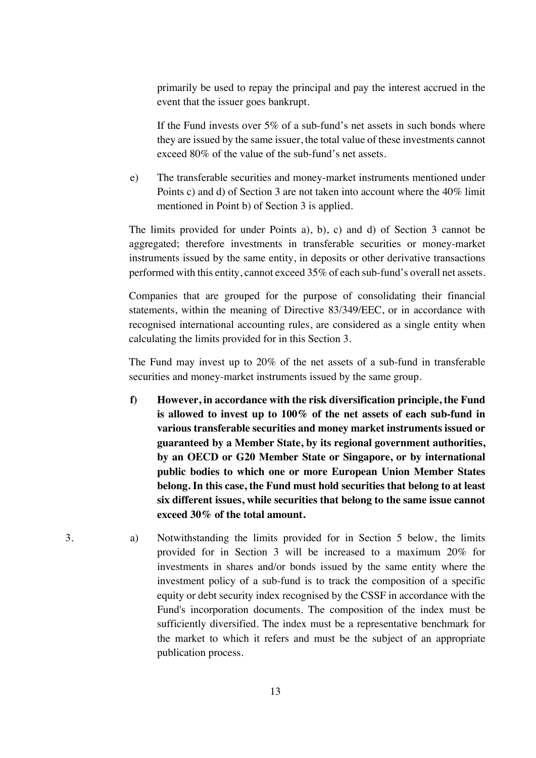primarily be used to repay the principal and pay the interest accrued in the event that the issuer goes bankrupt.

If the Fund invests over 5% of a sub-fund's net assets in such bonds where they are issued by the same issuer, the total value of these investments cannot exceed 80% of the value of the sub-fund's net assets.

e) The transferable securities and money-market instruments mentioned under Points c) and d) of Section 3 are not taken into account where the 40% limit mentioned in Point b) of Section 3 is applied.

The limits provided for under Points a), b), c) and d) of Section 3 cannot be aggregated; therefore investments in transferable securities or money-market instruments issued by the same entity, in deposits or other derivative transactions performed with this entity, cannot exceed 35% of each sub-fund's overall net assets.

Companies that are grouped for the purpose of consolidating their financial statements, within the meaning of Directive 83/349/EEC, or in accordance with recognised international accounting rules, are considered as a single entity when calculating the limits provided for in this Section 3.

The Fund may invest up to 20% of the net assets of a sub-fund in transferable securities and money-market instruments issued by the same group.

**f) However, in accordance with the risk diversification principle, the Fund is allowed to invest up to 100% of the net assets of each sub-fund in various transferable securities and money market instruments issued or guaranteed by a Member State, by its regional government authorities, by an OECD or G20 Member State or Singapore, or by international public bodies to which one or more European Union Member States belong. In this case, the Fund must hold securities that belong to at least six different issues, while securities that belong to the same issue cannot exceed 30% of the total amount.**

3. a) Notwithstanding the limits provided for in Section 5 below, the limits provided for in Section 3 will be increased to a maximum 20% for investments in shares and/or bonds issued by the same entity where the investment policy of a sub-fund is to track the composition of a specific equity or debt security index recognised by the CSSF in accordance with the Fund's incorporation documents. The composition of the index must be sufficiently diversified. The index must be a representative benchmark for the market to which it refers and must be the subject of an appropriate publication process.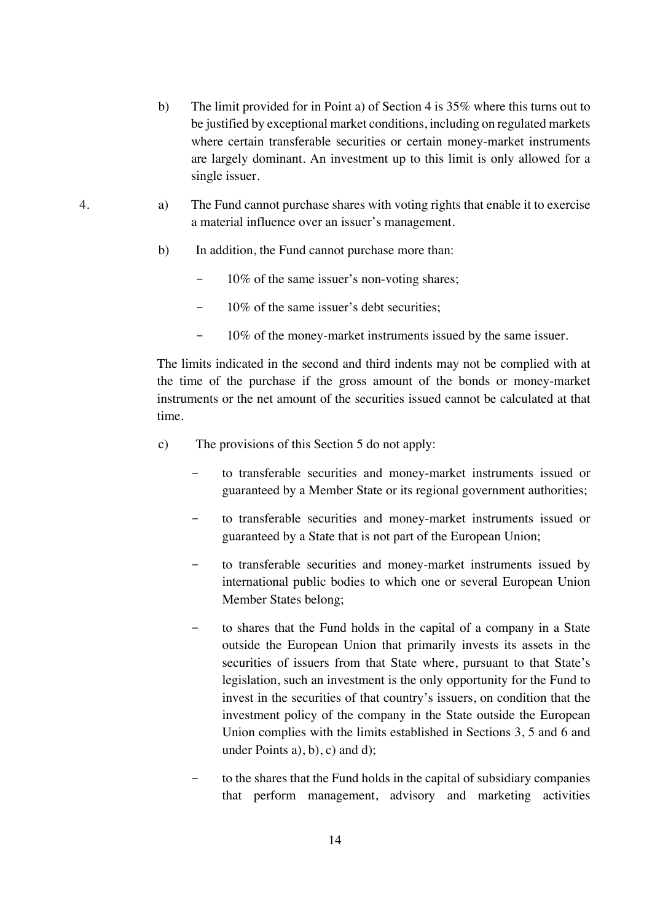b) The limit provided for in Point a) of Section 4 is 35% where this turns out to be justified by exceptional market conditions, including on regulated markets where certain transferable securities or certain money-market instruments are largely dominant. An investment up to this limit is only allowed for a single issuer.

4. a) The Fund cannot purchase shares with voting rights that enable it to exercise a material influence over an issuer's management.

b) In addition, the Fund cannot purchase more than:

- 10% of the same issuer's non-voting shares;
- 10% of the same issuer's debt securities;
- 10% of the money-market instruments issued by the same issuer.

The limits indicated in the second and third indents may not be complied with at the time of the purchase if the gross amount of the bonds or money-market instruments or the net amount of the securities issued cannot be calculated at that time.

c) The provisions of this Section 5 do not apply:

- to transferable securities and money-market instruments issued or guaranteed by a Member State or its regional government authorities;
- to transferable securities and money-market instruments issued or guaranteed by a State that is not part of the European Union;
- to transferable securities and money-market instruments issued by international public bodies to which one or several European Union Member States belong;
- to shares that the Fund holds in the capital of a company in a State outside the European Union that primarily invests its assets in the securities of issuers from that State where, pursuant to that State's legislation, such an investment is the only opportunity for the Fund to invest in the securities of that country's issuers, on condition that the investment policy of the company in the State outside the European Union complies with the limits established in Sections 3, 5 and 6 and under Points a), b), c) and d);
- to the shares that the Fund holds in the capital of subsidiary companies that perform management, advisory and marketing activities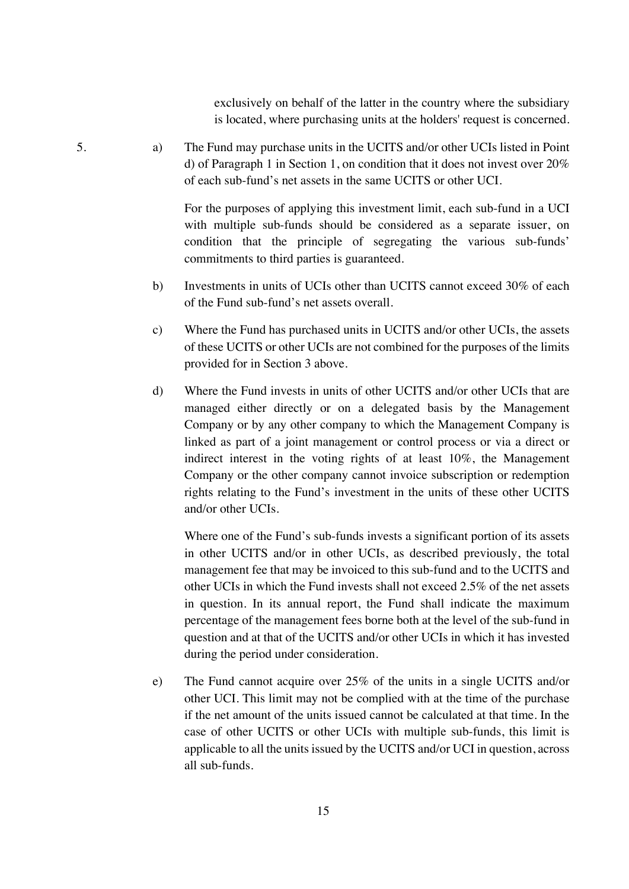exclusively on behalf of the latter in the country where the subsidiary is located, where purchasing units at the holders' request is concerned.

5. a) The Fund may purchase units in the UCITS and/or other UCIs listed in Point d) of Paragraph 1 in Section 1, on condition that it does not invest over 20% of each sub-fund's net assets in the same UCITS or other UCI.

   For the purposes of applying this investment limit, each sub-fund in a UCI with multiple sub-funds should be considered as a separate issuer, on condition that the principle of segregating the various sub-funds' commitments to third parties is guaranteed.

   b) Investments in units of UCIs other than UCITS cannot exceed 30% of each of the Fund sub-fund's net assets overall.

   c) Where the Fund has purchased units in UCITS and/or other UCIs, the assets of these UCITS or other UCIs are not combined for the purposes of the limits provided for in Section 3 above.

   d) Where the Fund invests in units of other UCITS and/or other UCIs that are managed either directly or on a delegated basis by the Management Company or by any other company to which the Management Company is linked as part of a joint management or control process or via a direct or indirect interest in the voting rights of at least 10%, the Management Company or the other company cannot invoice subscription or redemption rights relating to the Fund's investment in the units of these other UCITS and/or other UCIs.

   Where one of the Fund's sub-funds invests a significant portion of its assets in other UCITS and/or in other UCIs, as described previously, the total management fee that may be invoiced to this sub-fund and to the UCITS and other UCIs in which the Fund invests shall not exceed 2.5% of the net assets in question. In its annual report, the Fund shall indicate the maximum percentage of the management fees borne both at the level of the sub-fund in question and at that of the UCITS and/or other UCIs in which it has invested during the period under consideration.

   e) The Fund cannot acquire over 25% of the units in a single UCITS and/or other UCI. This limit may not be complied with at the time of the purchase if the net amount of the units issued cannot be calculated at that time. In the case of other UCITS or other UCIs with multiple sub-funds, this limit is applicable to all the units issued by the UCITS and/or UCI in question, across all sub-funds.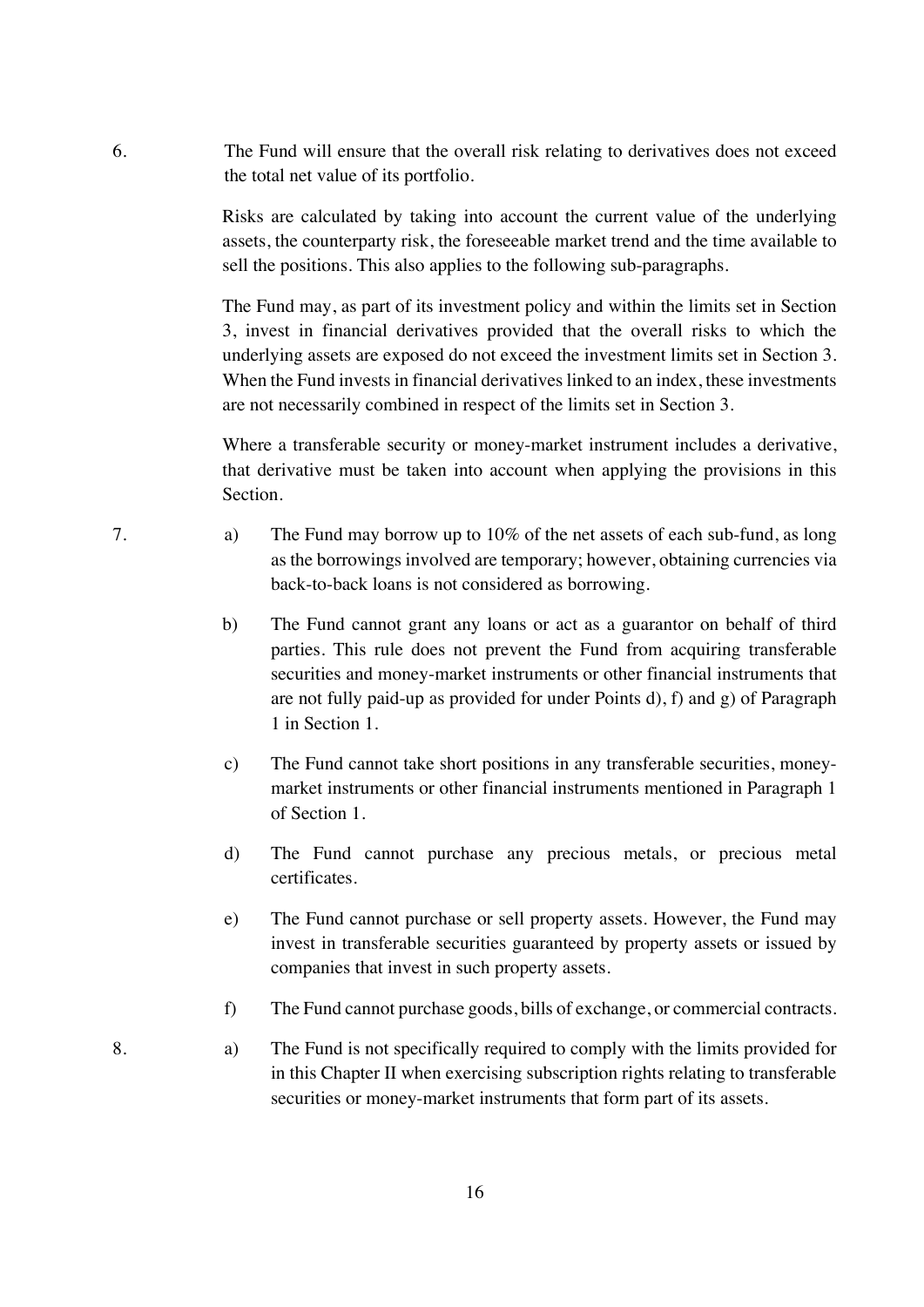6. The Fund will ensure that the overall risk relating to derivatives does not exceed the total net value of its portfolio.

   Risks are calculated by taking into account the current value of the underlying assets, the counterparty risk, the foreseeable market trend and the time available to sell the positions. This also applies to the following sub-paragraphs.

   The Fund may, as part of its investment policy and within the limits set in Section 3, invest in financial derivatives provided that the overall risks to which the underlying assets are exposed do not exceed the investment limits set in Section 3. When the Fund invests in financial derivatives linked to an index, these investments are not necessarily combined in respect of the limits set in Section 3.

   Where a transferable security or money-market instrument includes a derivative, that derivative must be taken into account when applying the provisions in this Section.

7. a) The Fund may borrow up to 10% of the net assets of each sub-fund, as long as the borrowings involved are temporary; however, obtaining currencies via back-to-back loans is not considered as borrowing.

   b) The Fund cannot grant any loans or act as a guarantor on behalf of third parties. This rule does not prevent the Fund from acquiring transferable securities and money-market instruments or other financial instruments that are not fully paid-up as provided for under Points d), f) and g) of Paragraph 1 in Section 1.

   c) The Fund cannot take short positions in any transferable securities, money-market instruments or other financial instruments mentioned in Paragraph 1 of Section 1.

   d) The Fund cannot purchase any precious metals, or precious metal certificates.

   e) The Fund cannot purchase or sell property assets. However, the Fund may invest in transferable securities guaranteed by property assets or issued by companies that invest in such property assets.

   f) The Fund cannot purchase goods, bills of exchange, or commercial contracts.

8. a) The Fund is not specifically required to comply with the limits provided for in this Chapter II when exercising subscription rights relating to transferable securities or money-market instruments that form part of its assets.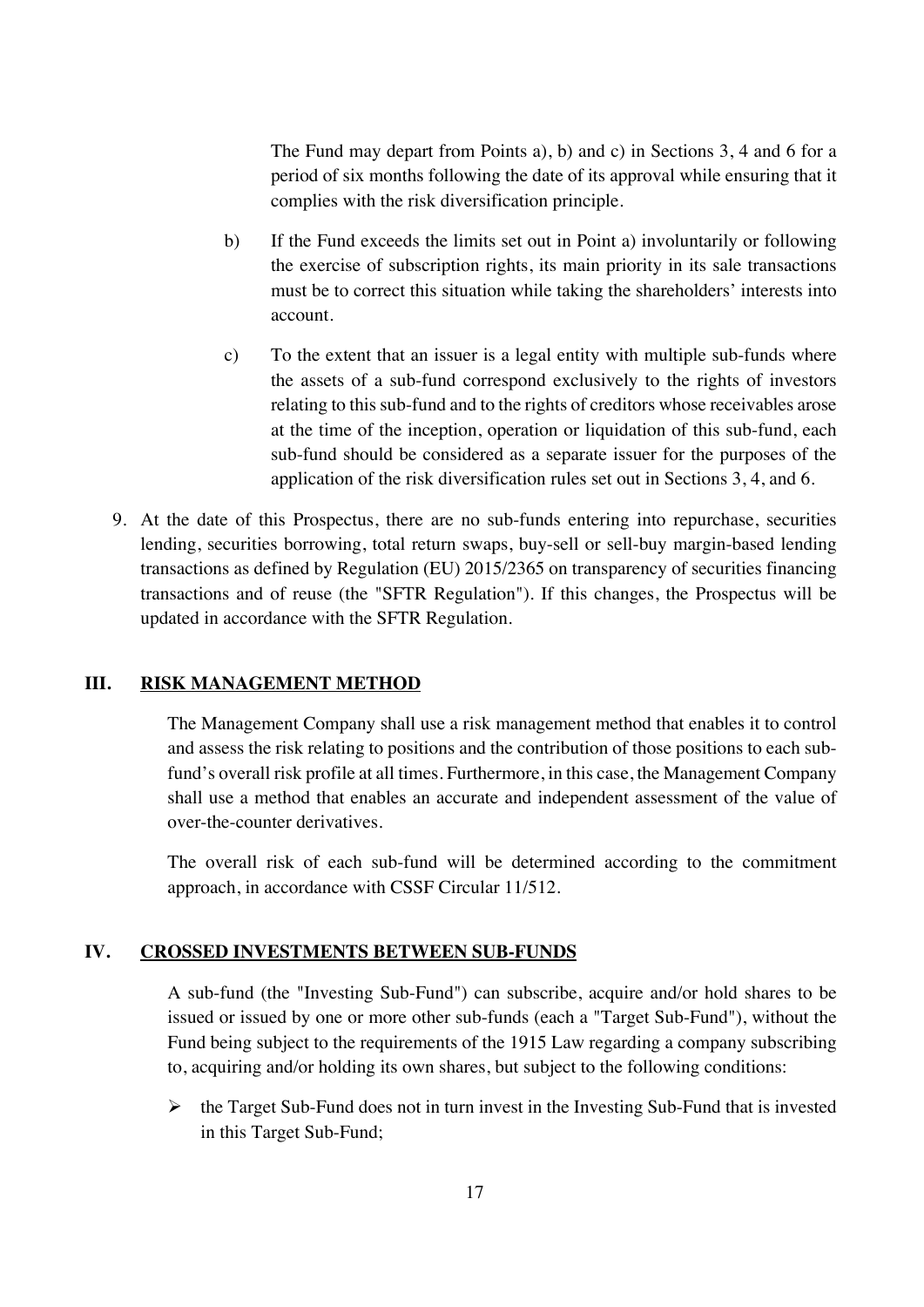The Fund may depart from Points a), b) and c) in Sections 3, 4 and 6 for a period of six months following the date of its approval while ensuring that it complies with the risk diversification principle.

b) If the Fund exceeds the limits set out in Point a) involuntarily or following the exercise of subscription rights, its main priority in its sale transactions must be to correct this situation while taking the shareholders' interests into account.

c) To the extent that an issuer is a legal entity with multiple sub-funds where the assets of a sub-fund correspond exclusively to the rights of investors relating to this sub-fund and to the rights of creditors whose receivables arose at the time of the inception, operation or liquidation of this sub-fund, each sub-fund should be considered as a separate issuer for the purposes of the application of the risk diversification rules set out in Sections 3, 4, and 6.

9. At the date of this Prospectus, there are no sub-funds entering into repurchase, securities lending, securities borrowing, total return swaps, buy-sell or sell-buy margin-based lending transactions as defined by Regulation (EU) 2015/2365 on transparency of securities financing transactions and of reuse (the "SFTR Regulation"). If this changes, the Prospectus will be updated in accordance with the SFTR Regulation.

## III. RISK MANAGEMENT METHOD

The Management Company shall use a risk management method that enables it to control and assess the risk relating to positions and the contribution of those positions to each sub-fund's overall risk profile at all times. Furthermore, in this case, the Management Company shall use a method that enables an accurate and independent assessment of the value of over-the-counter derivatives.

The overall risk of each sub-fund will be determined according to the commitment approach, in accordance with CSSF Circular 11/512.

## IV. CROSSED INVESTMENTS BETWEEN SUB-FUNDS

A sub-fund (the "Investing Sub-Fund") can subscribe, acquire and/or hold shares to be issued or issued by one or more other sub-funds (each a "Target Sub-Fund"), without the Fund being subject to the requirements of the 1915 Law regarding a company subscribing to, acquiring and/or holding its own shares, but subject to the following conditions:

- the Target Sub-Fund does not in turn invest in the Investing Sub-Fund that is invested in this Target Sub-Fund;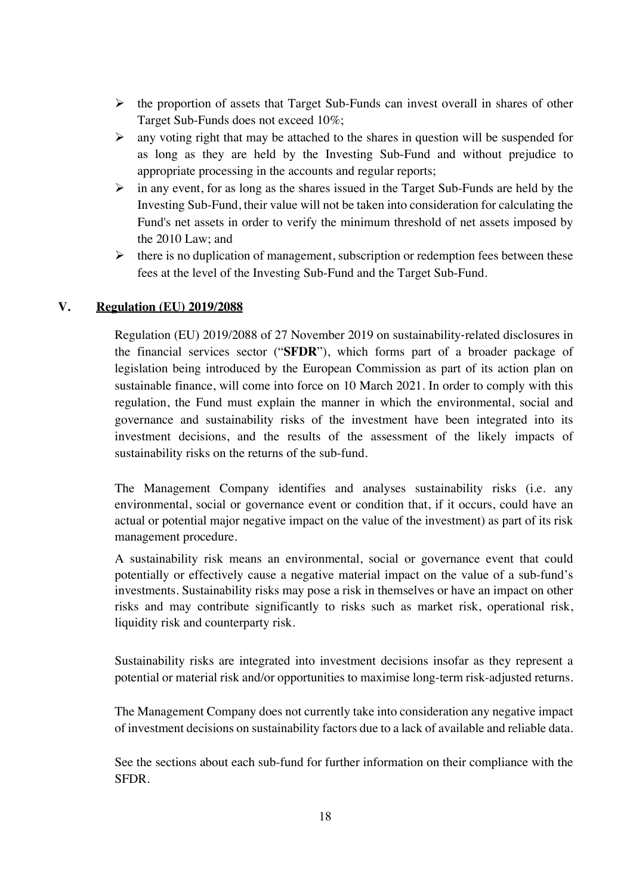- the proportion of assets that Target Sub-Funds can invest overall in shares of other Target Sub-Funds does not exceed 10%;
- any voting right that may be attached to the shares in question will be suspended for as long as they are held by the Investing Sub-Fund and without prejudice to appropriate processing in the accounts and regular reports;
- in any event, for as long as the shares issued in the Target Sub-Funds are held by the Investing Sub-Fund, their value will not be taken into consideration for calculating the Fund's net assets in order to verify the minimum threshold of net assets imposed by the 2010 Law; and
- there is no duplication of management, subscription or redemption fees between these fees at the level of the Investing Sub-Fund and the Target Sub-Fund.

## V. Regulation (EU) 2019/2088

Regulation (EU) 2019/2088 of 27 November 2019 on sustainability-related disclosures in the financial services sector ("**SFDR**"), which forms part of a broader package of legislation being introduced by the European Commission as part of its action plan on sustainable finance, will come into force on 10 March 2021. In order to comply with this regulation, the Fund must explain the manner in which the environmental, social and governance and sustainability risks of the investment have been integrated into its investment decisions, and the results of the assessment of the likely impacts of sustainability risks on the returns of the sub-fund.

The Management Company identifies and analyses sustainability risks (i.e. any environmental, social or governance event or condition that, if it occurs, could have an actual or potential major negative impact on the value of the investment) as part of its risk management procedure.

A sustainability risk means an environmental, social or governance event that could potentially or effectively cause a negative material impact on the value of a sub-fund's investments. Sustainability risks may pose a risk in themselves or have an impact on other risks and may contribute significantly to risks such as market risk, operational risk, liquidity risk and counterparty risk.

Sustainability risks are integrated into investment decisions insofar as they represent a potential or material risk and/or opportunities to maximise long-term risk-adjusted returns.

The Management Company does not currently take into consideration any negative impact of investment decisions on sustainability factors due to a lack of available and reliable data.

See the sections about each sub-fund for further information on their compliance with the SFDR.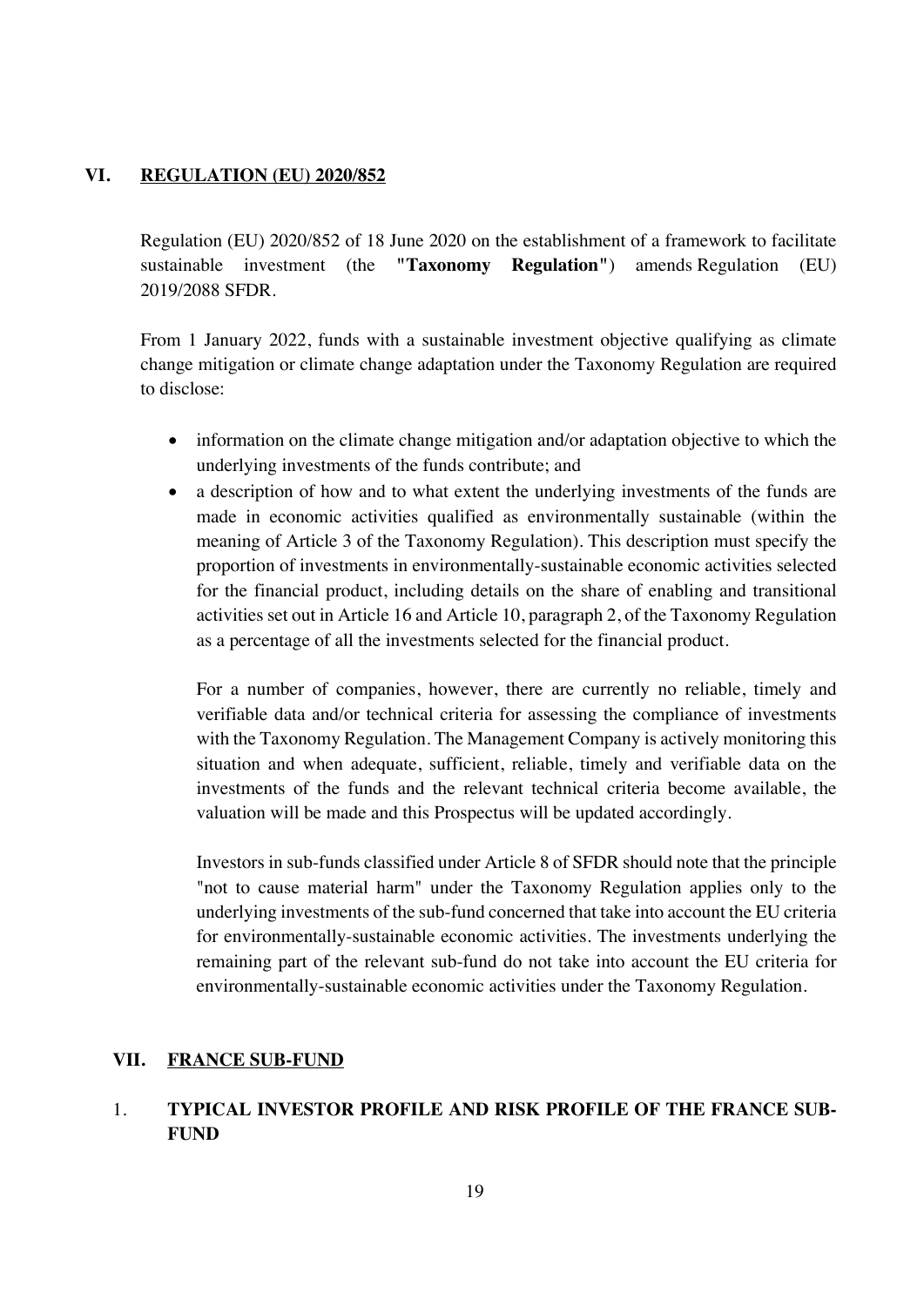## VI. REGULATION (EU) 2020/852

Regulation (EU) 2020/852 of 18 June 2020 on the establishment of a framework to facilitate sustainable investment (the "**Taxonomy Regulation**") amends Regulation (EU) 2019/2088 SFDR.

From 1 January 2022, funds with a sustainable investment objective qualifying as climate change mitigation or climate change adaptation under the Taxonomy Regulation are required to disclose:

- information on the climate change mitigation and/or adaptation objective to which the underlying investments of the funds contribute; and
- a description of how and to what extent the underlying investments of the funds are made in economic activities qualified as environmentally sustainable (within the meaning of Article 3 of the Taxonomy Regulation). This description must specify the proportion of investments in environmentally-sustainable economic activities selected for the financial product, including details on the share of enabling and transitional activities set out in Article 16 and Article 10, paragraph 2, of the Taxonomy Regulation as a percentage of all the investments selected for the financial product.

  For a number of companies, however, there are currently no reliable, timely and verifiable data and/or technical criteria for assessing the compliance of investments with the Taxonomy Regulation. The Management Company is actively monitoring this situation and when adequate, sufficient, reliable, timely and verifiable data on the investments of the funds and the relevant technical criteria become available, the valuation will be made and this Prospectus will be updated accordingly.

  Investors in sub-funds classified under Article 8 of SFDR should note that the principle "not to cause material harm" under the Taxonomy Regulation applies only to the underlying investments of the sub-fund concerned that take into account the EU criteria for environmentally-sustainable economic activities. The investments underlying the remaining part of the relevant sub-fund do not take into account the EU criteria for environmentally-sustainable economic activities under the Taxonomy Regulation.

## VII. FRANCE SUB-FUND

### 1. TYPICAL INVESTOR PROFILE AND RISK PROFILE OF THE FRANCE SUB-FUND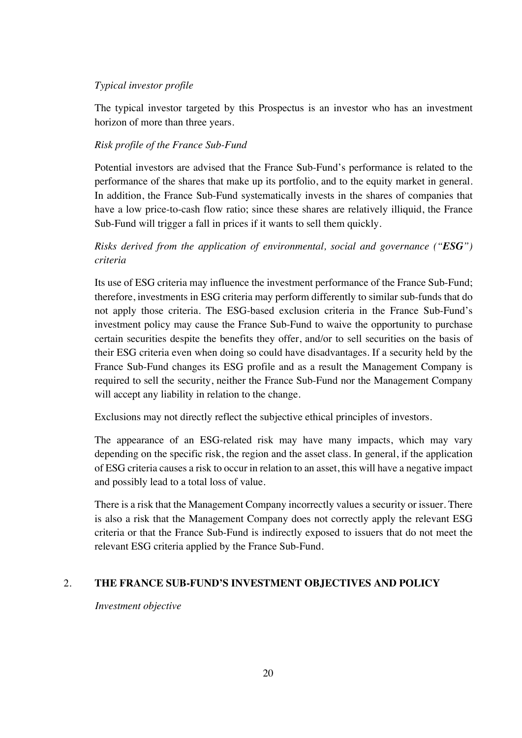*Typical investor profile*

The typical investor targeted by this Prospectus is an investor who has an investment horizon of more than three years.

*Risk profile of the France Sub-Fund*

Potential investors are advised that the France Sub-Fund's performance is related to the performance of the shares that make up its portfolio, and to the equity market in general. In addition, the France Sub-Fund systematically invests in the shares of companies that have a low price-to-cash flow ratio; since these shares are relatively illiquid, the France Sub-Fund will trigger a fall in prices if it wants to sell them quickly.

*Risks derived from the application of environmental, social and governance ("**ESG**") criteria*

Its use of ESG criteria may influence the investment performance of the France Sub-Fund; therefore, investments in ESG criteria may perform differently to similar sub-funds that do not apply those criteria. The ESG-based exclusion criteria in the France Sub-Fund's investment policy may cause the France Sub-Fund to waive the opportunity to purchase certain securities despite the benefits they offer, and/or to sell securities on the basis of their ESG criteria even when doing so could have disadvantages. If a security held by the France Sub-Fund changes its ESG profile and as a result the Management Company is required to sell the security, neither the France Sub-Fund nor the Management Company will accept any liability in relation to the change.

Exclusions may not directly reflect the subjective ethical principles of investors.

The appearance of an ESG-related risk may have many impacts, which may vary depending on the specific risk, the region and the asset class. In general, if the application of ESG criteria causes a risk to occur in relation to an asset, this will have a negative impact and possibly lead to a total loss of value.

There is a risk that the Management Company incorrectly values a security or issuer. There is also a risk that the Management Company does not correctly apply the relevant ESG criteria or that the France Sub-Fund is indirectly exposed to issuers that do not meet the relevant ESG criteria applied by the France Sub-Fund.

## 2. THE FRANCE SUB-FUND'S INVESTMENT OBJECTIVES AND POLICY

*Investment objective*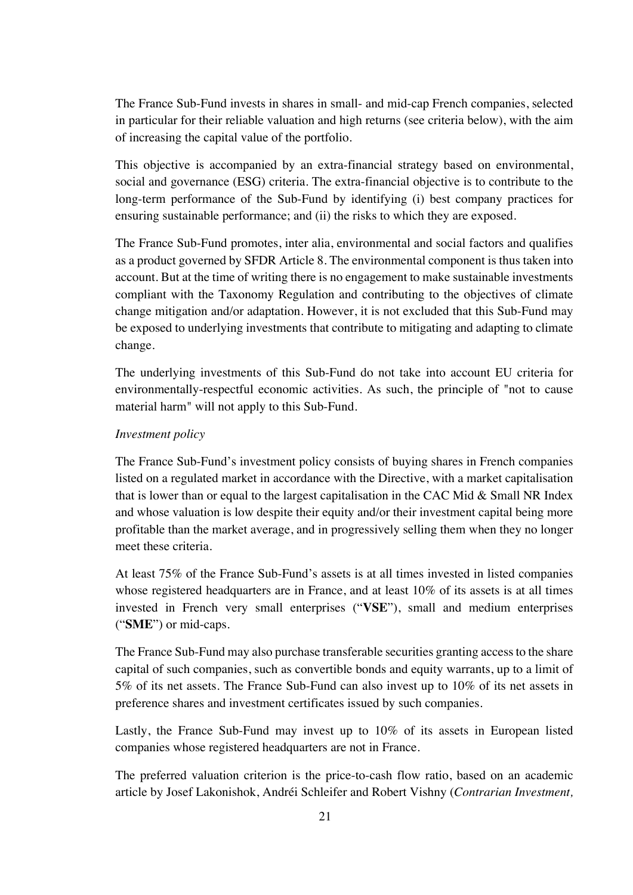The France Sub-Fund invests in shares in small- and mid-cap French companies, selected in particular for their reliable valuation and high returns (see criteria below), with the aim of increasing the capital value of the portfolio.

This objective is accompanied by an extra-financial strategy based on environmental, social and governance (ESG) criteria. The extra-financial objective is to contribute to the long-term performance of the Sub-Fund by identifying (i) best company practices for ensuring sustainable performance; and (ii) the risks to which they are exposed.

The France Sub-Fund promotes, inter alia, environmental and social factors and qualifies as a product governed by SFDR Article 8. The environmental component is thus taken into account. But at the time of writing there is no engagement to make sustainable investments compliant with the Taxonomy Regulation and contributing to the objectives of climate change mitigation and/or adaptation. However, it is not excluded that this Sub-Fund may be exposed to underlying investments that contribute to mitigating and adapting to climate change.

The underlying investments of this Sub-Fund do not take into account EU criteria for environmentally-respectful economic activities. As such, the principle of "not to cause material harm" will not apply to this Sub-Fund.

*Investment policy*

The France Sub-Fund's investment policy consists of buying shares in French companies listed on a regulated market in accordance with the Directive, with a market capitalisation that is lower than or equal to the largest capitalisation in the CAC Mid & Small NR Index and whose valuation is low despite their equity and/or their investment capital being more profitable than the market average, and in progressively selling them when they no longer meet these criteria.

At least 75% of the France Sub-Fund's assets is at all times invested in listed companies whose registered headquarters are in France, and at least 10% of its assets is at all times invested in French very small enterprises ("**VSE**"), small and medium enterprises ("**SME**") or mid-caps.

The France Sub-Fund may also purchase transferable securities granting access to the share capital of such companies, such as convertible bonds and equity warrants, up to a limit of 5% of its net assets. The France Sub-Fund can also invest up to 10% of its net assets in preference shares and investment certificates issued by such companies.

Lastly, the France Sub-Fund may invest up to 10% of its assets in European listed companies whose registered headquarters are not in France.

The preferred valuation criterion is the price-to-cash flow ratio, based on an academic article by Josef Lakonishok, Andréi Schleifer and Robert Vishny (*Contrarian Investment,*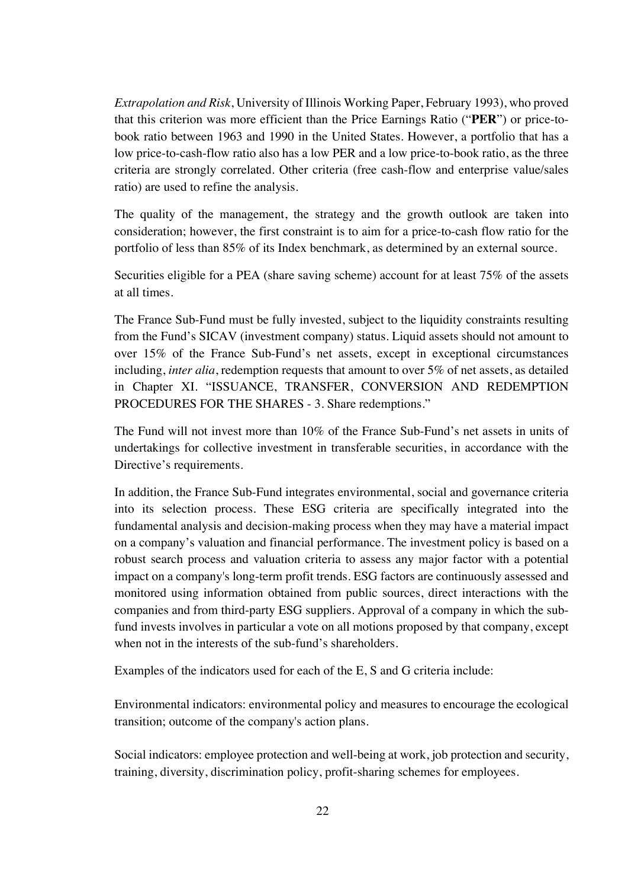*Extrapolation and Risk*, University of Illinois Working Paper, February 1993), who proved that this criterion was more efficient than the Price Earnings Ratio ("**PER**") or price-to-book ratio between 1963 and 1990 in the United States. However, a portfolio that has a low price-to-cash-flow ratio also has a low PER and a low price-to-book ratio, as the three criteria are strongly correlated. Other criteria (free cash-flow and enterprise value/sales ratio) are used to refine the analysis.

The quality of the management, the strategy and the growth outlook are taken into consideration; however, the first constraint is to aim for a price-to-cash flow ratio for the portfolio of less than 85% of its Index benchmark, as determined by an external source.

Securities eligible for a PEA (share saving scheme) account for at least 75% of the assets at all times.

The France Sub-Fund must be fully invested, subject to the liquidity constraints resulting from the Fund's SICAV (investment company) status. Liquid assets should not amount to over 15% of the France Sub-Fund's net assets, except in exceptional circumstances including, *inter alia*, redemption requests that amount to over 5% of net assets, as detailed in Chapter XI. "ISSUANCE, TRANSFER, CONVERSION AND REDEMPTION PROCEDURES FOR THE SHARES - 3. Share redemptions."

The Fund will not invest more than 10% of the France Sub-Fund's net assets in units of undertakings for collective investment in transferable securities, in accordance with the Directive's requirements.

In addition, the France Sub-Fund integrates environmental, social and governance criteria into its selection process. These ESG criteria are specifically integrated into the fundamental analysis and decision-making process when they may have a material impact on a company's valuation and financial performance. The investment policy is based on a robust search process and valuation criteria to assess any major factor with a potential impact on a company's long-term profit trends. ESG factors are continuously assessed and monitored using information obtained from public sources, direct interactions with the companies and from third-party ESG suppliers. Approval of a company in which the sub-fund invests involves in particular a vote on all motions proposed by that company, except when not in the interests of the sub-fund's shareholders.

Examples of the indicators used for each of the E, S and G criteria include:

Environmental indicators: environmental policy and measures to encourage the ecological transition; outcome of the company's action plans.

Social indicators: employee protection and well-being at work, job protection and security, training, diversity, discrimination policy, profit-sharing schemes for employees.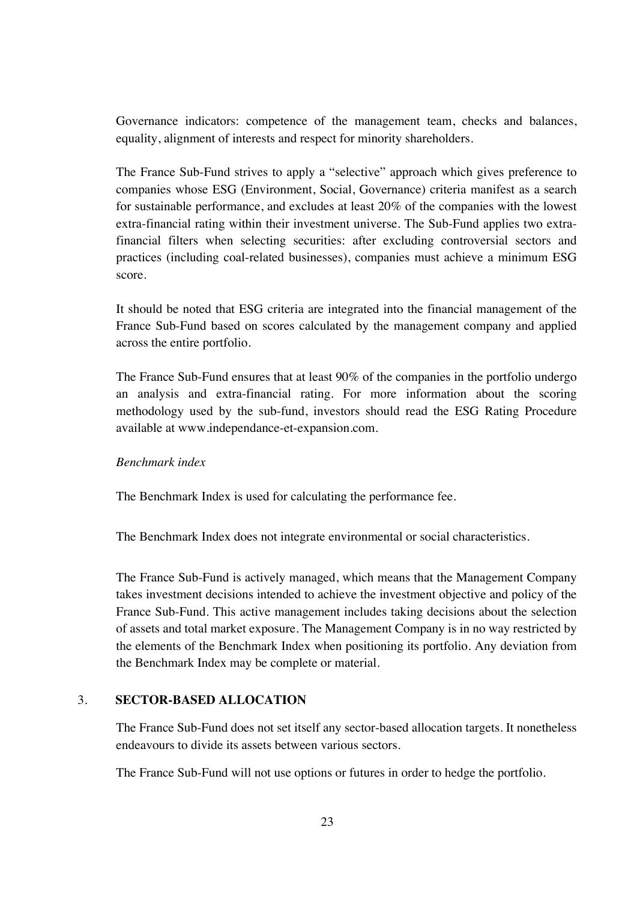Governance indicators: competence of the management team, checks and balances, equality, alignment of interests and respect for minority shareholders.

The France Sub-Fund strives to apply a "selective" approach which gives preference to companies whose ESG (Environment, Social, Governance) criteria manifest as a search for sustainable performance, and excludes at least 20% of the companies with the lowest extra-financial rating within their investment universe. The Sub-Fund applies two extra-financial filters when selecting securities: after excluding controversial sectors and practices (including coal-related businesses), companies must achieve a minimum ESG score.

It should be noted that ESG criteria are integrated into the financial management of the France Sub-Fund based on scores calculated by the management company and applied across the entire portfolio.

The France Sub-Fund ensures that at least 90% of the companies in the portfolio undergo an analysis and extra-financial rating. For more information about the scoring methodology used by the sub-fund, investors should read the ESG Rating Procedure available at www.independance-et-expansion.com.

*Benchmark index*

The Benchmark Index is used for calculating the performance fee.

The Benchmark Index does not integrate environmental or social characteristics.

The France Sub-Fund is actively managed, which means that the Management Company takes investment decisions intended to achieve the investment objective and policy of the France Sub-Fund. This active management includes taking decisions about the selection of assets and total market exposure. The Management Company is in no way restricted by the elements of the Benchmark Index when positioning its portfolio. Any deviation from the Benchmark Index may be complete or material.

## 3. SECTOR-BASED ALLOCATION

The France Sub-Fund does not set itself any sector-based allocation targets. It nonetheless endeavours to divide its assets between various sectors.

The France Sub-Fund will not use options or futures in order to hedge the portfolio.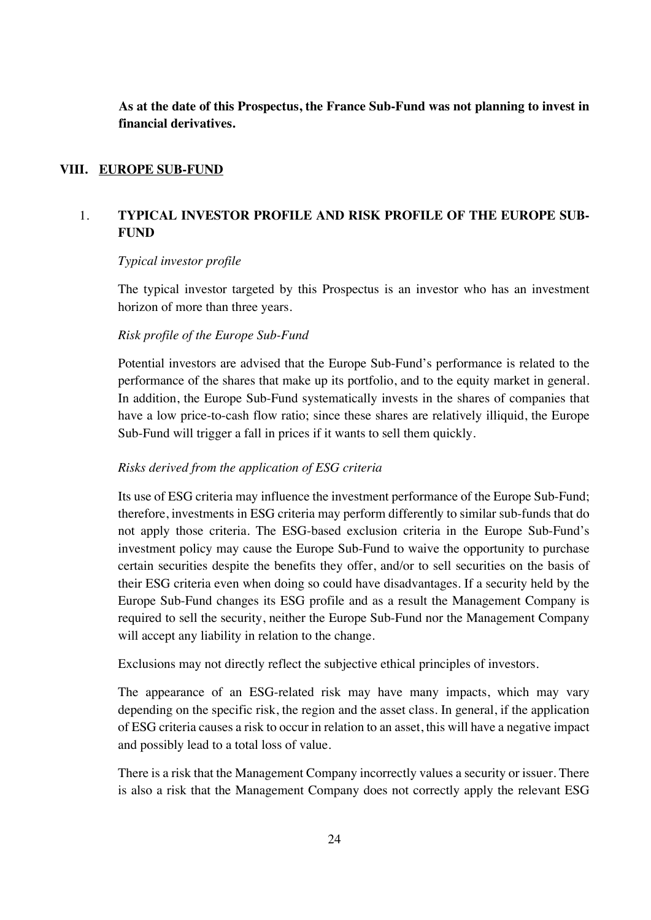**As at the date of this Prospectus, the France Sub-Fund was not planning to invest in financial derivatives.**

## VIII. EUROPE SUB-FUND

### 1. TYPICAL INVESTOR PROFILE AND RISK PROFILE OF THE EUROPE SUB-FUND

*Typical investor profile*

The typical investor targeted by this Prospectus is an investor who has an investment horizon of more than three years.

*Risk profile of the Europe Sub-Fund*

Potential investors are advised that the Europe Sub-Fund's performance is related to the performance of the shares that make up its portfolio, and to the equity market in general. In addition, the Europe Sub-Fund systematically invests in the shares of companies that have a low price-to-cash flow ratio; since these shares are relatively illiquid, the Europe Sub-Fund will trigger a fall in prices if it wants to sell them quickly.

*Risks derived from the application of ESG criteria*

Its use of ESG criteria may influence the investment performance of the Europe Sub-Fund; therefore, investments in ESG criteria may perform differently to similar sub-funds that do not apply those criteria. The ESG-based exclusion criteria in the Europe Sub-Fund's investment policy may cause the Europe Sub-Fund to waive the opportunity to purchase certain securities despite the benefits they offer, and/or to sell securities on the basis of their ESG criteria even when doing so could have disadvantages. If a security held by the Europe Sub-Fund changes its ESG profile and as a result the Management Company is required to sell the security, neither the Europe Sub-Fund nor the Management Company will accept any liability in relation to the change.

Exclusions may not directly reflect the subjective ethical principles of investors.

The appearance of an ESG-related risk may have many impacts, which may vary depending on the specific risk, the region and the asset class. In general, if the application of ESG criteria causes a risk to occur in relation to an asset, this will have a negative impact and possibly lead to a total loss of value.

There is a risk that the Management Company incorrectly values a security or issuer. There is also a risk that the Management Company does not correctly apply the relevant ESG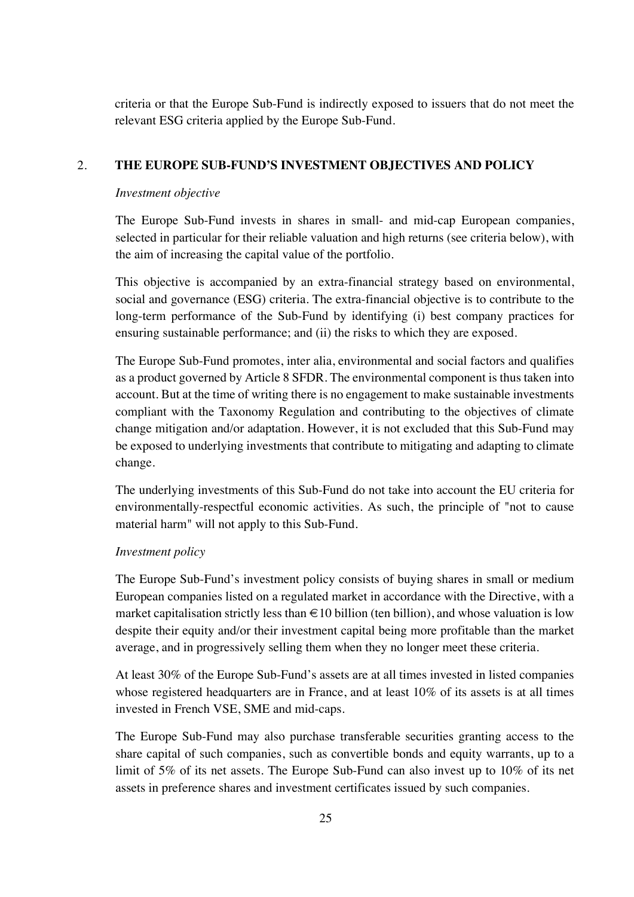criteria or that the Europe Sub-Fund is indirectly exposed to issuers that do not meet the relevant ESG criteria applied by the Europe Sub-Fund.

## 2. THE EUROPE SUB-FUND'S INVESTMENT OBJECTIVES AND POLICY

*Investment objective*

The Europe Sub-Fund invests in shares in small- and mid-cap European companies, selected in particular for their reliable valuation and high returns (see criteria below), with the aim of increasing the capital value of the portfolio.

This objective is accompanied by an extra-financial strategy based on environmental, social and governance (ESG) criteria. The extra-financial objective is to contribute to the long-term performance of the Sub-Fund by identifying (i) best company practices for ensuring sustainable performance; and (ii) the risks to which they are exposed.

The Europe Sub-Fund promotes, inter alia, environmental and social factors and qualifies as a product governed by Article 8 SFDR. The environmental component is thus taken into account. But at the time of writing there is no engagement to make sustainable investments compliant with the Taxonomy Regulation and contributing to the objectives of climate change mitigation and/or adaptation. However, it is not excluded that this Sub-Fund may be exposed to underlying investments that contribute to mitigating and adapting to climate change.

The underlying investments of this Sub-Fund do not take into account the EU criteria for environmentally-respectful economic activities. As such, the principle of "not to cause material harm" will not apply to this Sub-Fund.

*Investment policy*

The Europe Sub-Fund's investment policy consists of buying shares in small or medium European companies listed on a regulated market in accordance with the Directive, with a market capitalisation strictly less than €10 billion (ten billion), and whose valuation is low despite their equity and/or their investment capital being more profitable than the market average, and in progressively selling them when they no longer meet these criteria.

At least 30% of the Europe Sub-Fund's assets are at all times invested in listed companies whose registered headquarters are in France, and at least 10% of its assets is at all times invested in French VSE, SME and mid-caps.

The Europe Sub-Fund may also purchase transferable securities granting access to the share capital of such companies, such as convertible bonds and equity warrants, up to a limit of 5% of its net assets. The Europe Sub-Fund can also invest up to 10% of its net assets in preference shares and investment certificates issued by such companies.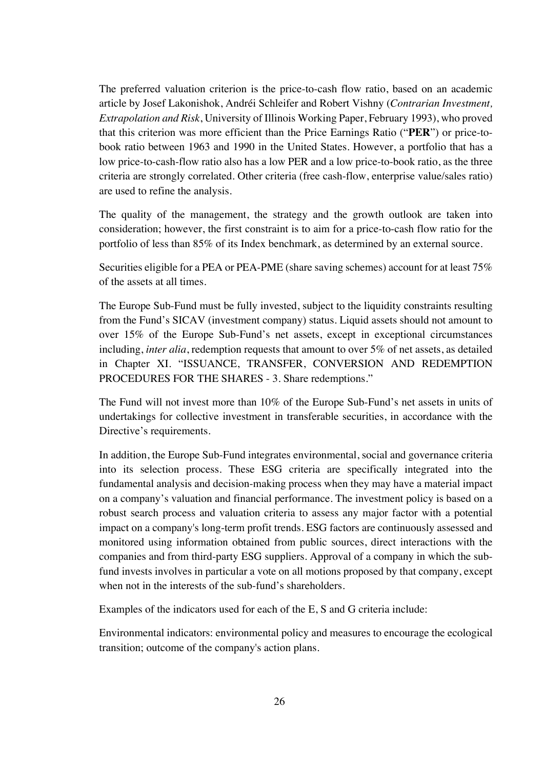The preferred valuation criterion is the price-to-cash flow ratio, based on an academic article by Josef Lakonishok, Andréi Schleifer and Robert Vishny (*Contrarian Investment, Extrapolation and Risk*, University of Illinois Working Paper, February 1993), who proved that this criterion was more efficient than the Price Earnings Ratio ("**PER**") or price-to-book ratio between 1963 and 1990 in the United States. However, a portfolio that has a low price-to-cash-flow ratio also has a low PER and a low price-to-book ratio, as the three criteria are strongly correlated. Other criteria (free cash-flow, enterprise value/sales ratio) are used to refine the analysis.

The quality of the management, the strategy and the growth outlook are taken into consideration; however, the first constraint is to aim for a price-to-cash flow ratio for the portfolio of less than 85% of its Index benchmark, as determined by an external source.

Securities eligible for a PEA or PEA-PME (share saving schemes) account for at least 75% of the assets at all times.

The Europe Sub-Fund must be fully invested, subject to the liquidity constraints resulting from the Fund's SICAV (investment company) status. Liquid assets should not amount to over 15% of the Europe Sub-Fund's net assets, except in exceptional circumstances including, *inter alia*, redemption requests that amount to over 5% of net assets, as detailed in Chapter XI. "ISSUANCE, TRANSFER, CONVERSION AND REDEMPTION PROCEDURES FOR THE SHARES - 3. Share redemptions."

The Fund will not invest more than 10% of the Europe Sub-Fund's net assets in units of undertakings for collective investment in transferable securities, in accordance with the Directive's requirements.

In addition, the Europe Sub-Fund integrates environmental, social and governance criteria into its selection process. These ESG criteria are specifically integrated into the fundamental analysis and decision-making process when they may have a material impact on a company's valuation and financial performance. The investment policy is based on a robust search process and valuation criteria to assess any major factor with a potential impact on a company's long-term profit trends. ESG factors are continuously assessed and monitored using information obtained from public sources, direct interactions with the companies and from third-party ESG suppliers. Approval of a company in which the sub-fund invests involves in particular a vote on all motions proposed by that company, except when not in the interests of the sub-fund's shareholders.

Examples of the indicators used for each of the E, S and G criteria include:

Environmental indicators: environmental policy and measures to encourage the ecological transition; outcome of the company's action plans.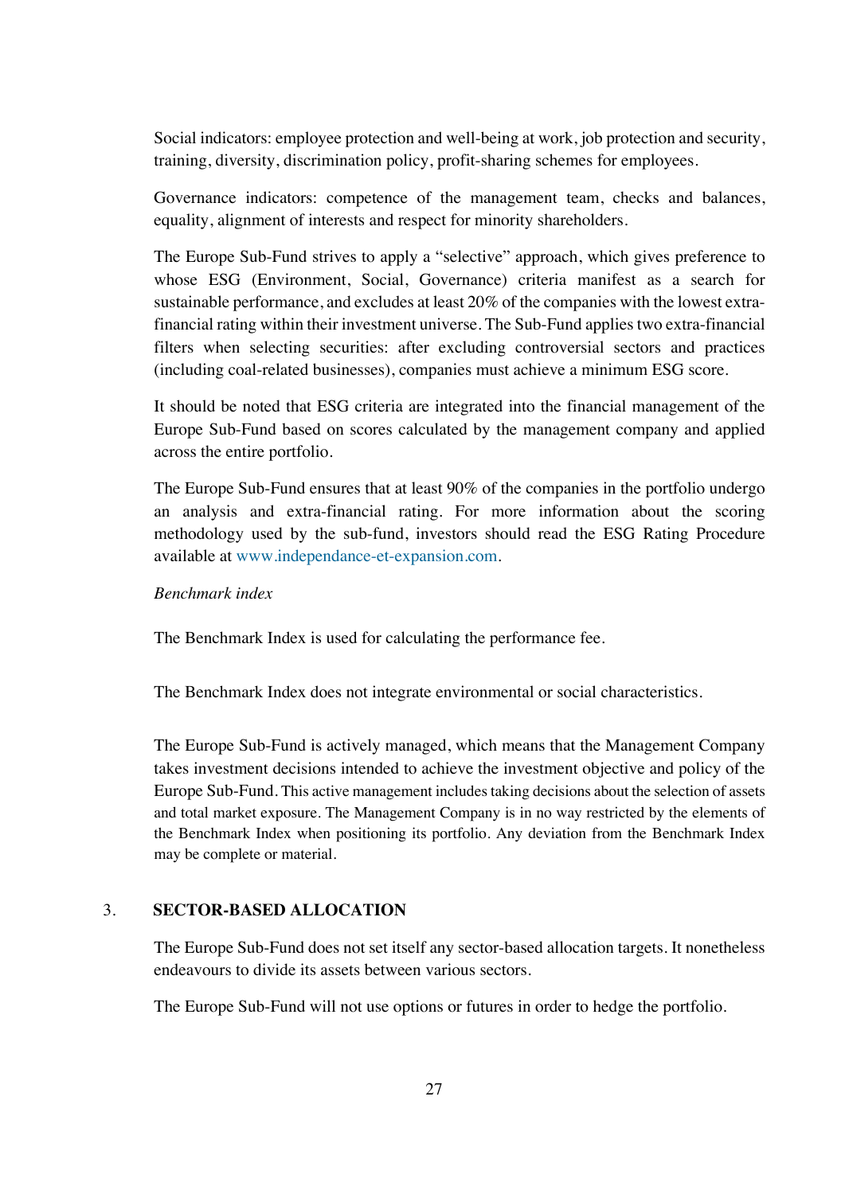Social indicators: employee protection and well-being at work, job protection and security, training, diversity, discrimination policy, profit-sharing schemes for employees.

Governance indicators: competence of the management team, checks and balances, equality, alignment of interests and respect for minority shareholders.

The Europe Sub-Fund strives to apply a "selective" approach, which gives preference to whose ESG (Environment, Social, Governance) criteria manifest as a search for sustainable performance, and excludes at least 20% of the companies with the lowest extra-financial rating within their investment universe. The Sub-Fund applies two extra-financial filters when selecting securities: after excluding controversial sectors and practices (including coal-related businesses), companies must achieve a minimum ESG score.

It should be noted that ESG criteria are integrated into the financial management of the Europe Sub-Fund based on scores calculated by the management company and applied across the entire portfolio.

The Europe Sub-Fund ensures that at least 90% of the companies in the portfolio undergo an analysis and extra-financial rating. For more information about the scoring methodology used by the sub-fund, investors should read the ESG Rating Procedure available at www.independance-et-expansion.com.

*Benchmark index*

The Benchmark Index is used for calculating the performance fee.

The Benchmark Index does not integrate environmental or social characteristics.

The Europe Sub-Fund is actively managed, which means that the Management Company takes investment decisions intended to achieve the investment objective and policy of the Europe Sub-Fund. This active management includes taking decisions about the selection of assets and total market exposure. The Management Company is in no way restricted by the elements of the Benchmark Index when positioning its portfolio. Any deviation from the Benchmark Index may be complete or material.

## 3. SECTOR-BASED ALLOCATION

The Europe Sub-Fund does not set itself any sector-based allocation targets. It nonetheless endeavours to divide its assets between various sectors.

The Europe Sub-Fund will not use options or futures in order to hedge the portfolio.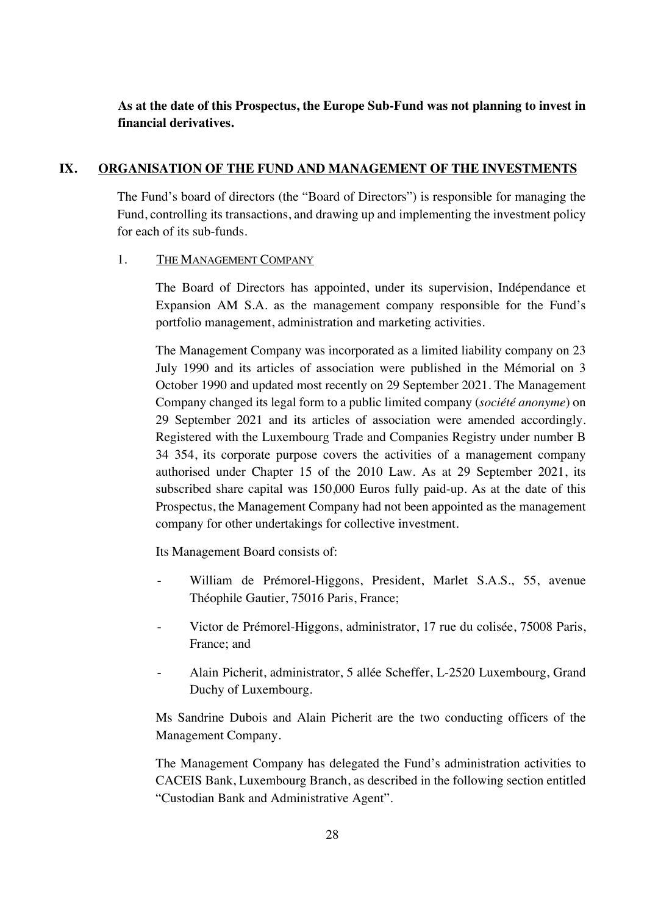**As at the date of this Prospectus, the Europe Sub-Fund was not planning to invest in financial derivatives.**

## IX. ORGANISATION OF THE FUND AND MANAGEMENT OF THE INVESTMENTS

The Fund's board of directors (the "Board of Directors") is responsible for managing the Fund, controlling its transactions, and drawing up and implementing the investment policy for each of its sub-funds.

### 1. THE MANAGEMENT COMPANY

The Board of Directors has appointed, under its supervision, Indépendance et Expansion AM S.A. as the management company responsible for the Fund's portfolio management, administration and marketing activities.

The Management Company was incorporated as a limited liability company on 23 July 1990 and its articles of association were published in the Mémorial on 3 October 1990 and updated most recently on 29 September 2021. The Management Company changed its legal form to a public limited company (*société anonyme*) on 29 September 2021 and its articles of association were amended accordingly. Registered with the Luxembourg Trade and Companies Registry under number B 34 354, its corporate purpose covers the activities of a management company authorised under Chapter 15 of the 2010 Law. As at 29 September 2021, its subscribed share capital was 150,000 Euros fully paid-up. As at the date of this Prospectus, the Management Company had not been appointed as the management company for other undertakings for collective investment.

Its Management Board consists of:

- William de Prémorel-Higgons, President, Marlet S.A.S., 55, avenue Théophile Gautier, 75016 Paris, France;
- Victor de Prémorel-Higgons, administrator, 17 rue du colisée, 75008 Paris, France; and
- Alain Picherit, administrator, 5 allée Scheffer, L-2520 Luxembourg, Grand Duchy of Luxembourg.

Ms Sandrine Dubois and Alain Picherit are the two conducting officers of the Management Company.

The Management Company has delegated the Fund's administration activities to CACEIS Bank, Luxembourg Branch, as described in the following section entitled "Custodian Bank and Administrative Agent".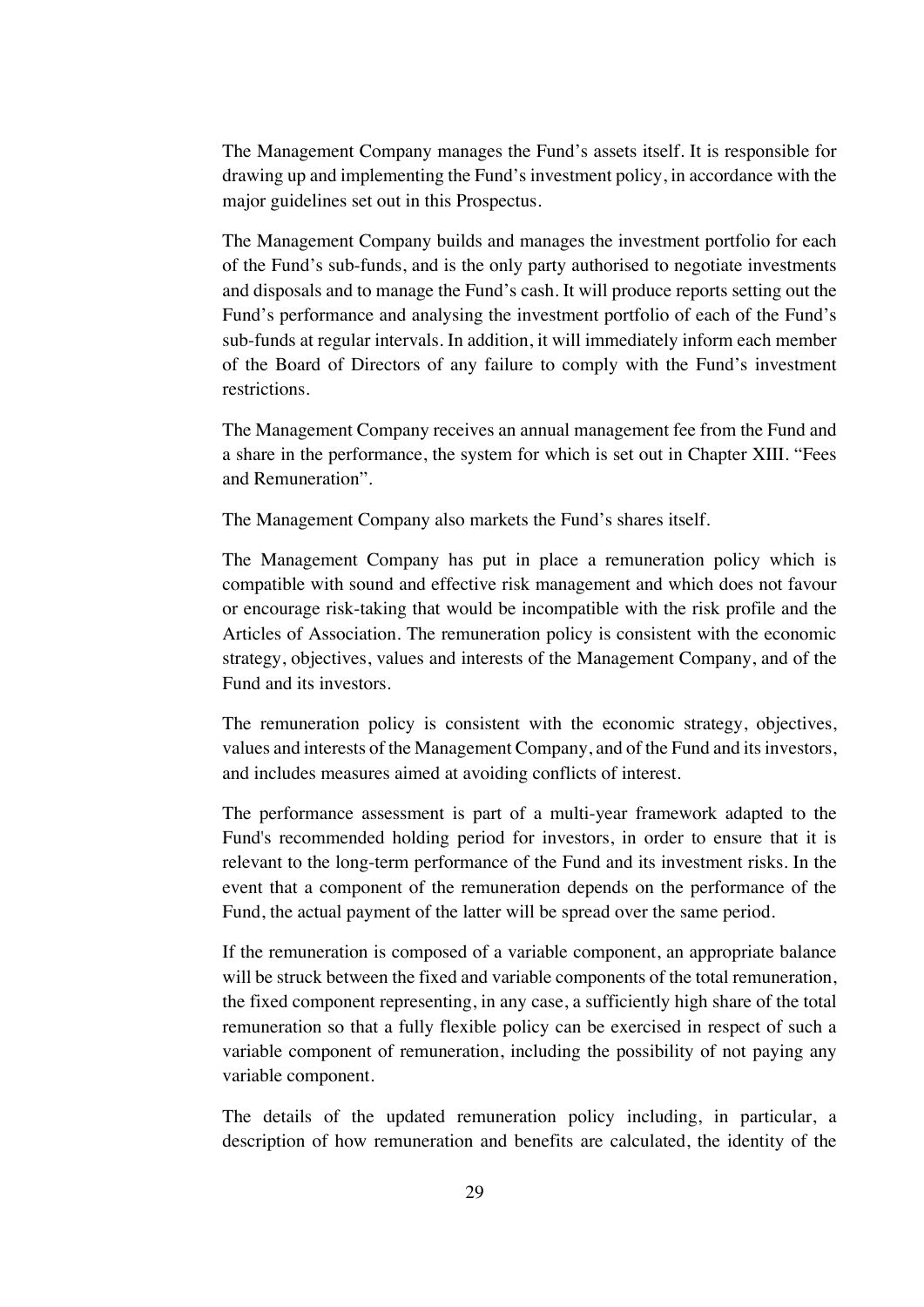The Management Company manages the Fund's assets itself. It is responsible for drawing up and implementing the Fund's investment policy, in accordance with the major guidelines set out in this Prospectus.

The Management Company builds and manages the investment portfolio for each of the Fund's sub-funds, and is the only party authorised to negotiate investments and disposals and to manage the Fund's cash. It will produce reports setting out the Fund's performance and analysing the investment portfolio of each of the Fund's sub-funds at regular intervals. In addition, it will immediately inform each member of the Board of Directors of any failure to comply with the Fund's investment restrictions.

The Management Company receives an annual management fee from the Fund and a share in the performance, the system for which is set out in Chapter XIII. "Fees and Remuneration".

The Management Company also markets the Fund's shares itself.

The Management Company has put in place a remuneration policy which is compatible with sound and effective risk management and which does not favour or encourage risk-taking that would be incompatible with the risk profile and the Articles of Association. The remuneration policy is consistent with the economic strategy, objectives, values and interests of the Management Company, and of the Fund and its investors.

The remuneration policy is consistent with the economic strategy, objectives, values and interests of the Management Company, and of the Fund and its investors, and includes measures aimed at avoiding conflicts of interest.

The performance assessment is part of a multi-year framework adapted to the Fund's recommended holding period for investors, in order to ensure that it is relevant to the long-term performance of the Fund and its investment risks. In the event that a component of the remuneration depends on the performance of the Fund, the actual payment of the latter will be spread over the same period.

If the remuneration is composed of a variable component, an appropriate balance will be struck between the fixed and variable components of the total remuneration, the fixed component representing, in any case, a sufficiently high share of the total remuneration so that a fully flexible policy can be exercised in respect of such a variable component of remuneration, including the possibility of not paying any variable component.

The details of the updated remuneration policy including, in particular, a description of how remuneration and benefits are calculated, the identity of the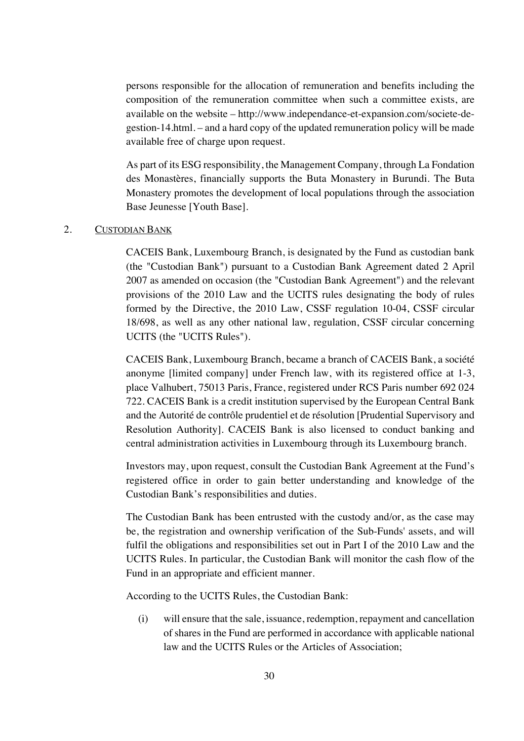persons responsible for the allocation of remuneration and benefits including the composition of the remuneration committee when such a committee exists, are available on the website – http://www.independance-et-expansion.com/societe-de-gestion-14.html. – and a hard copy of the updated remuneration policy will be made available free of charge upon request.

As part of its ESG responsibility, the Management Company, through La Fondation des Monastères, financially supports the Buta Monastery in Burundi. The Buta Monastery promotes the development of local populations through the association Base Jeunesse [Youth Base].

## 2. CUSTODIAN BANK

CACEIS Bank, Luxembourg Branch, is designated by the Fund as custodian bank (the "Custodian Bank") pursuant to a Custodian Bank Agreement dated 2 April 2007 as amended on occasion (the "Custodian Bank Agreement") and the relevant provisions of the 2010 Law and the UCITS rules designating the body of rules formed by the Directive, the 2010 Law, CSSF regulation 10-04, CSSF circular 18/698, as well as any other national law, regulation, CSSF circular concerning UCITS (the "UCITS Rules").

CACEIS Bank, Luxembourg Branch, became a branch of CACEIS Bank, a société anonyme [limited company] under French law, with its registered office at 1-3, place Valhubert, 75013 Paris, France, registered under RCS Paris number 692 024 722. CACEIS Bank is a credit institution supervised by the European Central Bank and the Autorité de contrôle prudentiel et de résolution [Prudential Supervisory and Resolution Authority]. CACEIS Bank is also licensed to conduct banking and central administration activities in Luxembourg through its Luxembourg branch.

Investors may, upon request, consult the Custodian Bank Agreement at the Fund's registered office in order to gain better understanding and knowledge of the Custodian Bank's responsibilities and duties.

The Custodian Bank has been entrusted with the custody and/or, as the case may be, the registration and ownership verification of the Sub-Funds' assets, and will fulfil the obligations and responsibilities set out in Part I of the 2010 Law and the UCITS Rules. In particular, the Custodian Bank will monitor the cash flow of the Fund in an appropriate and efficient manner.

According to the UCITS Rules, the Custodian Bank:

(i) will ensure that the sale, issuance, redemption, repayment and cancellation of shares in the Fund are performed in accordance with applicable national law and the UCITS Rules or the Articles of Association;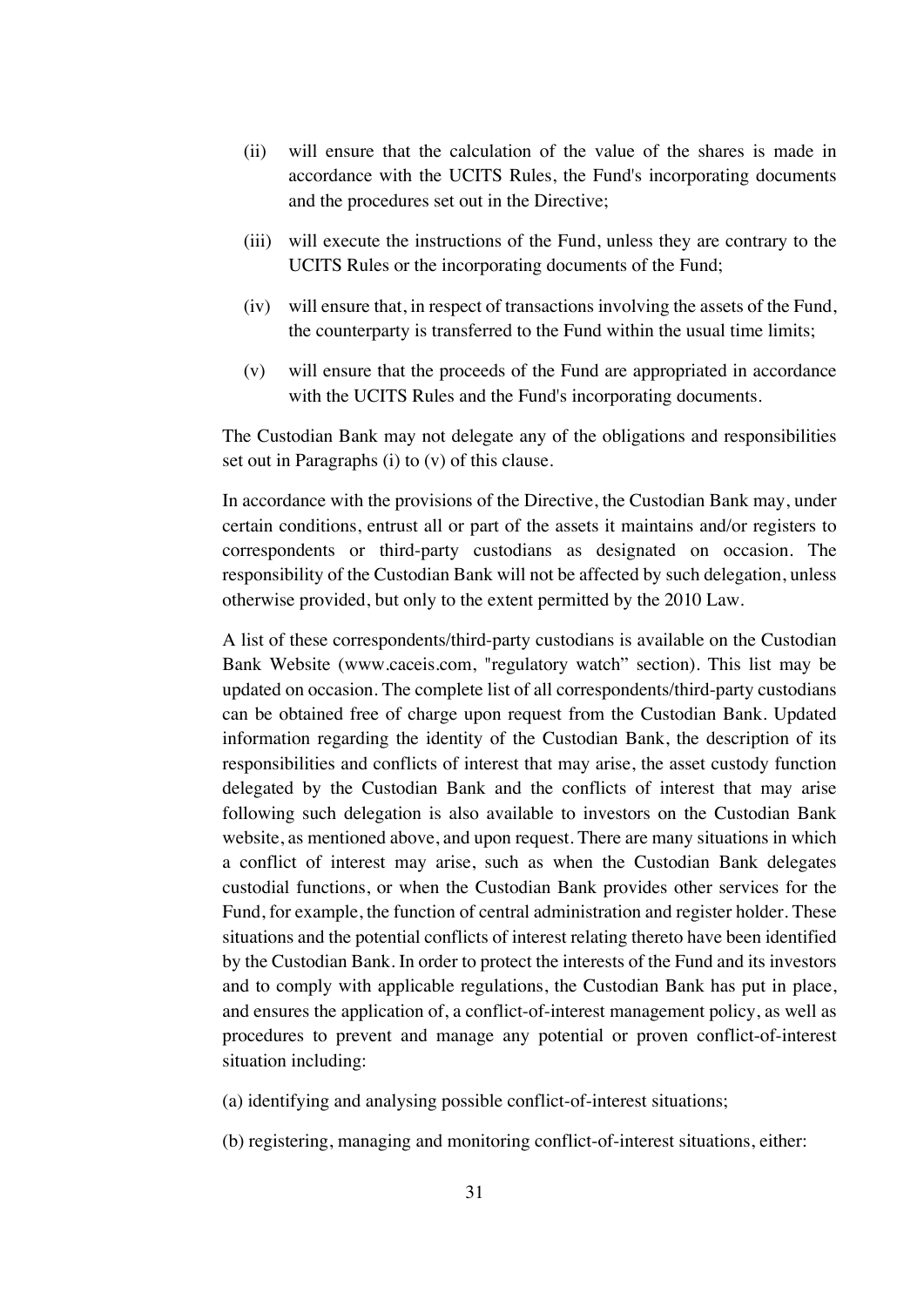(ii) will ensure that the calculation of the value of the shares is made in accordance with the UCITS Rules, the Fund's incorporating documents and the procedures set out in the Directive;

(iii) will execute the instructions of the Fund, unless they are contrary to the UCITS Rules or the incorporating documents of the Fund;

(iv) will ensure that, in respect of transactions involving the assets of the Fund, the counterparty is transferred to the Fund within the usual time limits;

(v) will ensure that the proceeds of the Fund are appropriated in accordance with the UCITS Rules and the Fund's incorporating documents.

The Custodian Bank may not delegate any of the obligations and responsibilities set out in Paragraphs (i) to (v) of this clause.

In accordance with the provisions of the Directive, the Custodian Bank may, under certain conditions, entrust all or part of the assets it maintains and/or registers to correspondents or third-party custodians as designated on occasion. The responsibility of the Custodian Bank will not be affected by such delegation, unless otherwise provided, but only to the extent permitted by the 2010 Law.

A list of these correspondents/third-party custodians is available on the Custodian Bank Website (www.caceis.com, "regulatory watch" section). This list may be updated on occasion. The complete list of all correspondents/third-party custodians can be obtained free of charge upon request from the Custodian Bank. Updated information regarding the identity of the Custodian Bank, the description of its responsibilities and conflicts of interest that may arise, the asset custody function delegated by the Custodian Bank and the conflicts of interest that may arise following such delegation is also available to investors on the Custodian Bank website, as mentioned above, and upon request. There are many situations in which a conflict of interest may arise, such as when the Custodian Bank delegates custodial functions, or when the Custodian Bank provides other services for the Fund, for example, the function of central administration and register holder. These situations and the potential conflicts of interest relating thereto have been identified by the Custodian Bank. In order to protect the interests of the Fund and its investors and to comply with applicable regulations, the Custodian Bank has put in place, and ensures the application of, a conflict-of-interest management policy, as well as procedures to prevent and manage any potential or proven conflict-of-interest situation including:

(a) identifying and analysing possible conflict-of-interest situations;

(b) registering, managing and monitoring conflict-of-interest situations, either: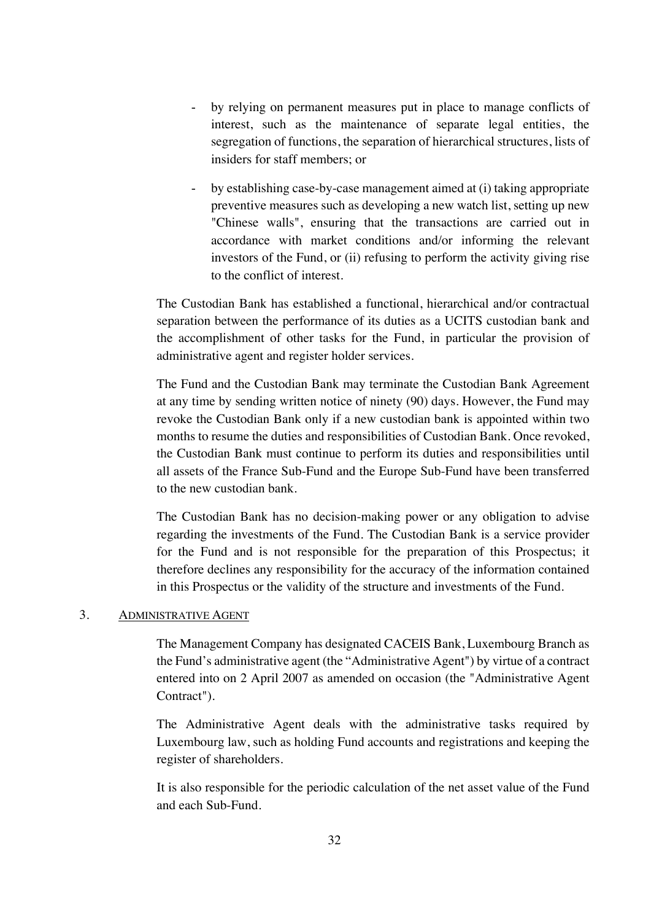- by relying on permanent measures put in place to manage conflicts of interest, such as the maintenance of separate legal entities, the segregation of functions, the separation of hierarchical structures, lists of insiders for staff members; or
- by establishing case-by-case management aimed at (i) taking appropriate preventive measures such as developing a new watch list, setting up new "Chinese walls", ensuring that the transactions are carried out in accordance with market conditions and/or informing the relevant investors of the Fund, or (ii) refusing to perform the activity giving rise to the conflict of interest.

The Custodian Bank has established a functional, hierarchical and/or contractual separation between the performance of its duties as a UCITS custodian bank and the accomplishment of other tasks for the Fund, in particular the provision of administrative agent and register holder services.

The Fund and the Custodian Bank may terminate the Custodian Bank Agreement at any time by sending written notice of ninety (90) days. However, the Fund may revoke the Custodian Bank only if a new custodian bank is appointed within two months to resume the duties and responsibilities of Custodian Bank. Once revoked, the Custodian Bank must continue to perform its duties and responsibilities until all assets of the France Sub-Fund and the Europe Sub-Fund have been transferred to the new custodian bank.

The Custodian Bank has no decision-making power or any obligation to advise regarding the investments of the Fund. The Custodian Bank is a service provider for the Fund and is not responsible for the preparation of this Prospectus; it therefore declines any responsibility for the accuracy of the information contained in this Prospectus or the validity of the structure and investments of the Fund.

## 3. ADMINISTRATIVE AGENT

The Management Company has designated CACEIS Bank, Luxembourg Branch as the Fund's administrative agent (the "Administrative Agent") by virtue of a contract entered into on 2 April 2007 as amended on occasion (the "Administrative Agent Contract").

The Administrative Agent deals with the administrative tasks required by Luxembourg law, such as holding Fund accounts and registrations and keeping the register of shareholders.

It is also responsible for the periodic calculation of the net asset value of the Fund and each Sub-Fund.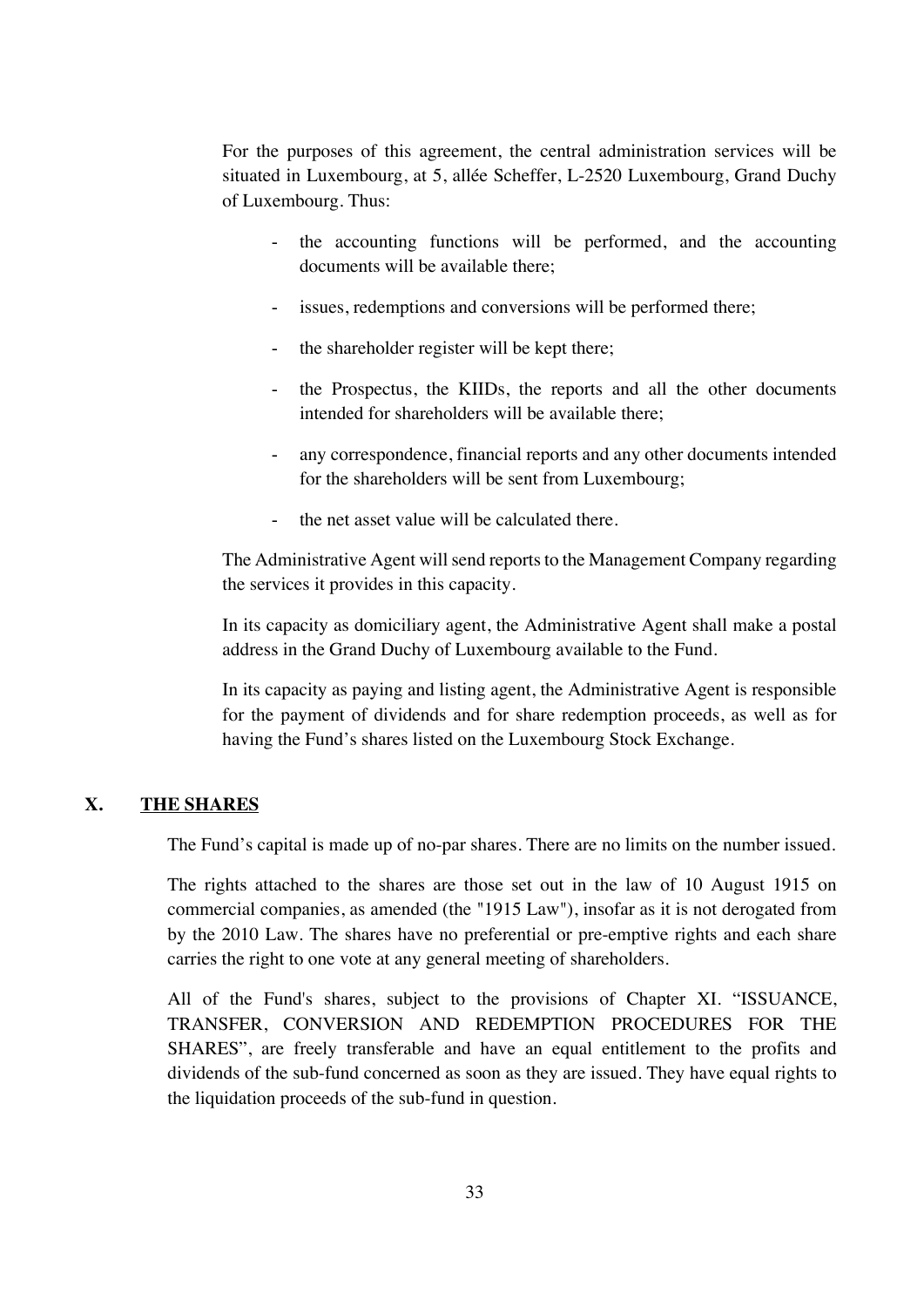For the purposes of this agreement, the central administration services will be situated in Luxembourg, at 5, allée Scheffer, L-2520 Luxembourg, Grand Duchy of Luxembourg. Thus:

- the accounting functions will be performed, and the accounting documents will be available there;
- issues, redemptions and conversions will be performed there;
- the shareholder register will be kept there;
- the Prospectus, the KIIDs, the reports and all the other documents intended for shareholders will be available there;
- any correspondence, financial reports and any other documents intended for the shareholders will be sent from Luxembourg;
- the net asset value will be calculated there.

The Administrative Agent will send reports to the Management Company regarding the services it provides in this capacity.

In its capacity as domiciliary agent, the Administrative Agent shall make a postal address in the Grand Duchy of Luxembourg available to the Fund.

In its capacity as paying and listing agent, the Administrative Agent is responsible for the payment of dividends and for share redemption proceeds, as well as for having the Fund's shares listed on the Luxembourg Stock Exchange.

## X. THE SHARES

The Fund's capital is made up of no-par shares. There are no limits on the number issued.

The rights attached to the shares are those set out in the law of 10 August 1915 on commercial companies, as amended (the "1915 Law"), insofar as it is not derogated from by the 2010 Law. The shares have no preferential or pre-emptive rights and each share carries the right to one vote at any general meeting of shareholders.

All of the Fund's shares, subject to the provisions of Chapter XI. "ISSUANCE, TRANSFER, CONVERSION AND REDEMPTION PROCEDURES FOR THE SHARES", are freely transferable and have an equal entitlement to the profits and dividends of the sub-fund concerned as soon as they are issued. They have equal rights to the liquidation proceeds of the sub-fund in question.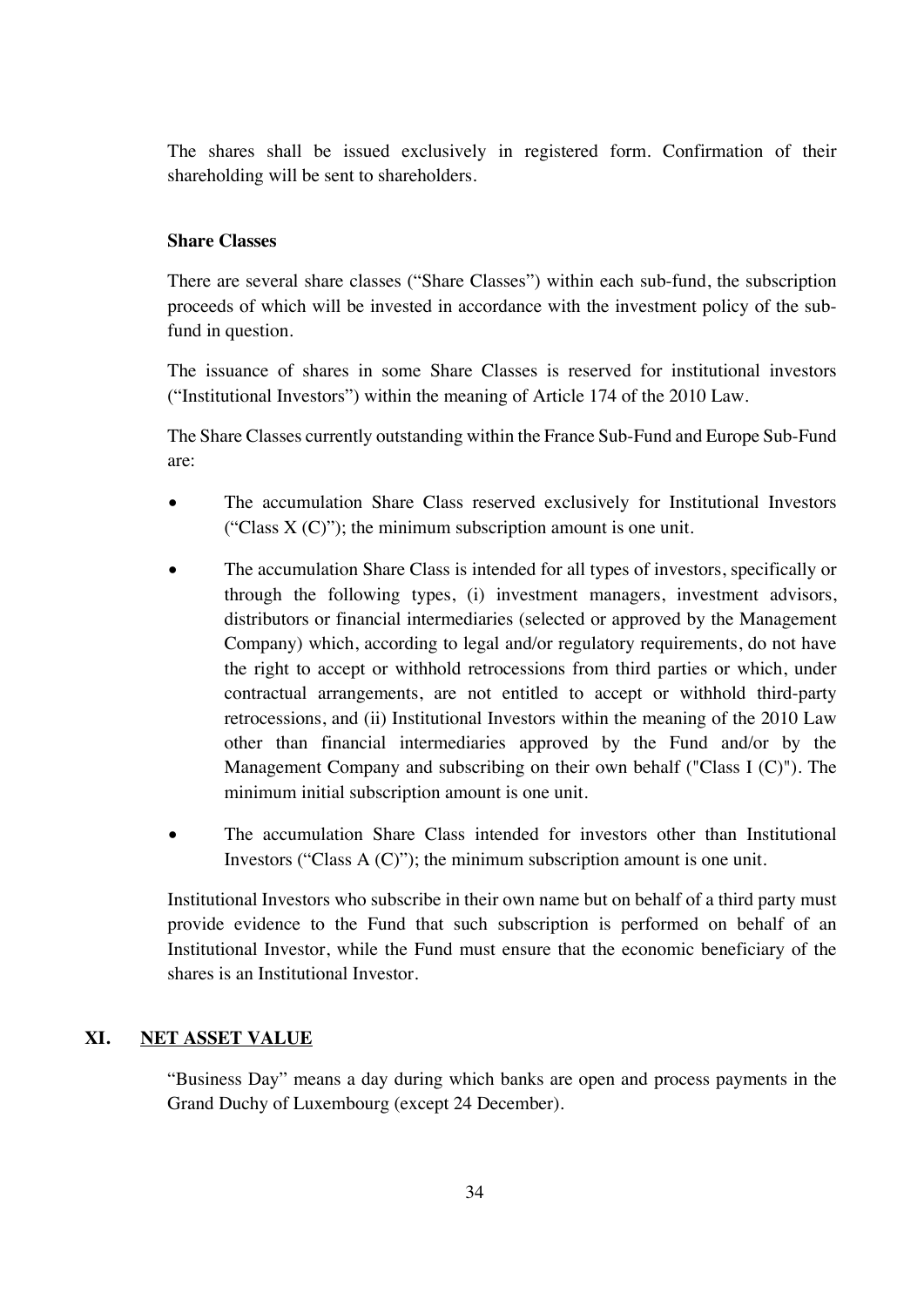The shares shall be issued exclusively in registered form. Confirmation of their shareholding will be sent to shareholders.

**Share Classes**

There are several share classes ("Share Classes") within each sub-fund, the subscription proceeds of which will be invested in accordance with the investment policy of the sub-fund in question.

The issuance of shares in some Share Classes is reserved for institutional investors ("Institutional Investors") within the meaning of Article 174 of the 2010 Law.

The Share Classes currently outstanding within the France Sub-Fund and Europe Sub-Fund are:

- The accumulation Share Class reserved exclusively for Institutional Investors ("Class X (C)"); the minimum subscription amount is one unit.
- The accumulation Share Class is intended for all types of investors, specifically or through the following types, (i) investment managers, investment advisors, distributors or financial intermediaries (selected or approved by the Management Company) which, according to legal and/or regulatory requirements, do not have the right to accept or withhold retrocessions from third parties or which, under contractual arrangements, are not entitled to accept or withhold third-party retrocessions, and (ii) Institutional Investors within the meaning of the 2010 Law other than financial intermediaries approved by the Fund and/or by the Management Company and subscribing on their own behalf ("Class I (C)"). The minimum initial subscription amount is one unit.
- The accumulation Share Class intended for investors other than Institutional Investors ("Class A (C)"); the minimum subscription amount is one unit.

Institutional Investors who subscribe in their own name but on behalf of a third party must provide evidence to the Fund that such subscription is performed on behalf of an Institutional Investor, while the Fund must ensure that the economic beneficiary of the shares is an Institutional Investor.

## XI. NET ASSET VALUE

"Business Day" means a day during which banks are open and process payments in the Grand Duchy of Luxembourg (except 24 December).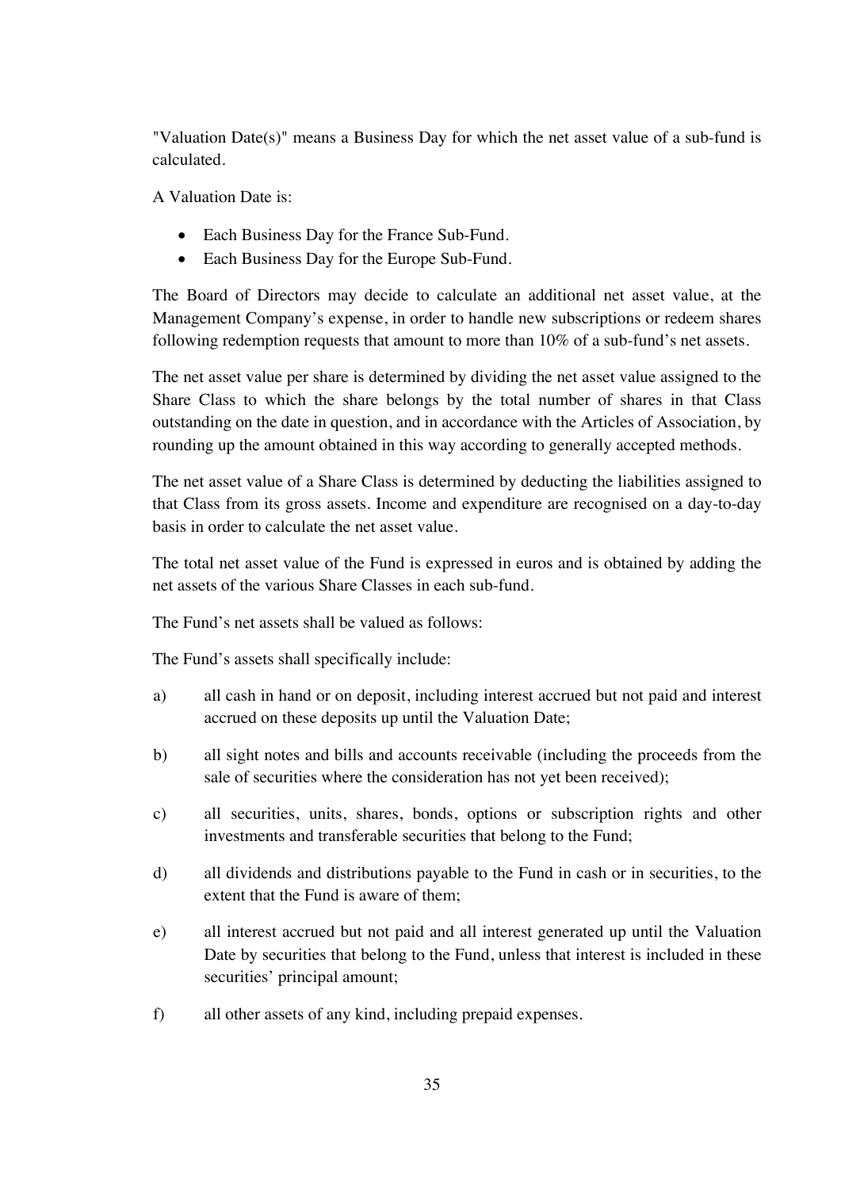"Valuation Date(s)" means a Business Day for which the net asset value of a sub-fund is calculated.

A Valuation Date is:

- Each Business Day for the France Sub-Fund.
- Each Business Day for the Europe Sub-Fund.

The Board of Directors may decide to calculate an additional net asset value, at the Management Company's expense, in order to handle new subscriptions or redeem shares following redemption requests that amount to more than 10% of a sub-fund's net assets.

The net asset value per share is determined by dividing the net asset value assigned to the Share Class to which the share belongs by the total number of shares in that Class outstanding on the date in question, and in accordance with the Articles of Association, by rounding up the amount obtained in this way according to generally accepted methods.

The net asset value of a Share Class is determined by deducting the liabilities assigned to that Class from its gross assets. Income and expenditure are recognised on a day-to-day basis in order to calculate the net asset value.

The total net asset value of the Fund is expressed in euros and is obtained by adding the net assets of the various Share Classes in each sub-fund.

The Fund's net assets shall be valued as follows:

The Fund's assets shall specifically include:

a) all cash in hand or on deposit, including interest accrued but not paid and interest accrued on these deposits up until the Valuation Date;

b) all sight notes and bills and accounts receivable (including the proceeds from the sale of securities where the consideration has not yet been received);

c) all securities, units, shares, bonds, options or subscription rights and other investments and transferable securities that belong to the Fund;

d) all dividends and distributions payable to the Fund in cash or in securities, to the extent that the Fund is aware of them;

e) all interest accrued but not paid and all interest generated up until the Valuation Date by securities that belong to the Fund, unless that interest is included in these securities' principal amount;

f) all other assets of any kind, including prepaid expenses.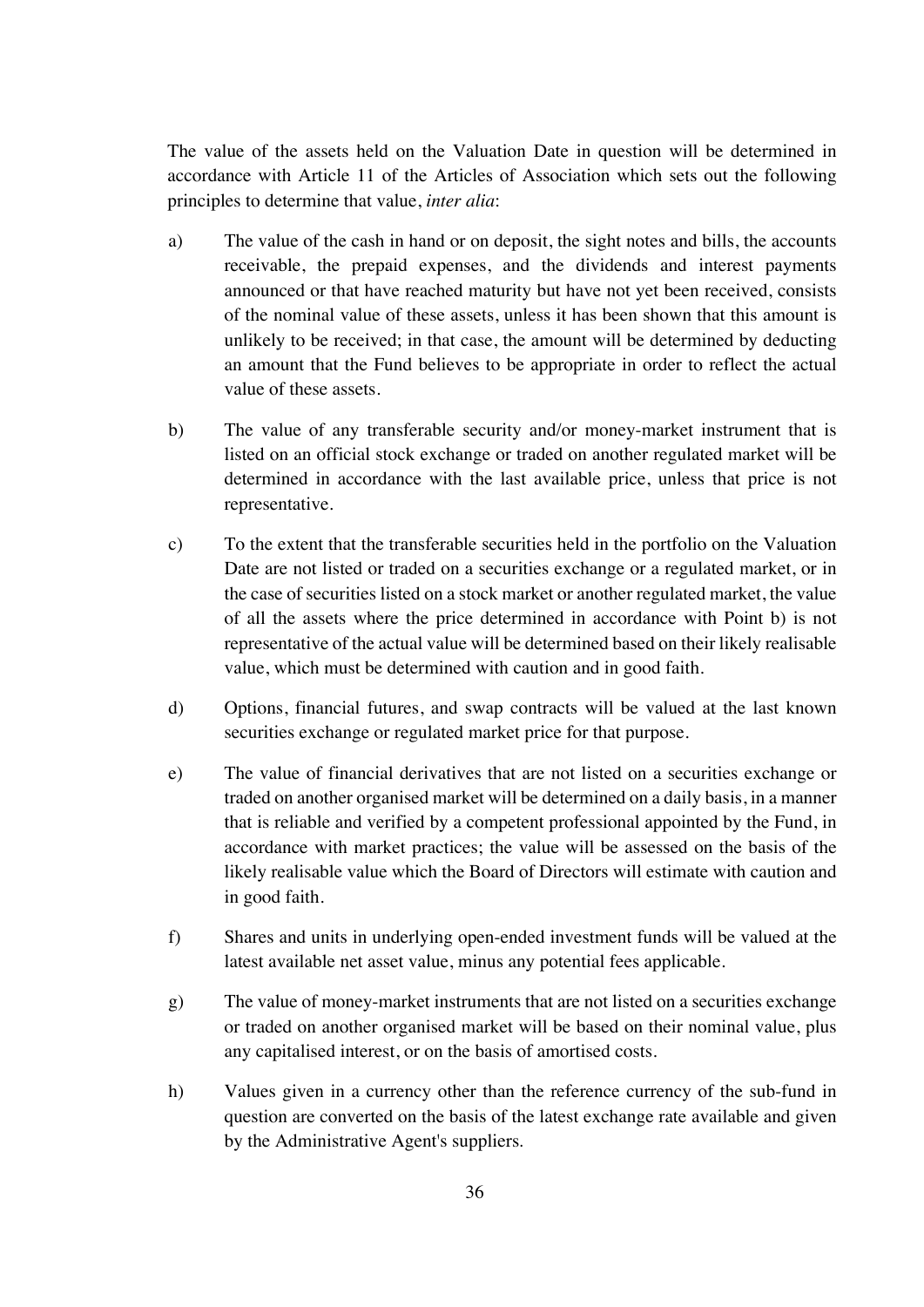The value of the assets held on the Valuation Date in question will be determined in accordance with Article 11 of the Articles of Association which sets out the following principles to determine that value, *inter alia*:

a) The value of the cash in hand or on deposit, the sight notes and bills, the accounts receivable, the prepaid expenses, and the dividends and interest payments announced or that have reached maturity but have not yet been received, consists of the nominal value of these assets, unless it has been shown that this amount is unlikely to be received; in that case, the amount will be determined by deducting an amount that the Fund believes to be appropriate in order to reflect the actual value of these assets.

b) The value of any transferable security and/or money-market instrument that is listed on an official stock exchange or traded on another regulated market will be determined in accordance with the last available price, unless that price is not representative.

c) To the extent that the transferable securities held in the portfolio on the Valuation Date are not listed or traded on a securities exchange or a regulated market, or in the case of securities listed on a stock market or another regulated market, the value of all the assets where the price determined in accordance with Point b) is not representative of the actual value will be determined based on their likely realisable value, which must be determined with caution and in good faith.

d) Options, financial futures, and swap contracts will be valued at the last known securities exchange or regulated market price for that purpose.

e) The value of financial derivatives that are not listed on a securities exchange or traded on another organised market will be determined on a daily basis, in a manner that is reliable and verified by a competent professional appointed by the Fund, in accordance with market practices; the value will be assessed on the basis of the likely realisable value which the Board of Directors will estimate with caution and in good faith.

f) Shares and units in underlying open-ended investment funds will be valued at the latest available net asset value, minus any potential fees applicable.

g) The value of money-market instruments that are not listed on a securities exchange or traded on another organised market will be based on their nominal value, plus any capitalised interest, or on the basis of amortised costs.

h) Values given in a currency other than the reference currency of the sub-fund in question are converted on the basis of the latest exchange rate available and given by the Administrative Agent's suppliers.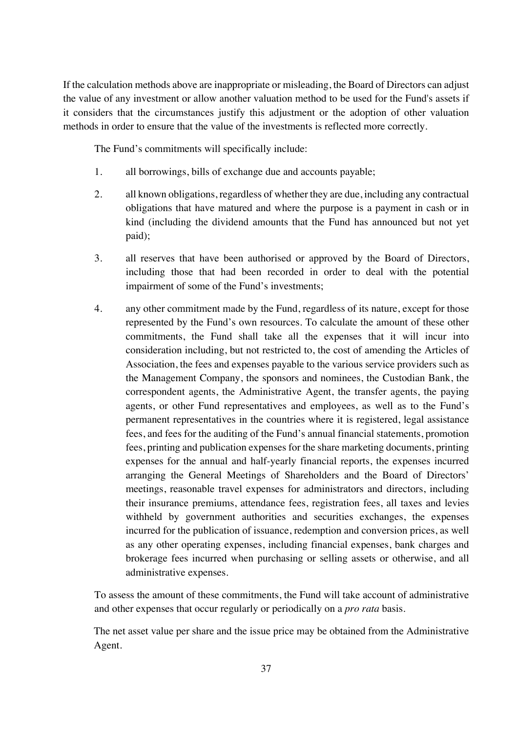If the calculation methods above are inappropriate or misleading, the Board of Directors can adjust the value of any investment or allow another valuation method to be used for the Fund's assets if it considers that the circumstances justify this adjustment or the adoption of other valuation methods in order to ensure that the value of the investments is reflected more correctly.

The Fund's commitments will specifically include:

1. all borrowings, bills of exchange due and accounts payable;
2. all known obligations, regardless of whether they are due, including any contractual obligations that have matured and where the purpose is a payment in cash or in kind (including the dividend amounts that the Fund has announced but not yet paid);
3. all reserves that have been authorised or approved by the Board of Directors, including those that had been recorded in order to deal with the potential impairment of some of the Fund's investments;
4. any other commitment made by the Fund, regardless of its nature, except for those represented by the Fund's own resources. To calculate the amount of these other commitments, the Fund shall take all the expenses that it will incur into consideration including, but not restricted to, the cost of amending the Articles of Association, the fees and expenses payable to the various service providers such as the Management Company, the sponsors and nominees, the Custodian Bank, the correspondent agents, the Administrative Agent, the transfer agents, the paying agents, or other Fund representatives and employees, as well as to the Fund's permanent representatives in the countries where it is registered, legal assistance fees, and fees for the auditing of the Fund's annual financial statements, promotion fees, printing and publication expenses for the share marketing documents, printing expenses for the annual and half-yearly financial reports, the expenses incurred arranging the General Meetings of Shareholders and the Board of Directors' meetings, reasonable travel expenses for administrators and directors, including their insurance premiums, attendance fees, registration fees, all taxes and levies withheld by government authorities and securities exchanges, the expenses incurred for the publication of issuance, redemption and conversion prices, as well as any other operating expenses, including financial expenses, bank charges and brokerage fees incurred when purchasing or selling assets or otherwise, and all administrative expenses.

To assess the amount of these commitments, the Fund will take account of administrative and other expenses that occur regularly or periodically on a *pro rata* basis.

The net asset value per share and the issue price may be obtained from the Administrative Agent.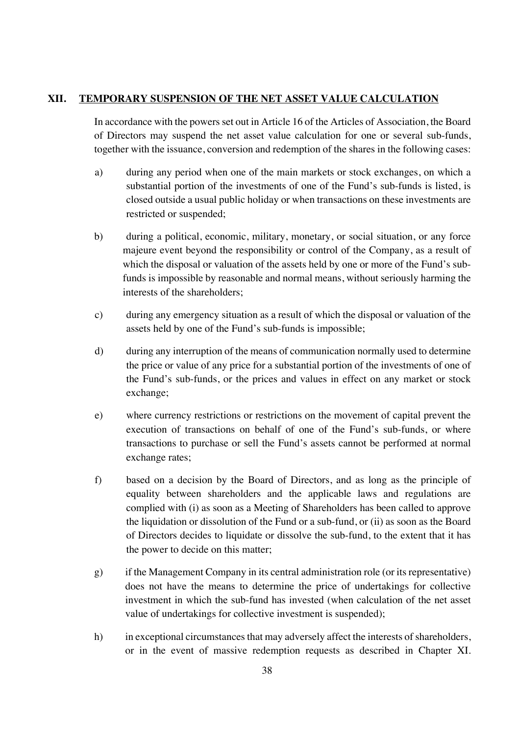## XII. TEMPORARY SUSPENSION OF THE NET ASSET VALUE CALCULATION

In accordance with the powers set out in Article 16 of the Articles of Association, the Board of Directors may suspend the net asset value calculation for one or several sub-funds, together with the issuance, conversion and redemption of the shares in the following cases:

a) during any period when one of the main markets or stock exchanges, on which a substantial portion of the investments of one of the Fund's sub-funds is listed, is closed outside a usual public holiday or when transactions on these investments are restricted or suspended;

b) during a political, economic, military, monetary, or social situation, or any force majeure event beyond the responsibility or control of the Company, as a result of which the disposal or valuation of the assets held by one or more of the Fund's sub-funds is impossible by reasonable and normal means, without seriously harming the interests of the shareholders;

c) during any emergency situation as a result of which the disposal or valuation of the assets held by one of the Fund's sub-funds is impossible;

d) during any interruption of the means of communication normally used to determine the price or value of any price for a substantial portion of the investments of one of the Fund's sub-funds, or the prices and values in effect on any market or stock exchange;

e) where currency restrictions or restrictions on the movement of capital prevent the execution of transactions on behalf of one of the Fund's sub-funds, or where transactions to purchase or sell the Fund's assets cannot be performed at normal exchange rates;

f) based on a decision by the Board of Directors, and as long as the principle of equality between shareholders and the applicable laws and regulations are complied with (i) as soon as a Meeting of Shareholders has been called to approve the liquidation or dissolution of the Fund or a sub-fund, or (ii) as soon as the Board of Directors decides to liquidate or dissolve the sub-fund, to the extent that it has the power to decide on this matter;

g) if the Management Company in its central administration role (or its representative) does not have the means to determine the price of undertakings for collective investment in which the sub-fund has invested (when calculation of the net asset value of undertakings for collective investment is suspended);

h) in exceptional circumstances that may adversely affect the interests of shareholders, or in the event of massive redemption requests as described in Chapter XI.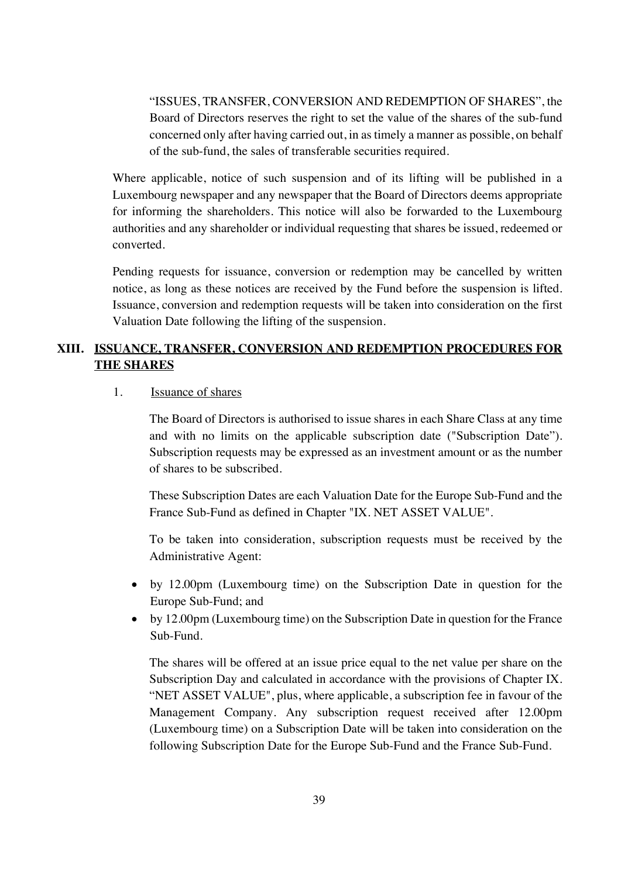"ISSUES, TRANSFER, CONVERSION AND REDEMPTION OF SHARES", the Board of Directors reserves the right to set the value of the shares of the sub-fund concerned only after having carried out, in as timely a manner as possible, on behalf of the sub-fund, the sales of transferable securities required.

Where applicable, notice of such suspension and of its lifting will be published in a Luxembourg newspaper and any newspaper that the Board of Directors deems appropriate for informing the shareholders. This notice will also be forwarded to the Luxembourg authorities and any shareholder or individual requesting that shares be issued, redeemed or converted.

Pending requests for issuance, conversion or redemption may be cancelled by written notice, as long as these notices are received by the Fund before the suspension is lifted. Issuance, conversion and redemption requests will be taken into consideration on the first Valuation Date following the lifting of the suspension.

## XIII. ISSUANCE, TRANSFER, CONVERSION AND REDEMPTION PROCEDURES FOR THE SHARES

### 1. Issuance of shares

The Board of Directors is authorised to issue shares in each Share Class at any time and with no limits on the applicable subscription date ("Subscription Date"). Subscription requests may be expressed as an investment amount or as the number of shares to be subscribed.

These Subscription Dates are each Valuation Date for the Europe Sub-Fund and the France Sub-Fund as defined in Chapter "IX. NET ASSET VALUE".

To be taken into consideration, subscription requests must be received by the Administrative Agent:

- by 12.00pm (Luxembourg time) on the Subscription Date in question for the Europe Sub-Fund; and
- by 12.00pm (Luxembourg time) on the Subscription Date in question for the France Sub-Fund.

The shares will be offered at an issue price equal to the net value per share on the Subscription Day and calculated in accordance with the provisions of Chapter IX. "NET ASSET VALUE", plus, where applicable, a subscription fee in favour of the Management Company. Any subscription request received after 12.00pm (Luxembourg time) on a Subscription Date will be taken into consideration on the following Subscription Date for the Europe Sub-Fund and the France Sub-Fund.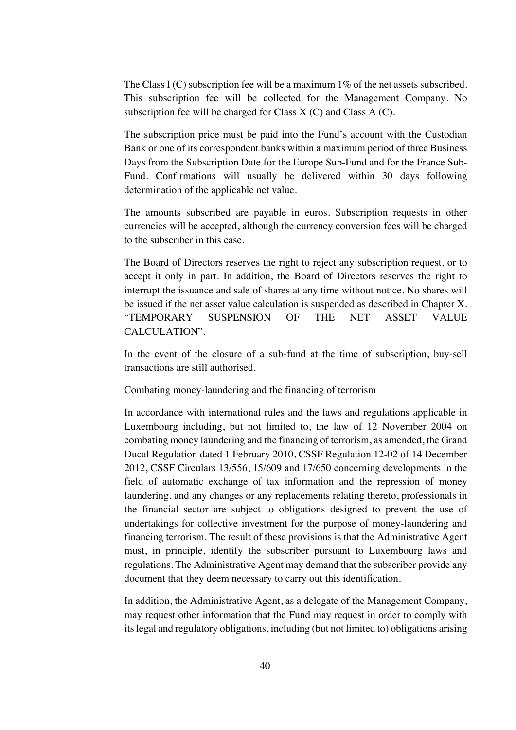The Class I (C) subscription fee will be a maximum 1% of the net assets subscribed. This subscription fee will be collected for the Management Company. No subscription fee will be charged for Class X (C) and Class A (C).

The subscription price must be paid into the Fund's account with the Custodian Bank or one of its correspondent banks within a maximum period of three Business Days from the Subscription Date for the Europe Sub-Fund and for the France Sub-Fund. Confirmations will usually be delivered within 30 days following determination of the applicable net value.

The amounts subscribed are payable in euros. Subscription requests in other currencies will be accepted, although the currency conversion fees will be charged to the subscriber in this case.

The Board of Directors reserves the right to reject any subscription request, or to accept it only in part. In addition, the Board of Directors reserves the right to interrupt the issuance and sale of shares at any time without notice. No shares will be issued if the net asset value calculation is suspended as described in Chapter X. "TEMPORARY SUSPENSION OF THE NET ASSET VALUE CALCULATION".

In the event of the closure of a sub-fund at the time of subscription, buy-sell transactions are still authorised.

Combating money-laundering and the financing of terrorism

In accordance with international rules and the laws and regulations applicable in Luxembourg including, but not limited to, the law of 12 November 2004 on combating money laundering and the financing of terrorism, as amended, the Grand Ducal Regulation dated 1 February 2010, CSSF Regulation 12-02 of 14 December 2012, CSSF Circulars 13/556, 15/609 and 17/650 concerning developments in the field of automatic exchange of tax information and the repression of money laundering, and any changes or any replacements relating thereto, professionals in the financial sector are subject to obligations designed to prevent the use of undertakings for collective investment for the purpose of money-laundering and financing terrorism. The result of these provisions is that the Administrative Agent must, in principle, identify the subscriber pursuant to Luxembourg laws and regulations. The Administrative Agent may demand that the subscriber provide any document that they deem necessary to carry out this identification.

In addition, the Administrative Agent, as a delegate of the Management Company, may request other information that the Fund may request in order to comply with its legal and regulatory obligations, including (but not limited to) obligations arising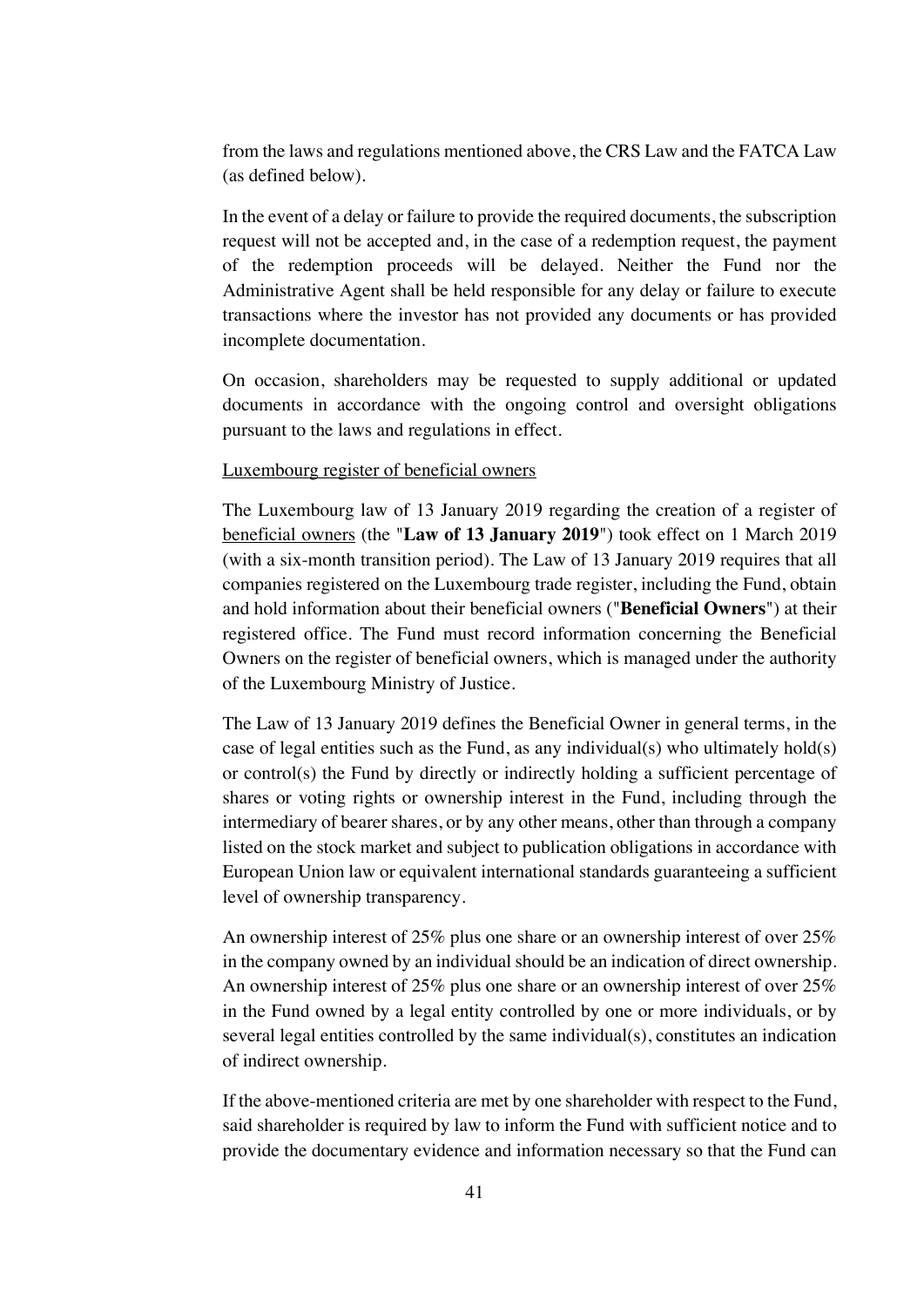from the laws and regulations mentioned above, the CRS Law and the FATCA Law (as defined below).

In the event of a delay or failure to provide the required documents, the subscription request will not be accepted and, in the case of a redemption request, the payment of the redemption proceeds will be delayed. Neither the Fund nor the Administrative Agent shall be held responsible for any delay or failure to execute transactions where the investor has not provided any documents or has provided incomplete documentation.

On occasion, shareholders may be requested to supply additional or updated documents in accordance with the ongoing control and oversight obligations pursuant to the laws and regulations in effect.

Luxembourg register of beneficial owners

The Luxembourg law of 13 January 2019 regarding the creation of a register of beneficial owners (the "**Law of 13 January 2019**") took effect on 1 March 2019 (with a six-month transition period). The Law of 13 January 2019 requires that all companies registered on the Luxembourg trade register, including the Fund, obtain and hold information about their beneficial owners ("**Beneficial Owners**") at their registered office. The Fund must record information concerning the Beneficial Owners on the register of beneficial owners, which is managed under the authority of the Luxembourg Ministry of Justice.

The Law of 13 January 2019 defines the Beneficial Owner in general terms, in the case of legal entities such as the Fund, as any individual(s) who ultimately hold(s) or control(s) the Fund by directly or indirectly holding a sufficient percentage of shares or voting rights or ownership interest in the Fund, including through the intermediary of bearer shares, or by any other means, other than through a company listed on the stock market and subject to publication obligations in accordance with European Union law or equivalent international standards guaranteeing a sufficient level of ownership transparency.

An ownership interest of 25% plus one share or an ownership interest of over 25% in the company owned by an individual should be an indication of direct ownership. An ownership interest of 25% plus one share or an ownership interest of over 25% in the Fund owned by a legal entity controlled by one or more individuals, or by several legal entities controlled by the same individual(s), constitutes an indication of indirect ownership.

If the above-mentioned criteria are met by one shareholder with respect to the Fund, said shareholder is required by law to inform the Fund with sufficient notice and to provide the documentary evidence and information necessary so that the Fund can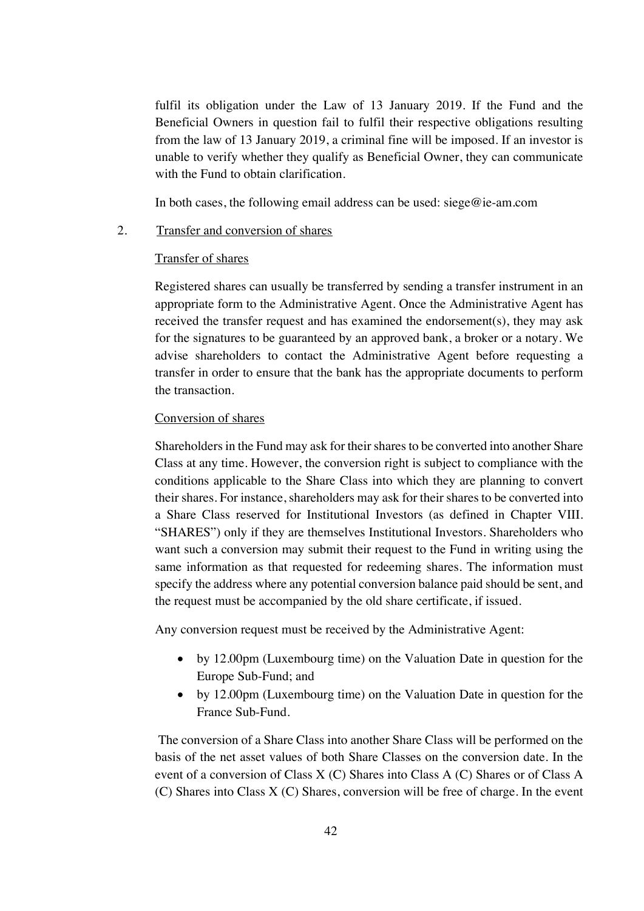fulfil its obligation under the Law of 13 January 2019. If the Fund and the Beneficial Owners in question fail to fulfil their respective obligations resulting from the law of 13 January 2019, a criminal fine will be imposed. If an investor is unable to verify whether they qualify as Beneficial Owner, they can communicate with the Fund to obtain clarification.

In both cases, the following email address can be used: siege@ie-am.com

2. Transfer and conversion of shares

Transfer of shares

Registered shares can usually be transferred by sending a transfer instrument in an appropriate form to the Administrative Agent. Once the Administrative Agent has received the transfer request and has examined the endorsement(s), they may ask for the signatures to be guaranteed by an approved bank, a broker or a notary. We advise shareholders to contact the Administrative Agent before requesting a transfer in order to ensure that the bank has the appropriate documents to perform the transaction.

Conversion of shares

Shareholders in the Fund may ask for their shares to be converted into another Share Class at any time. However, the conversion right is subject to compliance with the conditions applicable to the Share Class into which they are planning to convert their shares. For instance, shareholders may ask for their shares to be converted into a Share Class reserved for Institutional Investors (as defined in Chapter VIII. "SHARES") only if they are themselves Institutional Investors. Shareholders who want such a conversion may submit their request to the Fund in writing using the same information as that requested for redeeming shares. The information must specify the address where any potential conversion balance paid should be sent, and the request must be accompanied by the old share certificate, if issued.

Any conversion request must be received by the Administrative Agent:

- by 12.00pm (Luxembourg time) on the Valuation Date in question for the Europe Sub-Fund; and
- by 12.00pm (Luxembourg time) on the Valuation Date in question for the France Sub-Fund.

The conversion of a Share Class into another Share Class will be performed on the basis of the net asset values of both Share Classes on the conversion date. In the event of a conversion of Class X (C) Shares into Class A (C) Shares or of Class A (C) Shares into Class X (C) Shares, conversion will be free of charge. In the event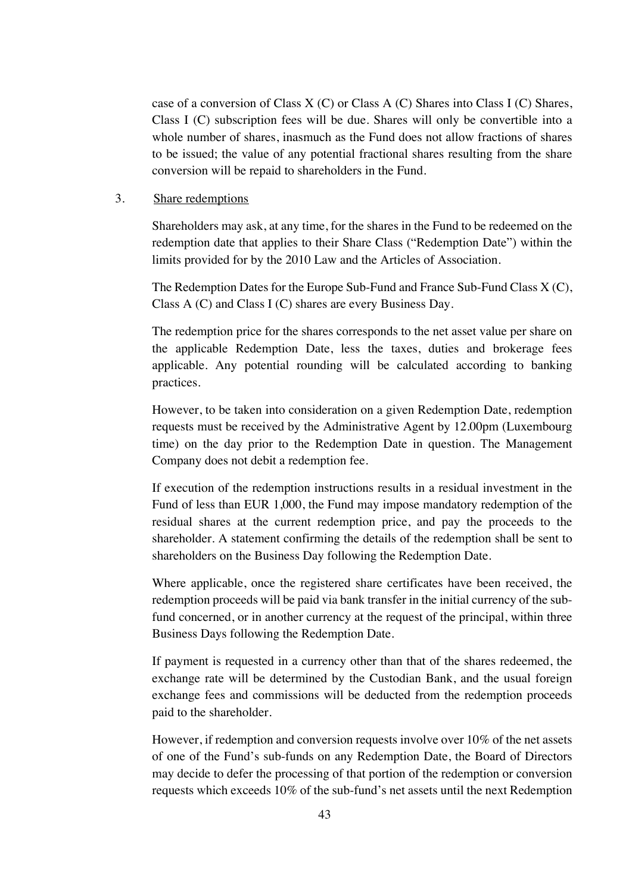case of a conversion of Class X (C) or Class A (C) Shares into Class I (C) Shares, Class I (C) subscription fees will be due. Shares will only be convertible into a whole number of shares, inasmuch as the Fund does not allow fractions of shares to be issued; the value of any potential fractional shares resulting from the share conversion will be repaid to shareholders in the Fund.

3. Share redemptions

Shareholders may ask, at any time, for the shares in the Fund to be redeemed on the redemption date that applies to their Share Class ("Redemption Date") within the limits provided for by the 2010 Law and the Articles of Association.

The Redemption Dates for the Europe Sub-Fund and France Sub-Fund Class X (C), Class A (C) and Class I (C) shares are every Business Day.

The redemption price for the shares corresponds to the net asset value per share on the applicable Redemption Date, less the taxes, duties and brokerage fees applicable. Any potential rounding will be calculated according to banking practices.

However, to be taken into consideration on a given Redemption Date, redemption requests must be received by the Administrative Agent by 12.00pm (Luxembourg time) on the day prior to the Redemption Date in question. The Management Company does not debit a redemption fee.

If execution of the redemption instructions results in a residual investment in the Fund of less than EUR 1,000, the Fund may impose mandatory redemption of the residual shares at the current redemption price, and pay the proceeds to the shareholder. A statement confirming the details of the redemption shall be sent to shareholders on the Business Day following the Redemption Date.

Where applicable, once the registered share certificates have been received, the redemption proceeds will be paid via bank transfer in the initial currency of the sub-fund concerned, or in another currency at the request of the principal, within three Business Days following the Redemption Date.

If payment is requested in a currency other than that of the shares redeemed, the exchange rate will be determined by the Custodian Bank, and the usual foreign exchange fees and commissions will be deducted from the redemption proceeds paid to the shareholder.

However, if redemption and conversion requests involve over 10% of the net assets of one of the Fund's sub-funds on any Redemption Date, the Board of Directors may decide to defer the processing of that portion of the redemption or conversion requests which exceeds 10% of the sub-fund's net assets until the next Redemption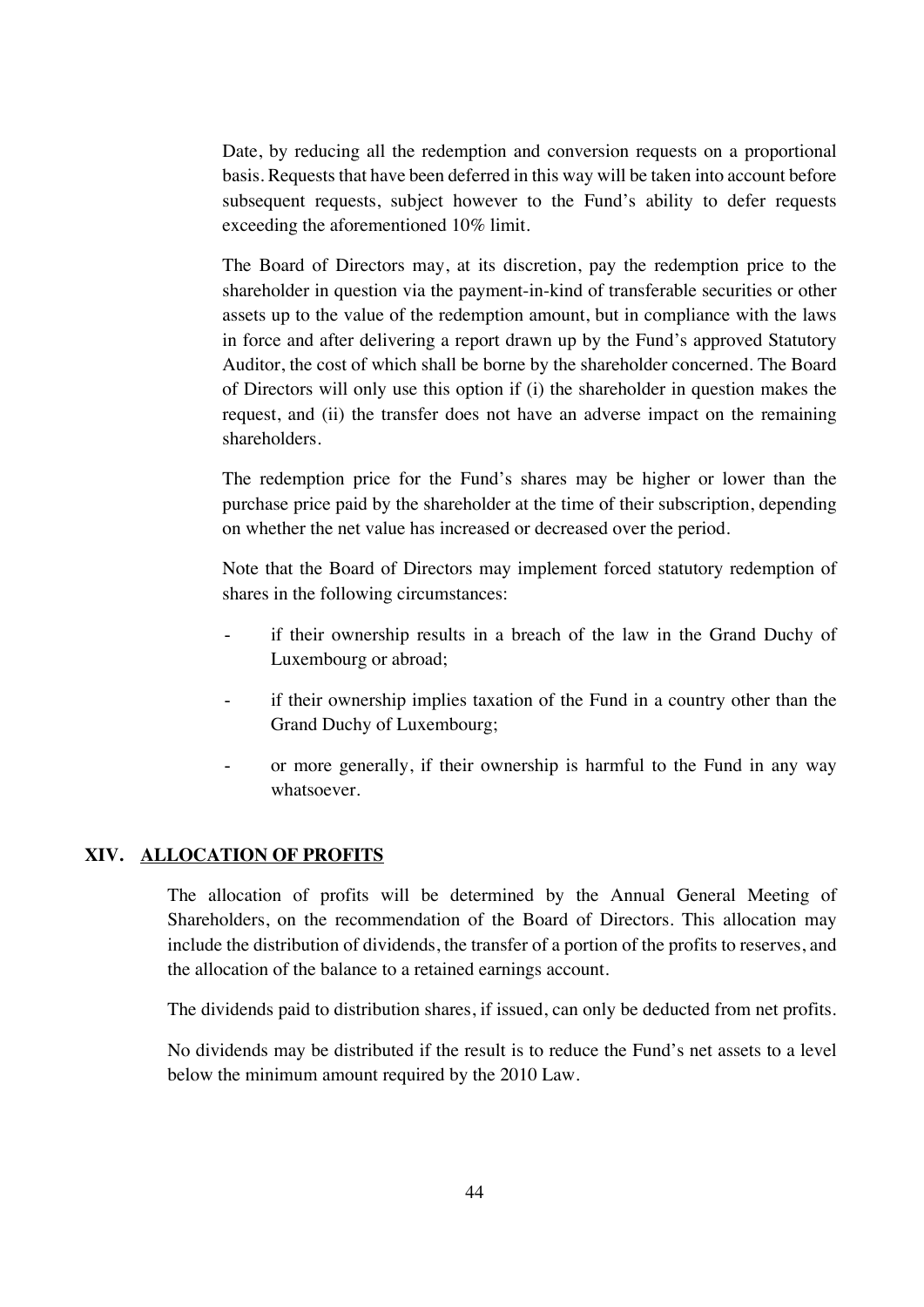Date, by reducing all the redemption and conversion requests on a proportional basis. Requests that have been deferred in this way will be taken into account before subsequent requests, subject however to the Fund's ability to defer requests exceeding the aforementioned 10% limit.

The Board of Directors may, at its discretion, pay the redemption price to the shareholder in question via the payment-in-kind of transferable securities or other assets up to the value of the redemption amount, but in compliance with the laws in force and after delivering a report drawn up by the Fund's approved Statutory Auditor, the cost of which shall be borne by the shareholder concerned. The Board of Directors will only use this option if (i) the shareholder in question makes the request, and (ii) the transfer does not have an adverse impact on the remaining shareholders.

The redemption price for the Fund's shares may be higher or lower than the purchase price paid by the shareholder at the time of their subscription, depending on whether the net value has increased or decreased over the period.

Note that the Board of Directors may implement forced statutory redemption of shares in the following circumstances:

- if their ownership results in a breach of the law in the Grand Duchy of Luxembourg or abroad;
- if their ownership implies taxation of the Fund in a country other than the Grand Duchy of Luxembourg;
- or more generally, if their ownership is harmful to the Fund in any way whatsoever.

## XIV. ALLOCATION OF PROFITS

The allocation of profits will be determined by the Annual General Meeting of Shareholders, on the recommendation of the Board of Directors. This allocation may include the distribution of dividends, the transfer of a portion of the profits to reserves, and the allocation of the balance to a retained earnings account.

The dividends paid to distribution shares, if issued, can only be deducted from net profits.

No dividends may be distributed if the result is to reduce the Fund's net assets to a level below the minimum amount required by the 2010 Law.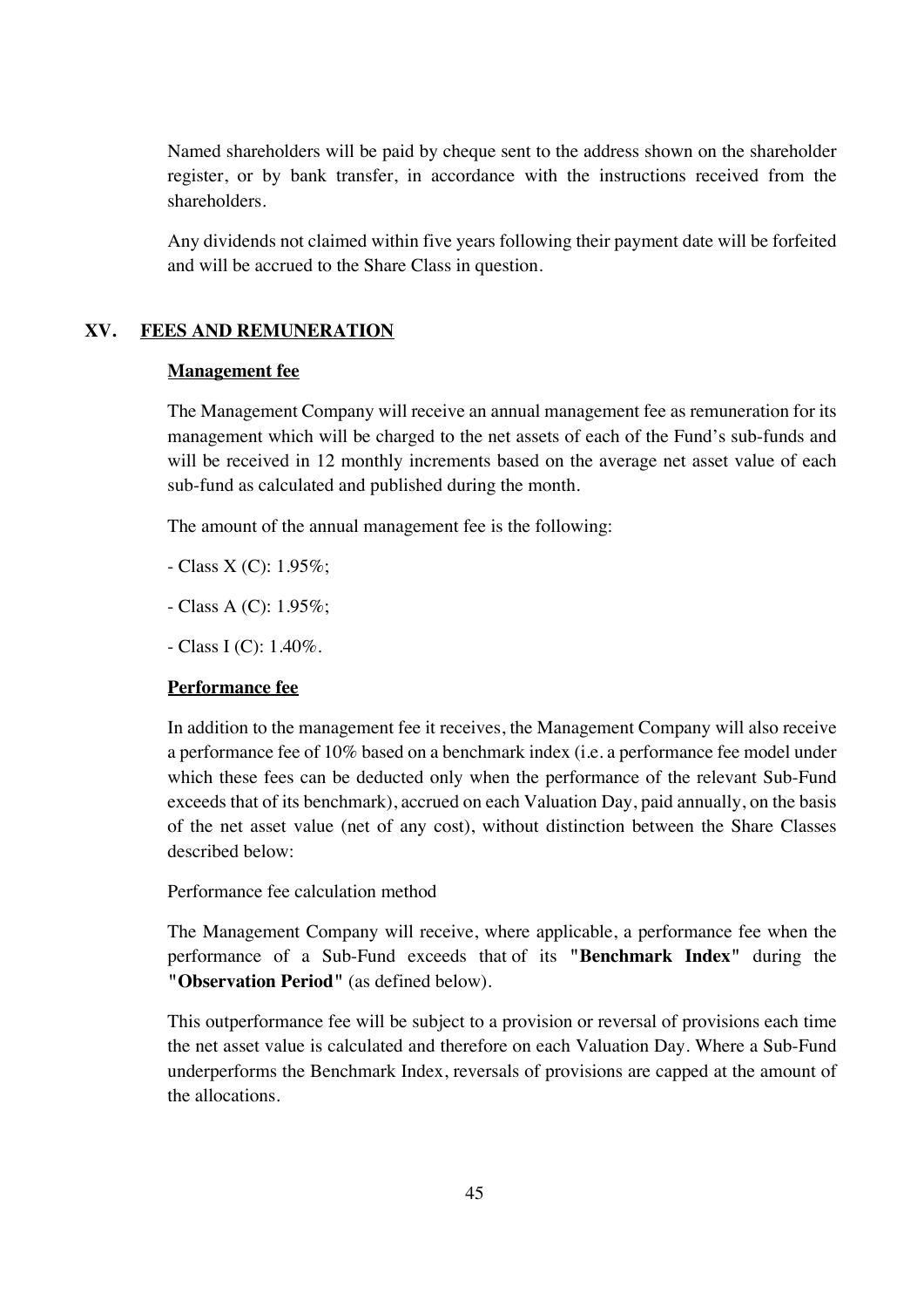Named shareholders will be paid by cheque sent to the address shown on the shareholder register, or by bank transfer, in accordance with the instructions received from the shareholders.

Any dividends not claimed within five years following their payment date will be forfeited and will be accrued to the Share Class in question.

## XV. FEES AND REMUNERATION

**Management fee**

The Management Company will receive an annual management fee as remuneration for its management which will be charged to the net assets of each of the Fund's sub-funds and will be received in 12 monthly increments based on the average net asset value of each sub-fund as calculated and published during the month.

The amount of the annual management fee is the following:

- Class X (C): 1.95%;

- Class A (C): 1.95%;

- Class I (C): 1.40%.

**Performance fee**

In addition to the management fee it receives, the Management Company will also receive a performance fee of 10% based on a benchmark index (i.e. a performance fee model under which these fees can be deducted only when the performance of the relevant Sub-Fund exceeds that of its benchmark), accrued on each Valuation Day, paid annually, on the basis of the net asset value (net of any cost), without distinction between the Share Classes described below:

Performance fee calculation method

The Management Company will receive, where applicable, a performance fee when the performance of a Sub-Fund exceeds that of its "**Benchmark Index**" during the "**Observation Period**" (as defined below).

This outperformance fee will be subject to a provision or reversal of provisions each time the net asset value is calculated and therefore on each Valuation Day. Where a Sub-Fund underperforms the Benchmark Index, reversals of provisions are capped at the amount of the allocations.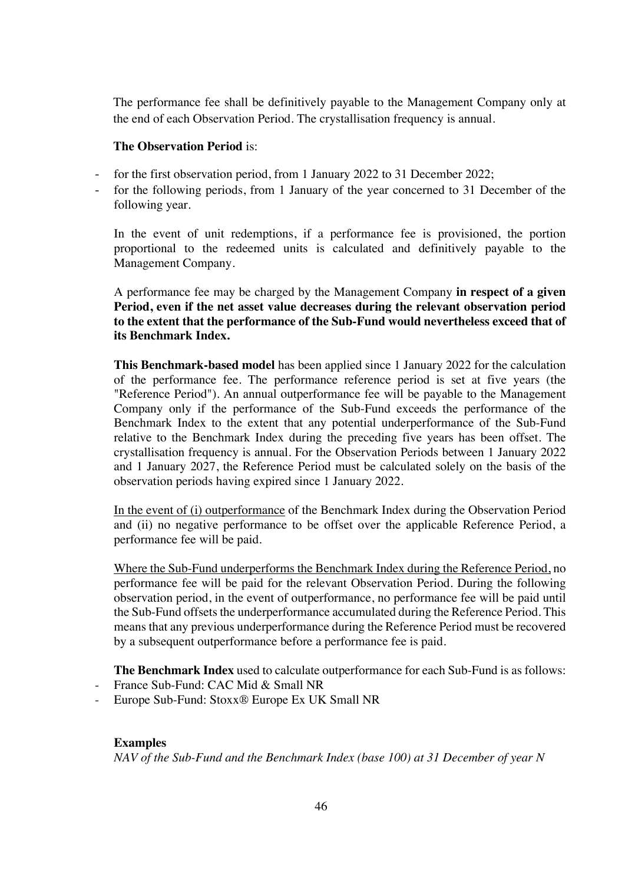The performance fee shall be definitively payable to the Management Company only at the end of each Observation Period. The crystallisation frequency is annual.

**The Observation Period** is:

- for the first observation period, from 1 January 2022 to 31 December 2022;
- for the following periods, from 1 January of the year concerned to 31 December of the following year.

In the event of unit redemptions, if a performance fee is provisioned, the portion proportional to the redeemed units is calculated and definitively payable to the Management Company.

A performance fee may be charged by the Management Company **in respect of a given Period, even if the net asset value decreases during the relevant observation period to the extent that the performance of the Sub-Fund would nevertheless exceed that of its Benchmark Index.**

**This Benchmark-based model** has been applied since 1 January 2022 for the calculation of the performance fee. The performance reference period is set at five years (the "Reference Period"). An annual outperformance fee will be payable to the Management Company only if the performance of the Sub-Fund exceeds the performance of the Benchmark Index to the extent that any potential underperformance of the Sub-Fund relative to the Benchmark Index during the preceding five years has been offset. The crystallisation frequency is annual. For the Observation Periods between 1 January 2022 and 1 January 2027, the Reference Period must be calculated solely on the basis of the observation periods having expired since 1 January 2022.

In the event of (i) outperformance of the Benchmark Index during the Observation Period and (ii) no negative performance to be offset over the applicable Reference Period, a performance fee will be paid.

Where the Sub-Fund underperforms the Benchmark Index during the Reference Period, no performance fee will be paid for the relevant Observation Period. During the following observation period, in the event of outperformance, no performance fee will be paid until the Sub-Fund offsets the underperformance accumulated during the Reference Period. This means that any previous underperformance during the Reference Period must be recovered by a subsequent outperformance before a performance fee is paid.

**The Benchmark Index** used to calculate outperformance for each Sub-Fund is as follows:

- France Sub-Fund: CAC Mid & Small NR
- Europe Sub-Fund: Stoxx® Europe Ex UK Small NR

**Examples**

*NAV of the Sub-Fund and the Benchmark Index (base 100) at 31 December of year N*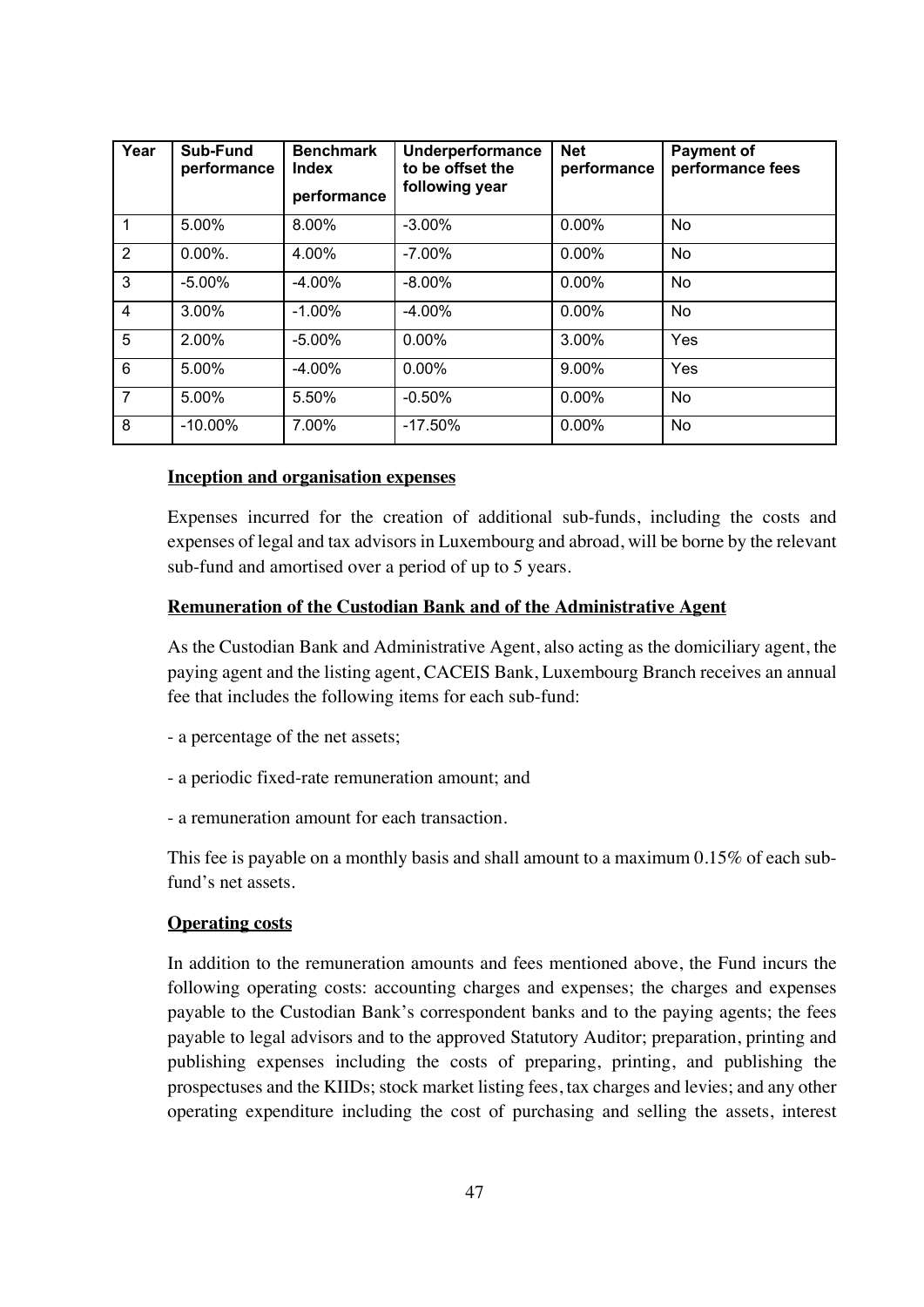| Year | Sub-Fund performance | Benchmark Index performance | Underperformance to be offset the following year | Net performance | Payment of performance fees |
|---|---|---|---|---|---|
| 1 | 5.00% | 8.00% | -3.00% | 0.00% | No |
| 2 | 0.00%. | 4.00% | -7.00% | 0.00% | No |
| 3 | -5.00% | -4.00% | -8.00% | 0.00% | No |
| 4 | 3.00% | -1.00% | -4.00% | 0.00% | No |
| 5 | 2.00% | -5.00% | 0.00% | 3.00% | Yes |
| 6 | 5.00% | -4.00% | 0.00% | 9.00% | Yes |
| 7 | 5.00% | 5.50% | -0.50% | 0.00% | No |
| 8 | -10.00% | 7.00% | -17.50% | 0.00% | No |

**Inception and organisation expenses**

Expenses incurred for the creation of additional sub-funds, including the costs and expenses of legal and tax advisors in Luxembourg and abroad, will be borne by the relevant sub-fund and amortised over a period of up to 5 years.

**Remuneration of the Custodian Bank and of the Administrative Agent**

As the Custodian Bank and Administrative Agent, also acting as the domiciliary agent, the paying agent and the listing agent, CACEIS Bank, Luxembourg Branch receives an annual fee that includes the following items for each sub-fund:

- a percentage of the net assets;

- a periodic fixed-rate remuneration amount; and

- a remuneration amount for each transaction.

This fee is payable on a monthly basis and shall amount to a maximum 0.15% of each sub-fund's net assets.

**Operating costs**

In addition to the remuneration amounts and fees mentioned above, the Fund incurs the following operating costs: accounting charges and expenses; the charges and expenses payable to the Custodian Bank's correspondent banks and to the paying agents; the fees payable to legal advisors and to the approved Statutory Auditor; preparation, printing and publishing expenses including the costs of preparing, printing, and publishing the prospectuses and the KIIDs; stock market listing fees, tax charges and levies; and any other operating expenditure including the cost of purchasing and selling the assets, interest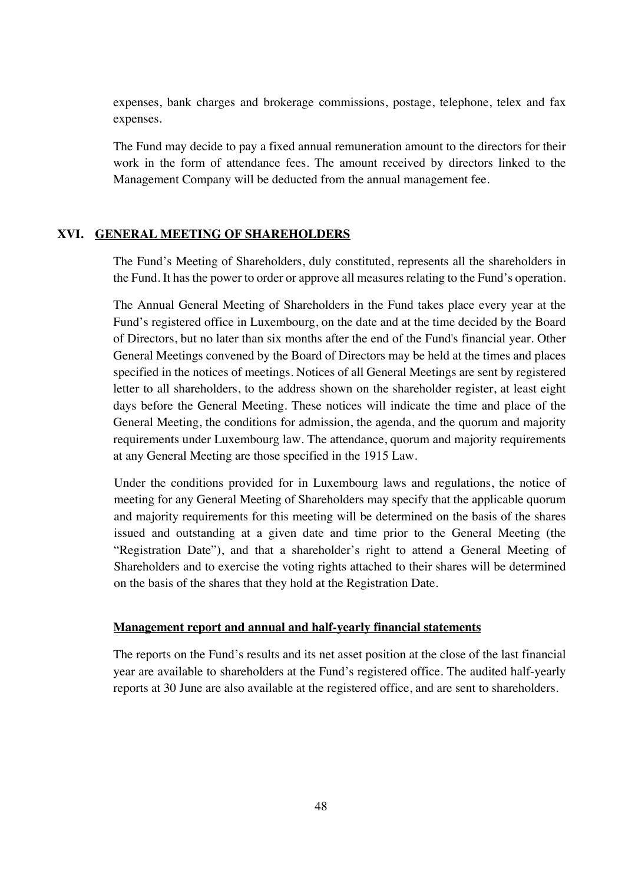expenses, bank charges and brokerage commissions, postage, telephone, telex and fax expenses.

The Fund may decide to pay a fixed annual remuneration amount to the directors for their work in the form of attendance fees. The amount received by directors linked to the Management Company will be deducted from the annual management fee.

## XVI. GENERAL MEETING OF SHAREHOLDERS

The Fund's Meeting of Shareholders, duly constituted, represents all the shareholders in the Fund. It has the power to order or approve all measures relating to the Fund's operation.

The Annual General Meeting of Shareholders in the Fund takes place every year at the Fund's registered office in Luxembourg, on the date and at the time decided by the Board of Directors, but no later than six months after the end of the Fund's financial year. Other General Meetings convened by the Board of Directors may be held at the times and places specified in the notices of meetings. Notices of all General Meetings are sent by registered letter to all shareholders, to the address shown on the shareholder register, at least eight days before the General Meeting. These notices will indicate the time and place of the General Meeting, the conditions for admission, the agenda, and the quorum and majority requirements under Luxembourg law. The attendance, quorum and majority requirements at any General Meeting are those specified in the 1915 Law.

Under the conditions provided for in Luxembourg laws and regulations, the notice of meeting for any General Meeting of Shareholders may specify that the applicable quorum and majority requirements for this meeting will be determined on the basis of the shares issued and outstanding at a given date and time prior to the General Meeting (the "Registration Date"), and that a shareholder's right to attend a General Meeting of Shareholders and to exercise the voting rights attached to their shares will be determined on the basis of the shares that they hold at the Registration Date.

### Management report and annual and half-yearly financial statements

The reports on the Fund's results and its net asset position at the close of the last financial year are available to shareholders at the Fund's registered office. The audited half-yearly reports at 30 June are also available at the registered office, and are sent to shareholders.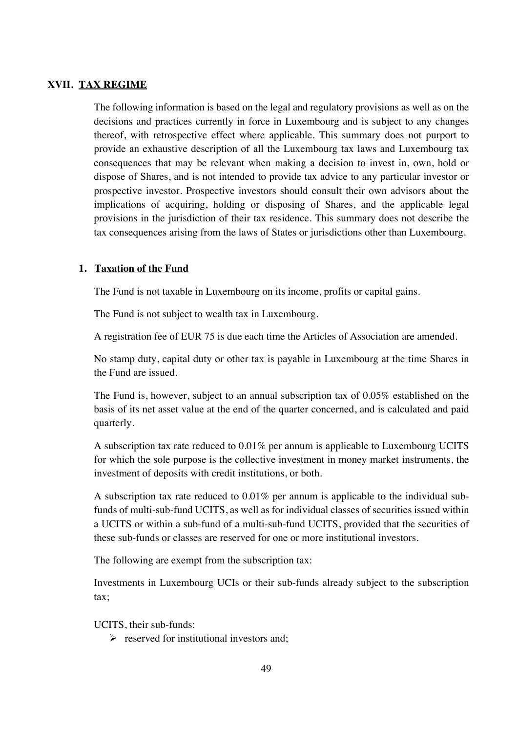## XVII. TAX REGIME

The following information is based on the legal and regulatory provisions as well as on the decisions and practices currently in force in Luxembourg and is subject to any changes thereof, with retrospective effect where applicable. This summary does not purport to provide an exhaustive description of all the Luxembourg tax laws and Luxembourg tax consequences that may be relevant when making a decision to invest in, own, hold or dispose of Shares, and is not intended to provide tax advice to any particular investor or prospective investor. Prospective investors should consult their own advisors about the implications of acquiring, holding or disposing of Shares, and the applicable legal provisions in the jurisdiction of their tax residence. This summary does not describe the tax consequences arising from the laws of States or jurisdictions other than Luxembourg.

### 1. Taxation of the Fund

The Fund is not taxable in Luxembourg on its income, profits or capital gains.

The Fund is not subject to wealth tax in Luxembourg.

A registration fee of EUR 75 is due each time the Articles of Association are amended.

No stamp duty, capital duty or other tax is payable in Luxembourg at the time Shares in the Fund are issued.

The Fund is, however, subject to an annual subscription tax of 0.05% established on the basis of its net asset value at the end of the quarter concerned, and is calculated and paid quarterly.

A subscription tax rate reduced to 0.01% per annum is applicable to Luxembourg UCITS for which the sole purpose is the collective investment in money market instruments, the investment of deposits with credit institutions, or both.

A subscription tax rate reduced to 0.01% per annum is applicable to the individual sub-funds of multi-sub-fund UCITS, as well as for individual classes of securities issued within a UCITS or within a sub-fund of a multi-sub-fund UCITS, provided that the securities of these sub-funds or classes are reserved for one or more institutional investors.

The following are exempt from the subscription tax:

Investments in Luxembourg UCIs or their sub-funds already subject to the subscription tax;

UCITS, their sub-funds:

- reserved for institutional investors and;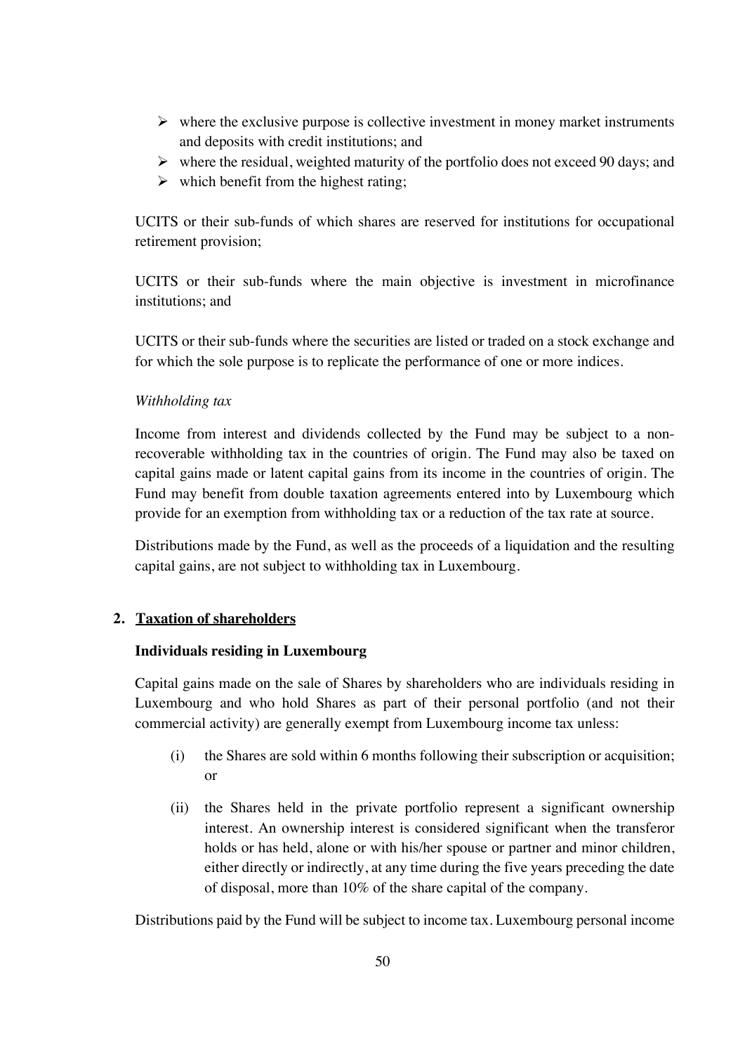- where the exclusive purpose is collective investment in money market instruments and deposits with credit institutions; and
- where the residual, weighted maturity of the portfolio does not exceed 90 days; and
- which benefit from the highest rating;

UCITS or their sub-funds of which shares are reserved for institutions for occupational retirement provision;

UCITS or their sub-funds where the main objective is investment in microfinance institutions; and

UCITS or their sub-funds where the securities are listed or traded on a stock exchange and for which the sole purpose is to replicate the performance of one or more indices.

*Withholding tax*

Income from interest and dividends collected by the Fund may be subject to a non-recoverable withholding tax in the countries of origin. The Fund may also be taxed on capital gains made or latent capital gains from its income in the countries of origin. The Fund may benefit from double taxation agreements entered into by Luxembourg which provide for an exemption from withholding tax or a reduction of the tax rate at source.

Distributions made by the Fund, as well as the proceeds of a liquidation and the resulting capital gains, are not subject to withholding tax in Luxembourg.

## 2. Taxation of shareholders

**Individuals residing in Luxembourg**

Capital gains made on the sale of Shares by shareholders who are individuals residing in Luxembourg and who hold Shares as part of their personal portfolio (and not their commercial activity) are generally exempt from Luxembourg income tax unless:

(i) the Shares are sold within 6 months following their subscription or acquisition; or

(ii) the Shares held in the private portfolio represent a significant ownership interest. An ownership interest is considered significant when the transferor holds or has held, alone or with his/her spouse or partner and minor children, either directly or indirectly, at any time during the five years preceding the date of disposal, more than 10% of the share capital of the company.

Distributions paid by the Fund will be subject to income tax. Luxembourg personal income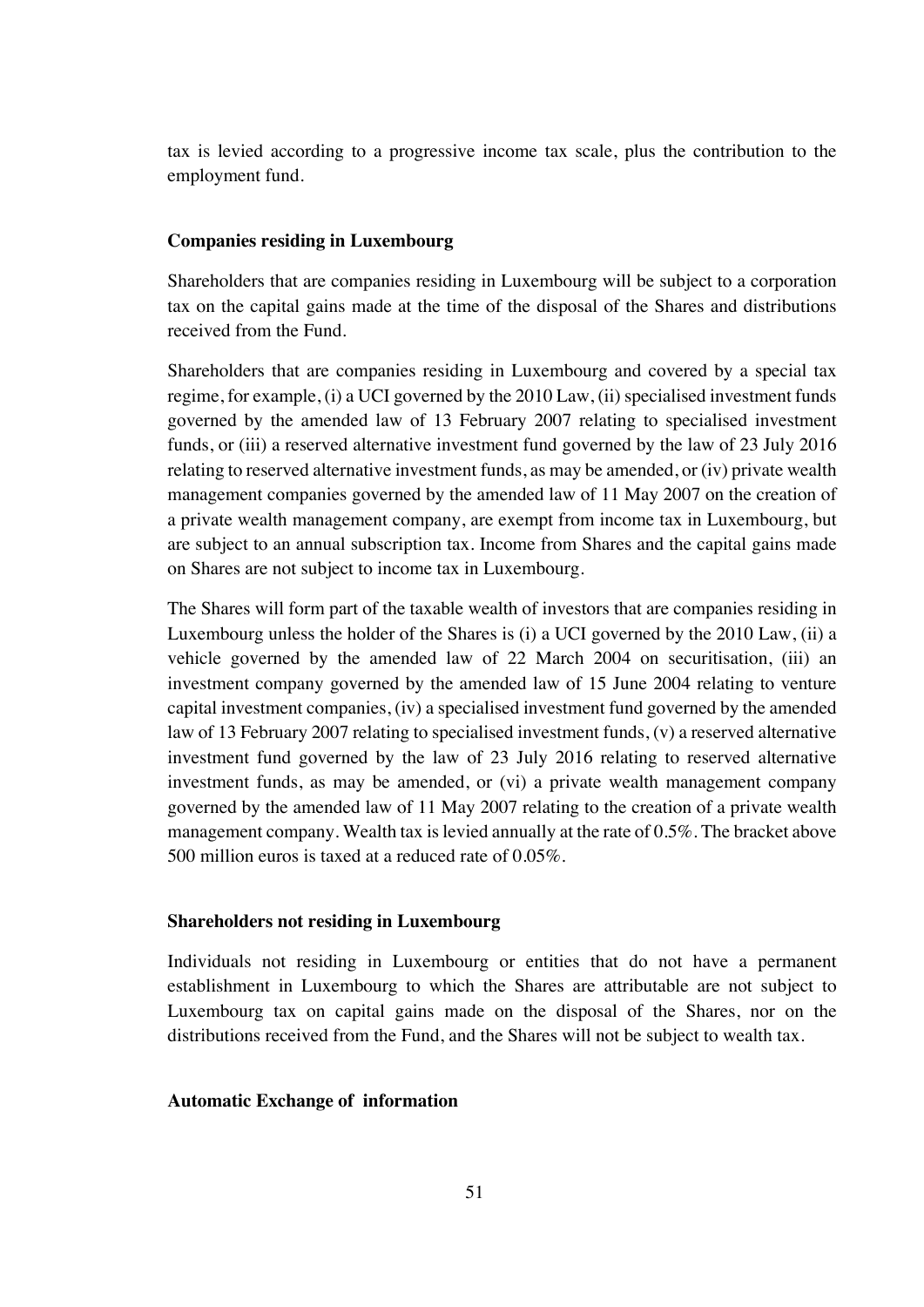tax is levied according to a progressive income tax scale, plus the contribution to the employment fund.

**Companies residing in Luxembourg**

Shareholders that are companies residing in Luxembourg will be subject to a corporation tax on the capital gains made at the time of the disposal of the Shares and distributions received from the Fund.

Shareholders that are companies residing in Luxembourg and covered by a special tax regime, for example, (i) a UCI governed by the 2010 Law, (ii) specialised investment funds governed by the amended law of 13 February 2007 relating to specialised investment funds, or (iii) a reserved alternative investment fund governed by the law of 23 July 2016 relating to reserved alternative investment funds, as may be amended, or (iv) private wealth management companies governed by the amended law of 11 May 2007 on the creation of a private wealth management company, are exempt from income tax in Luxembourg, but are subject to an annual subscription tax. Income from Shares and the capital gains made on Shares are not subject to income tax in Luxembourg.

The Shares will form part of the taxable wealth of investors that are companies residing in Luxembourg unless the holder of the Shares is (i) a UCI governed by the 2010 Law, (ii) a vehicle governed by the amended law of 22 March 2004 on securitisation, (iii) an investment company governed by the amended law of 15 June 2004 relating to venture capital investment companies, (iv) a specialised investment fund governed by the amended law of 13 February 2007 relating to specialised investment funds, (v) a reserved alternative investment fund governed by the law of 23 July 2016 relating to reserved alternative investment funds, as may be amended, or (vi) a private wealth management company governed by the amended law of 11 May 2007 relating to the creation of a private wealth management company. Wealth tax is levied annually at the rate of 0.5%. The bracket above 500 million euros is taxed at a reduced rate of 0.05%.

**Shareholders not residing in Luxembourg**

Individuals not residing in Luxembourg or entities that do not have a permanent establishment in Luxembourg to which the Shares are attributable are not subject to Luxembourg tax on capital gains made on the disposal of the Shares, nor on the distributions received from the Fund, and the Shares will not be subject to wealth tax.

**Automatic Exchange of information**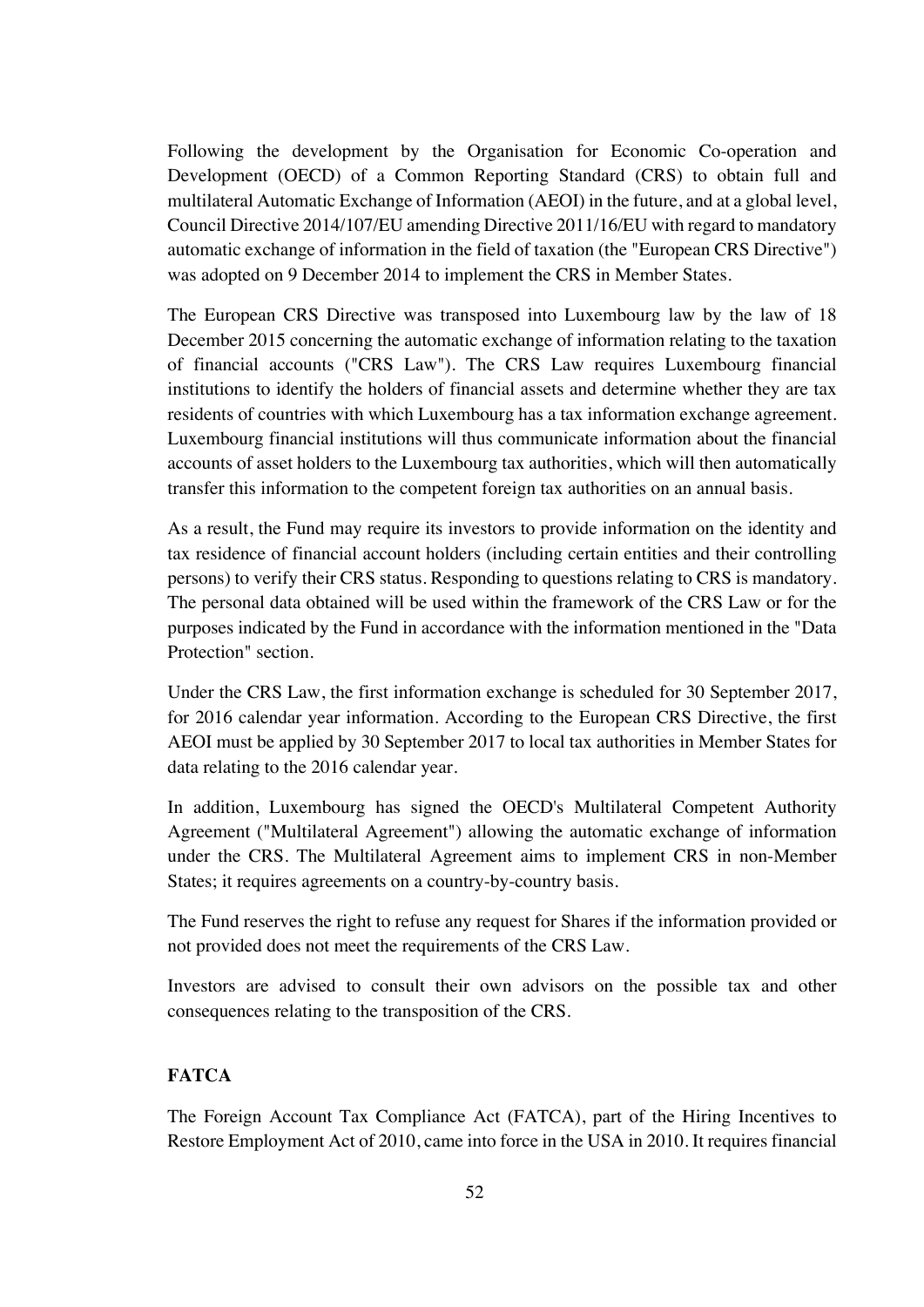Following the development by the Organisation for Economic Co-operation and Development (OECD) of a Common Reporting Standard (CRS) to obtain full and multilateral Automatic Exchange of Information (AEOI) in the future, and at a global level, Council Directive 2014/107/EU amending Directive 2011/16/EU with regard to mandatory automatic exchange of information in the field of taxation (the "European CRS Directive") was adopted on 9 December 2014 to implement the CRS in Member States.

The European CRS Directive was transposed into Luxembourg law by the law of 18 December 2015 concerning the automatic exchange of information relating to the taxation of financial accounts ("CRS Law"). The CRS Law requires Luxembourg financial institutions to identify the holders of financial assets and determine whether they are tax residents of countries with which Luxembourg has a tax information exchange agreement. Luxembourg financial institutions will thus communicate information about the financial accounts of asset holders to the Luxembourg tax authorities, which will then automatically transfer this information to the competent foreign tax authorities on an annual basis.

As a result, the Fund may require its investors to provide information on the identity and tax residence of financial account holders (including certain entities and their controlling persons) to verify their CRS status. Responding to questions relating to CRS is mandatory. The personal data obtained will be used within the framework of the CRS Law or for the purposes indicated by the Fund in accordance with the information mentioned in the "Data Protection" section.

Under the CRS Law, the first information exchange is scheduled for 30 September 2017, for 2016 calendar year information. According to the European CRS Directive, the first AEOI must be applied by 30 September 2017 to local tax authorities in Member States for data relating to the 2016 calendar year.

In addition, Luxembourg has signed the OECD's Multilateral Competent Authority Agreement ("Multilateral Agreement") allowing the automatic exchange of information under the CRS. The Multilateral Agreement aims to implement CRS in non-Member States; it requires agreements on a country-by-country basis.

The Fund reserves the right to refuse any request for Shares if the information provided or not provided does not meet the requirements of the CRS Law.

Investors are advised to consult their own advisors on the possible tax and other consequences relating to the transposition of the CRS.

**FATCA**

The Foreign Account Tax Compliance Act (FATCA), part of the Hiring Incentives to Restore Employment Act of 2010, came into force in the USA in 2010. It requires financial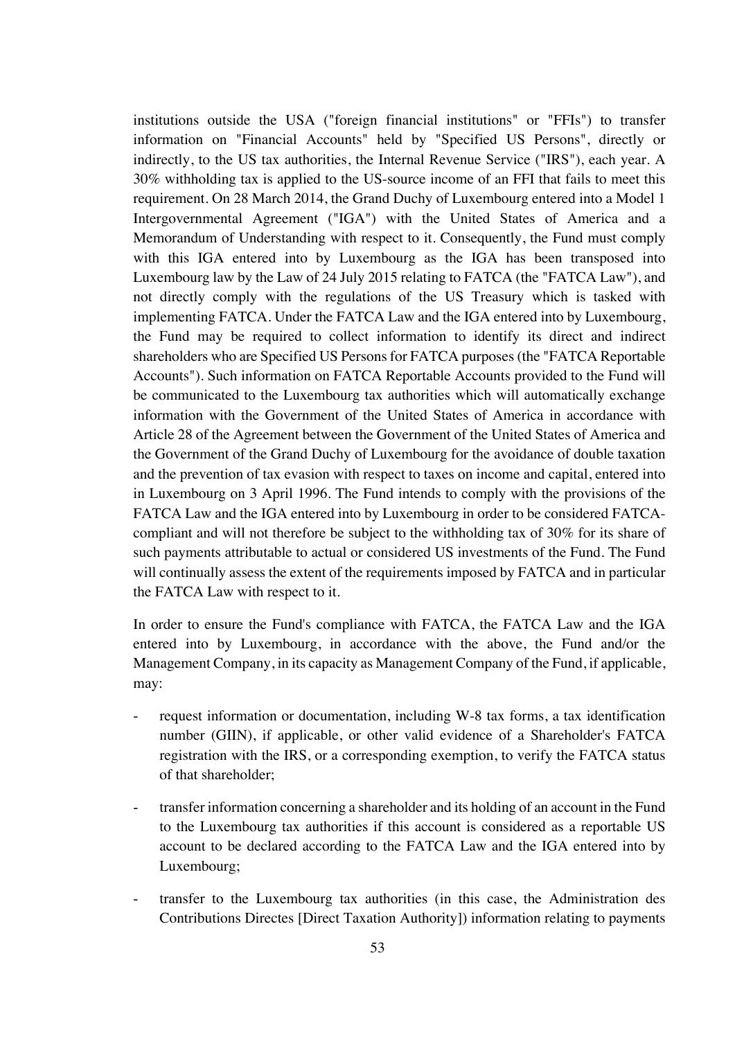institutions outside the USA ("foreign financial institutions" or "FFIs") to transfer information on "Financial Accounts" held by "Specified US Persons", directly or indirectly, to the US tax authorities, the Internal Revenue Service ("IRS"), each year. A 30% withholding tax is applied to the US-source income of an FFI that fails to meet this requirement. On 28 March 2014, the Grand Duchy of Luxembourg entered into a Model 1 Intergovernmental Agreement ("IGA") with the United States of America and a Memorandum of Understanding with respect to it. Consequently, the Fund must comply with this IGA entered into by Luxembourg as the IGA has been transposed into Luxembourg law by the Law of 24 July 2015 relating to FATCA (the "FATCA Law"), and not directly comply with the regulations of the US Treasury which is tasked with implementing FATCA. Under the FATCA Law and the IGA entered into by Luxembourg, the Fund may be required to collect information to identify its direct and indirect shareholders who are Specified US Persons for FATCA purposes (the "FATCA Reportable Accounts"). Such information on FATCA Reportable Accounts provided to the Fund will be communicated to the Luxembourg tax authorities which will automatically exchange information with the Government of the United States of America in accordance with Article 28 of the Agreement between the Government of the United States of America and the Government of the Grand Duchy of Luxembourg for the avoidance of double taxation and the prevention of tax evasion with respect to taxes on income and capital, entered into in Luxembourg on 3 April 1996. The Fund intends to comply with the provisions of the FATCA Law and the IGA entered into by Luxembourg in order to be considered FATCA-compliant and will not therefore be subject to the withholding tax of 30% for its share of such payments attributable to actual or considered US investments of the Fund. The Fund will continually assess the extent of the requirements imposed by FATCA and in particular the FATCA Law with respect to it.

In order to ensure the Fund's compliance with FATCA, the FATCA Law and the IGA entered into by Luxembourg, in accordance with the above, the Fund and/or the Management Company, in its capacity as Management Company of the Fund, if applicable, may:

- request information or documentation, including W-8 tax forms, a tax identification number (GIIN), if applicable, or other valid evidence of a Shareholder's FATCA registration with the IRS, or a corresponding exemption, to verify the FATCA status of that shareholder;
- transfer information concerning a shareholder and its holding of an account in the Fund to the Luxembourg tax authorities if this account is considered as a reportable US account to be declared according to the FATCA Law and the IGA entered into by Luxembourg;
- transfer to the Luxembourg tax authorities (in this case, the Administration des Contributions Directes [Direct Taxation Authority]) information relating to payments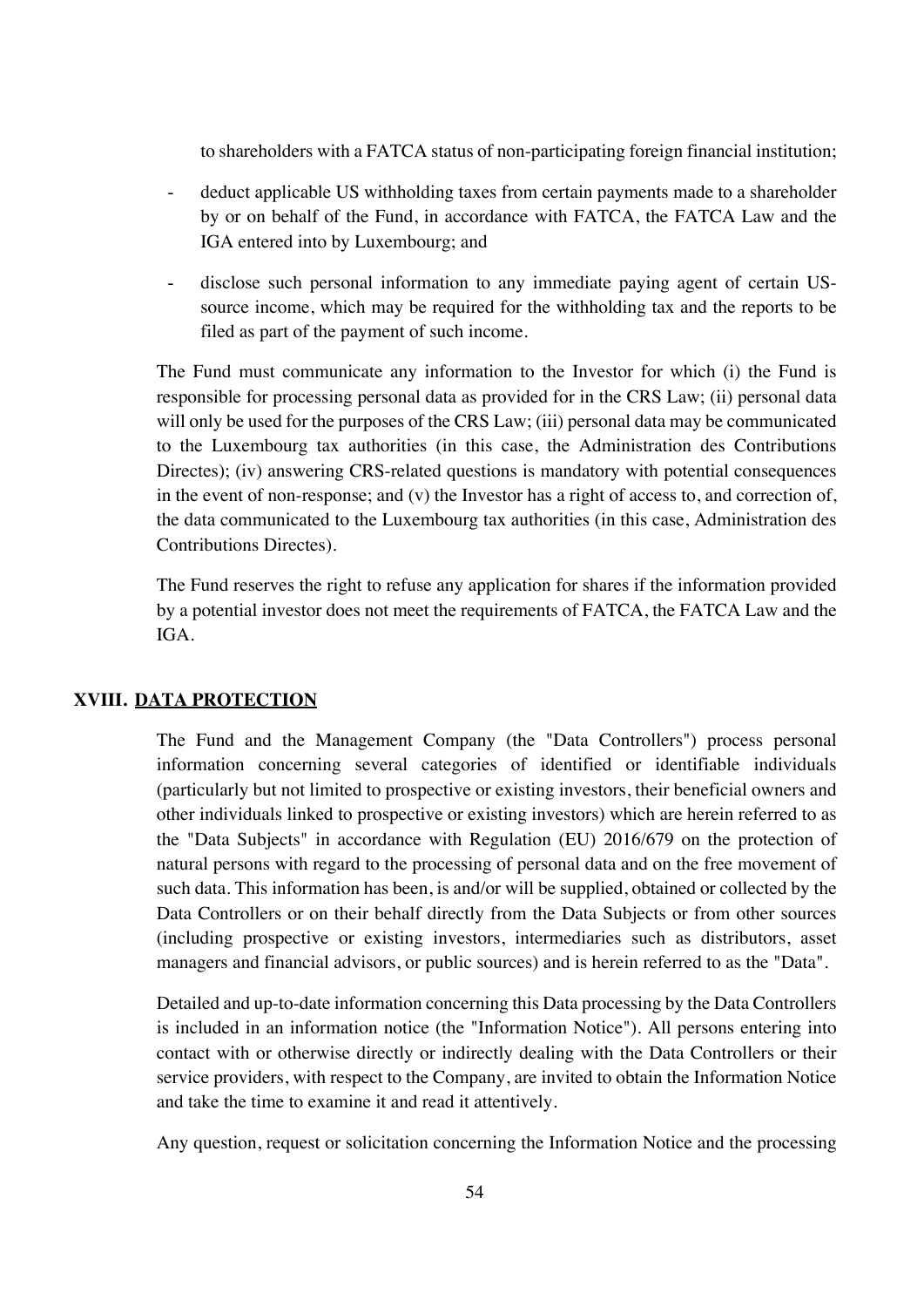to shareholders with a FATCA status of non-participating foreign financial institution;

- deduct applicable US withholding taxes from certain payments made to a shareholder by or on behalf of the Fund, in accordance with FATCA, the FATCA Law and the IGA entered into by Luxembourg; and
- disclose such personal information to any immediate paying agent of certain US-source income, which may be required for the withholding tax and the reports to be filed as part of the payment of such income.

The Fund must communicate any information to the Investor for which (i) the Fund is responsible for processing personal data as provided for in the CRS Law; (ii) personal data will only be used for the purposes of the CRS Law; (iii) personal data may be communicated to the Luxembourg tax authorities (in this case, the Administration des Contributions Directes); (iv) answering CRS-related questions is mandatory with potential consequences in the event of non-response; and (v) the Investor has a right of access to, and correction of, the data communicated to the Luxembourg tax authorities (in this case, Administration des Contributions Directes).

The Fund reserves the right to refuse any application for shares if the information provided by a potential investor does not meet the requirements of FATCA, the FATCA Law and the IGA.

## XVIII. DATA PROTECTION

The Fund and the Management Company (the "Data Controllers") process personal information concerning several categories of identified or identifiable individuals (particularly but not limited to prospective or existing investors, their beneficial owners and other individuals linked to prospective or existing investors) which are herein referred to as the "Data Subjects" in accordance with Regulation (EU) 2016/679 on the protection of natural persons with regard to the processing of personal data and on the free movement of such data. This information has been, is and/or will be supplied, obtained or collected by the Data Controllers or on their behalf directly from the Data Subjects or from other sources (including prospective or existing investors, intermediaries such as distributors, asset managers and financial advisors, or public sources) and is herein referred to as the "Data".

Detailed and up-to-date information concerning this Data processing by the Data Controllers is included in an information notice (the "Information Notice"). All persons entering into contact with or otherwise directly or indirectly dealing with the Data Controllers or their service providers, with respect to the Company, are invited to obtain the Information Notice and take the time to examine it and read it attentively.

Any question, request or solicitation concerning the Information Notice and the processing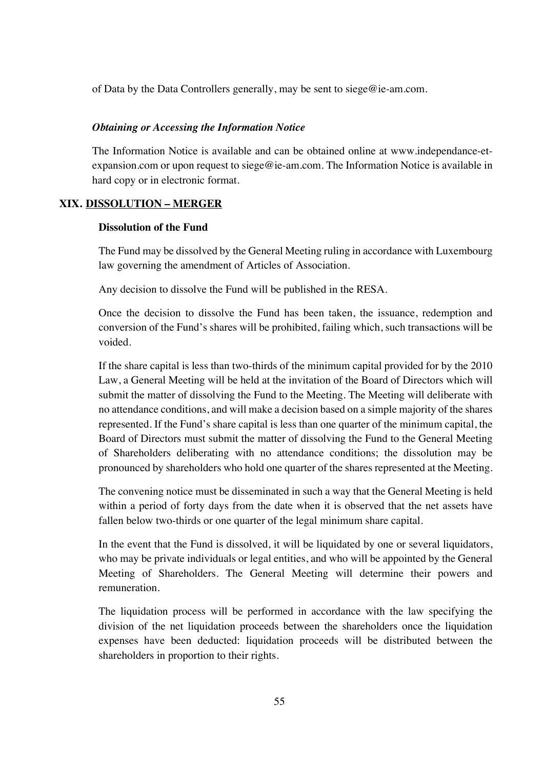of Data by the Data Controllers generally, may be sent to siege@ie-am.com.

***Obtaining or Accessing the Information Notice***

The Information Notice is available and can be obtained online at www.independance-et-expansion.com or upon request to siege@ie-am.com. The Information Notice is available in hard copy or in electronic format.

## XIX. DISSOLUTION – MERGER

**Dissolution of the Fund**

The Fund may be dissolved by the General Meeting ruling in accordance with Luxembourg law governing the amendment of Articles of Association.

Any decision to dissolve the Fund will be published in the RESA.

Once the decision to dissolve the Fund has been taken, the issuance, redemption and conversion of the Fund's shares will be prohibited, failing which, such transactions will be voided.

If the share capital is less than two-thirds of the minimum capital provided for by the 2010 Law, a General Meeting will be held at the invitation of the Board of Directors which will submit the matter of dissolving the Fund to the Meeting. The Meeting will deliberate with no attendance conditions, and will make a decision based on a simple majority of the shares represented. If the Fund's share capital is less than one quarter of the minimum capital, the Board of Directors must submit the matter of dissolving the Fund to the General Meeting of Shareholders deliberating with no attendance conditions; the dissolution may be pronounced by shareholders who hold one quarter of the shares represented at the Meeting.

The convening notice must be disseminated in such a way that the General Meeting is held within a period of forty days from the date when it is observed that the net assets have fallen below two-thirds or one quarter of the legal minimum share capital.

In the event that the Fund is dissolved, it will be liquidated by one or several liquidators, who may be private individuals or legal entities, and who will be appointed by the General Meeting of Shareholders. The General Meeting will determine their powers and remuneration.

The liquidation process will be performed in accordance with the law specifying the division of the net liquidation proceeds between the shareholders once the liquidation expenses have been deducted: liquidation proceeds will be distributed between the shareholders in proportion to their rights.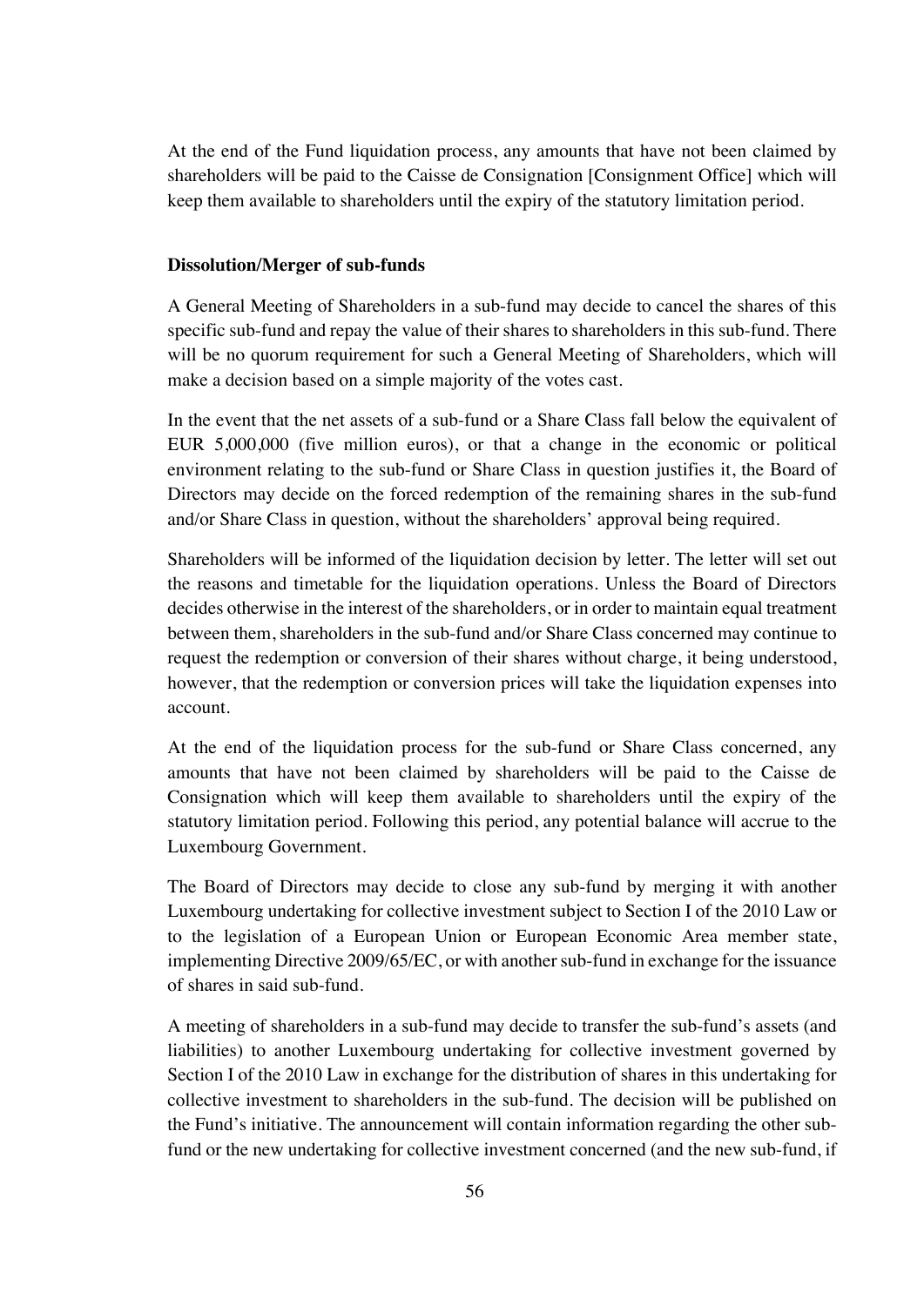At the end of the Fund liquidation process, any amounts that have not been claimed by shareholders will be paid to the Caisse de Consignation [Consignment Office] which will keep them available to shareholders until the expiry of the statutory limitation period.

**Dissolution/Merger of sub-funds**

A General Meeting of Shareholders in a sub-fund may decide to cancel the shares of this specific sub-fund and repay the value of their shares to shareholders in this sub-fund. There will be no quorum requirement for such a General Meeting of Shareholders, which will make a decision based on a simple majority of the votes cast.

In the event that the net assets of a sub-fund or a Share Class fall below the equivalent of EUR 5,000,000 (five million euros), or that a change in the economic or political environment relating to the sub-fund or Share Class in question justifies it, the Board of Directors may decide on the forced redemption of the remaining shares in the sub-fund and/or Share Class in question, without the shareholders' approval being required.

Shareholders will be informed of the liquidation decision by letter. The letter will set out the reasons and timetable for the liquidation operations. Unless the Board of Directors decides otherwise in the interest of the shareholders, or in order to maintain equal treatment between them, shareholders in the sub-fund and/or Share Class concerned may continue to request the redemption or conversion of their shares without charge, it being understood, however, that the redemption or conversion prices will take the liquidation expenses into account.

At the end of the liquidation process for the sub-fund or Share Class concerned, any amounts that have not been claimed by shareholders will be paid to the Caisse de Consignation which will keep them available to shareholders until the expiry of the statutory limitation period. Following this period, any potential balance will accrue to the Luxembourg Government.

The Board of Directors may decide to close any sub-fund by merging it with another Luxembourg undertaking for collective investment subject to Section I of the 2010 Law or to the legislation of a European Union or European Economic Area member state, implementing Directive 2009/65/EC, or with another sub-fund in exchange for the issuance of shares in said sub-fund.

A meeting of shareholders in a sub-fund may decide to transfer the sub-fund's assets (and liabilities) to another Luxembourg undertaking for collective investment governed by Section I of the 2010 Law in exchange for the distribution of shares in this undertaking for collective investment to shareholders in the sub-fund. The decision will be published on the Fund's initiative. The announcement will contain information regarding the other sub-fund or the new undertaking for collective investment concerned (and the new sub-fund, if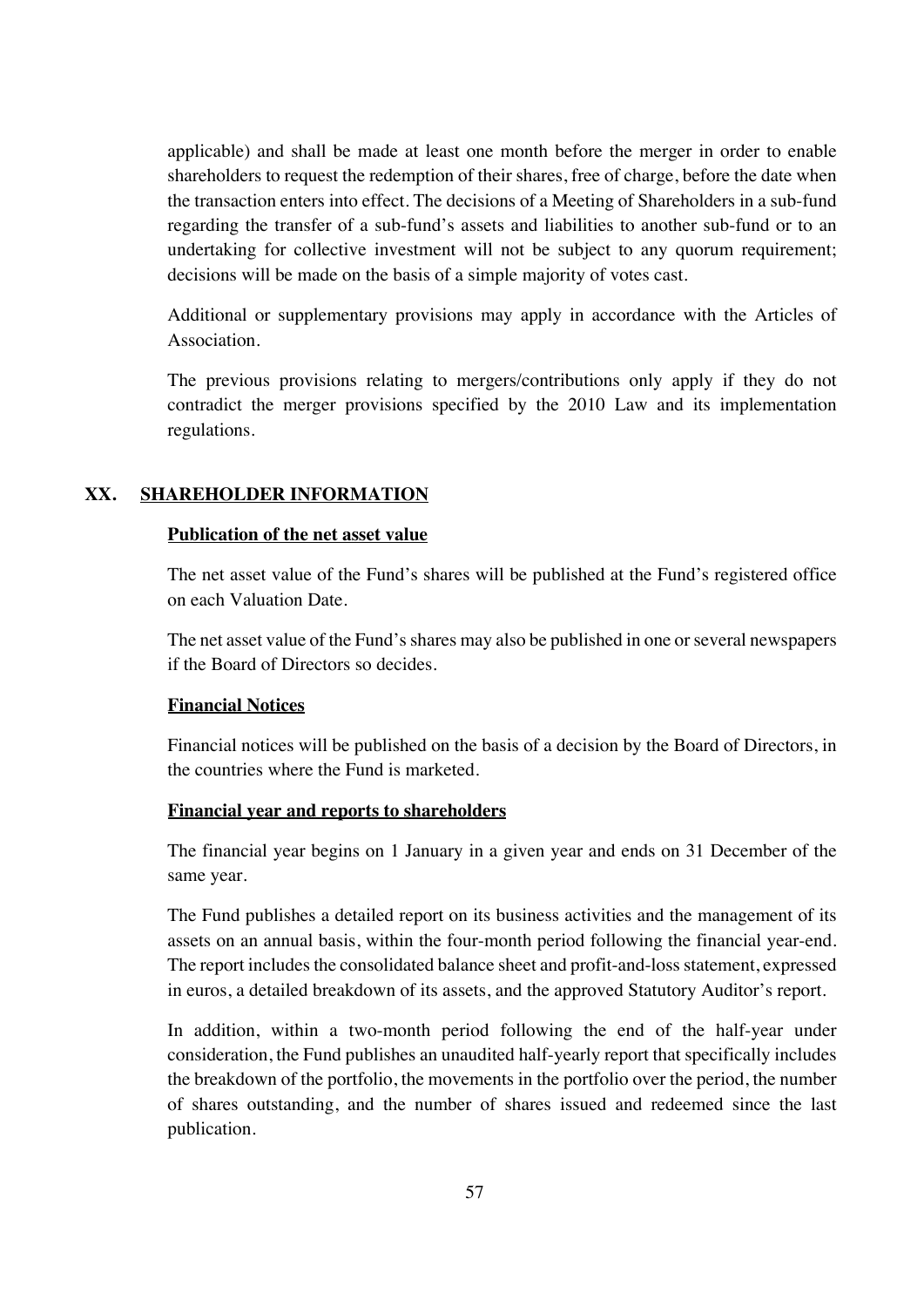applicable) and shall be made at least one month before the merger in order to enable shareholders to request the redemption of their shares, free of charge, before the date when the transaction enters into effect. The decisions of a Meeting of Shareholders in a sub-fund regarding the transfer of a sub-fund's assets and liabilities to another sub-fund or to an undertaking for collective investment will not be subject to any quorum requirement; decisions will be made on the basis of a simple majority of votes cast.

Additional or supplementary provisions may apply in accordance with the Articles of Association.

The previous provisions relating to mergers/contributions only apply if they do not contradict the merger provisions specified by the 2010 Law and its implementation regulations.

## XX. SHAREHOLDER INFORMATION

### Publication of the net asset value

The net asset value of the Fund's shares will be published at the Fund's registered office on each Valuation Date.

The net asset value of the Fund's shares may also be published in one or several newspapers if the Board of Directors so decides.

### Financial Notices

Financial notices will be published on the basis of a decision by the Board of Directors, in the countries where the Fund is marketed.

### Financial year and reports to shareholders

The financial year begins on 1 January in a given year and ends on 31 December of the same year.

The Fund publishes a detailed report on its business activities and the management of its assets on an annual basis, within the four-month period following the financial year-end. The report includes the consolidated balance sheet and profit-and-loss statement, expressed in euros, a detailed breakdown of its assets, and the approved Statutory Auditor's report.

In addition, within a two-month period following the end of the half-year under consideration, the Fund publishes an unaudited half-yearly report that specifically includes the breakdown of the portfolio, the movements in the portfolio over the period, the number of shares outstanding, and the number of shares issued and redeemed since the last publication.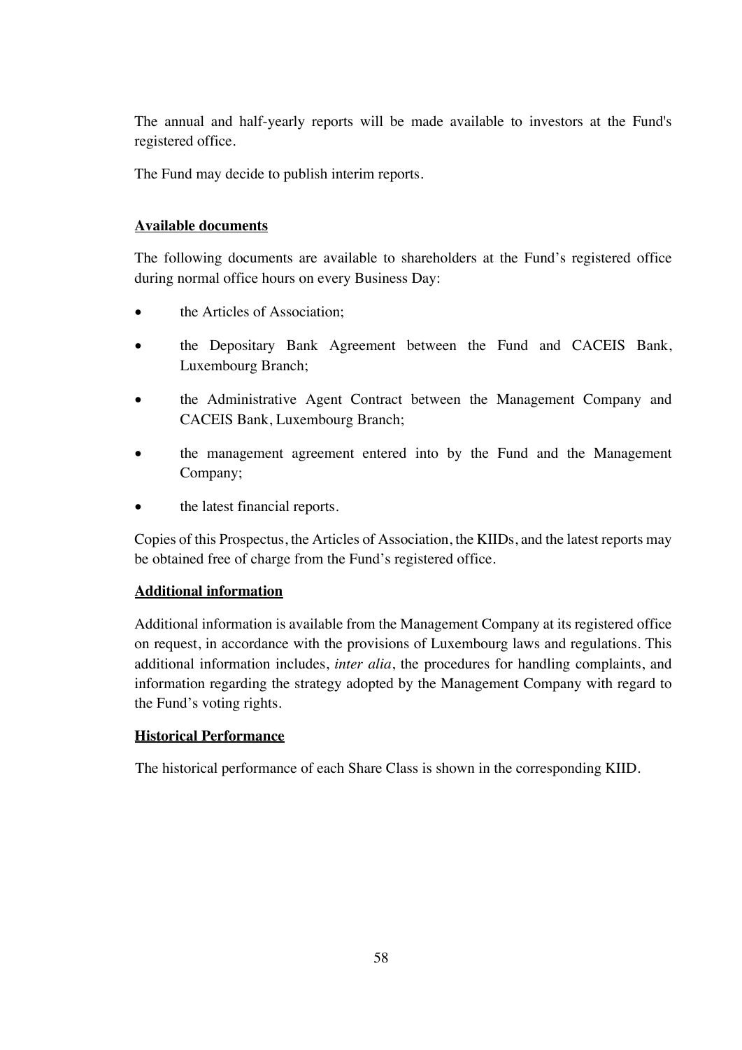The annual and half-yearly reports will be made available to investors at the Fund's registered office.

The Fund may decide to publish interim reports.

**Available documents**

The following documents are available to shareholders at the Fund's registered office during normal office hours on every Business Day:

- the Articles of Association;
- the Depositary Bank Agreement between the Fund and CACEIS Bank, Luxembourg Branch;
- the Administrative Agent Contract between the Management Company and CACEIS Bank, Luxembourg Branch;
- the management agreement entered into by the Fund and the Management Company;
- the latest financial reports.

Copies of this Prospectus, the Articles of Association, the KIIDs, and the latest reports may be obtained free of charge from the Fund's registered office.

**Additional information**

Additional information is available from the Management Company at its registered office on request, in accordance with the provisions of Luxembourg laws and regulations. This additional information includes, *inter alia*, the procedures for handling complaints, and information regarding the strategy adopted by the Management Company with regard to the Fund's voting rights.

**Historical Performance**

The historical performance of each Share Class is shown in the corresponding KIID.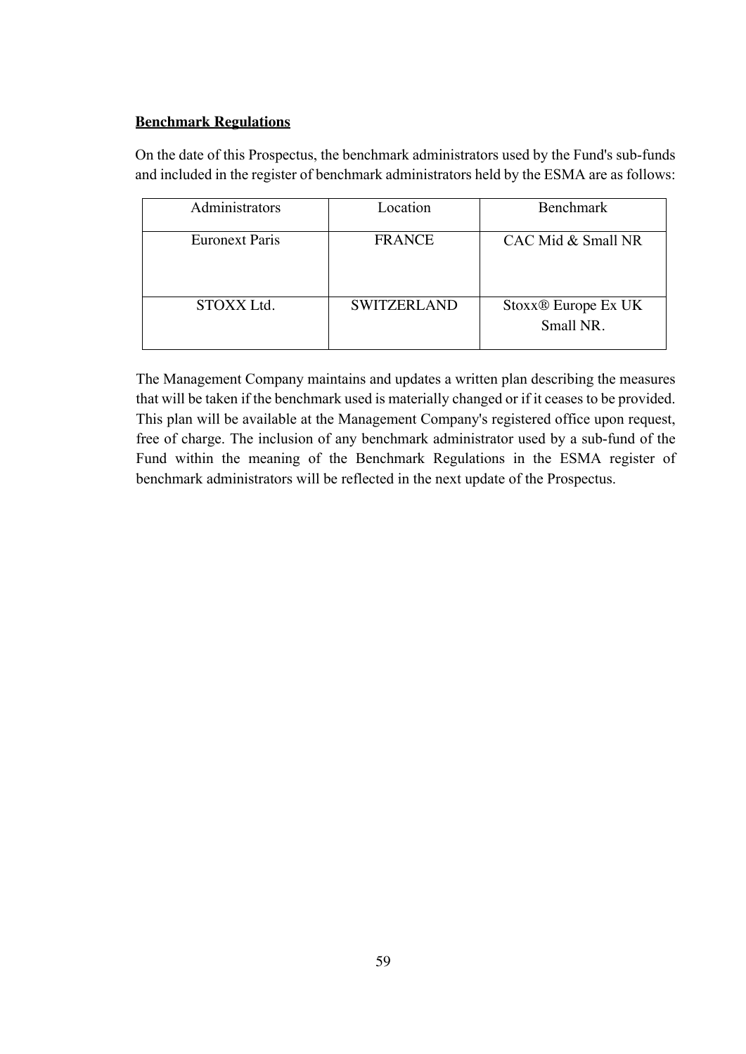**Benchmark Regulations**

On the date of this Prospectus, the benchmark administrators used by the Fund's sub-funds and included in the register of benchmark administrators held by the ESMA are as follows:

| Administrators | Location | Benchmark |
|---|---|---|
| Euronext Paris | FRANCE | CAC Mid & Small NR |
| STOXX Ltd. | SWITZERLAND | Stoxx® Europe Ex UK Small NR. |

The Management Company maintains and updates a written plan describing the measures that will be taken if the benchmark used is materially changed or if it ceases to be provided. This plan will be available at the Management Company's registered office upon request, free of charge. The inclusion of any benchmark administrator used by a sub-fund of the Fund within the meaning of the Benchmark Regulations in the ESMA register of benchmark administrators will be reflected in the next update of the Prospectus.